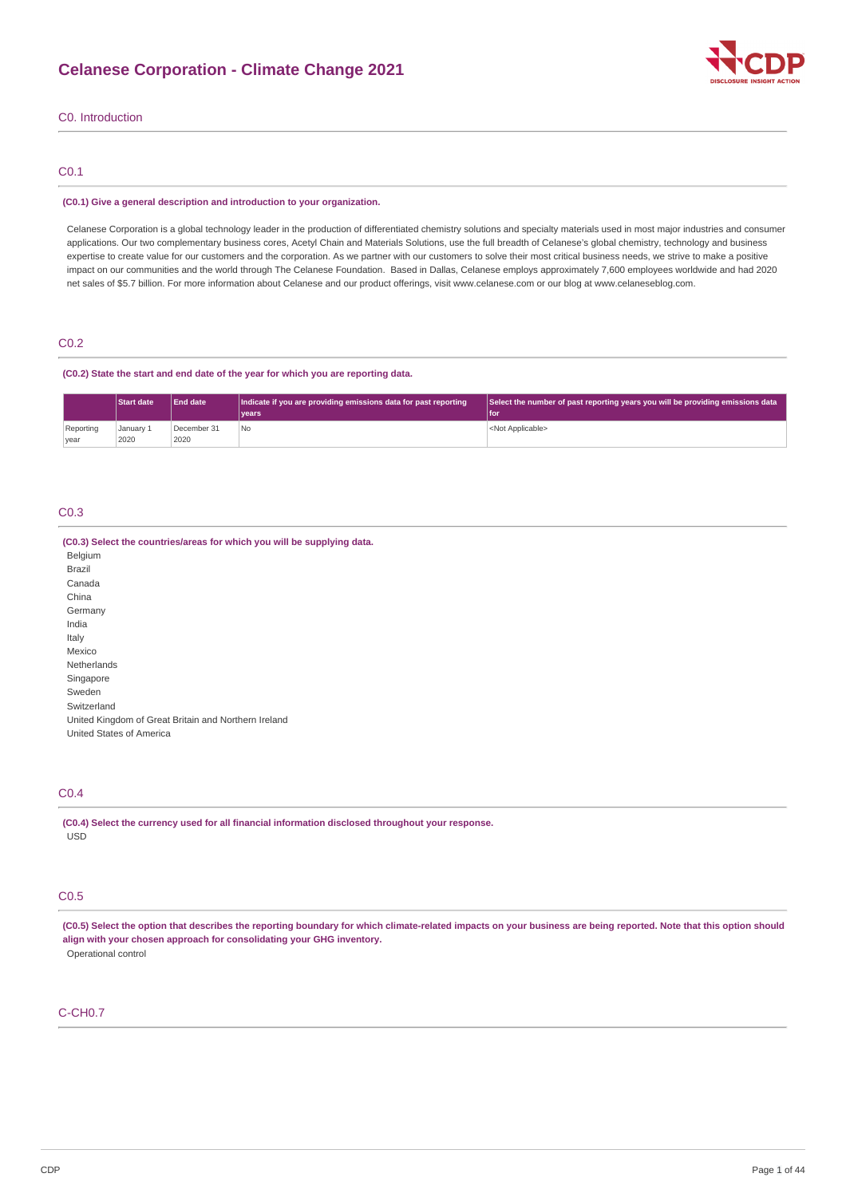# Celanese Corporation - Climate Change 2021

## C0. Introduction

### C0.1

**(C0.1) Give a general description and introduction to your organization.**

Celanese Corporation is a global technology leader in the production of differentiated chemistry solutions and specialty materials used in most major industries and consumer applications. Our two complementary business cores, Acetyl Chain and Materials Solutions, use the full breadth of Celanese's global chemistry, technology and business expertise to create value for our customers and the corporation. As we partner with our customers to solve their most critical business needs, we strive to make a positive impact on our communities and the world through The Celanese Foundation. Based in Dallas, Celanese employs approximately 7,600 employees worldwide and had 2020 net sales of $5.7 billion. For more information about Celanese and our product offerings, visit www.celanese.com or our blog at www.celaneseblog.com.

### C0.2

**(C0.2) State the start and end date of the year for which you are reporting data.**

| | Start date | End date | Indicate if you are providing emissions data for past reporting years | Select the number of past reporting years you will be providing emissions data for |
|---|---|---|---|---|
| Reporting year | January 1 2020 | December 31 2020 | No | <Not Applicable> |

### C0.3

**(C0.3) Select the countries/areas for which you will be supplying data.**

Belgium
Brazil
Canada
China
Germany
India
Italy
Mexico
Netherlands
Singapore
Sweden
Switzerland
United Kingdom of Great Britain and Northern Ireland
United States of America

### C0.4

**(C0.4) Select the currency used for all financial information disclosed throughout your response.**

USD

### C0.5

**(C0.5) Select the option that describes the reporting boundary for which climate-related impacts on your business are being reported. Note that this option should align with your chosen approach for consolidating your GHG inventory.**

Operational control

### C-CH0.7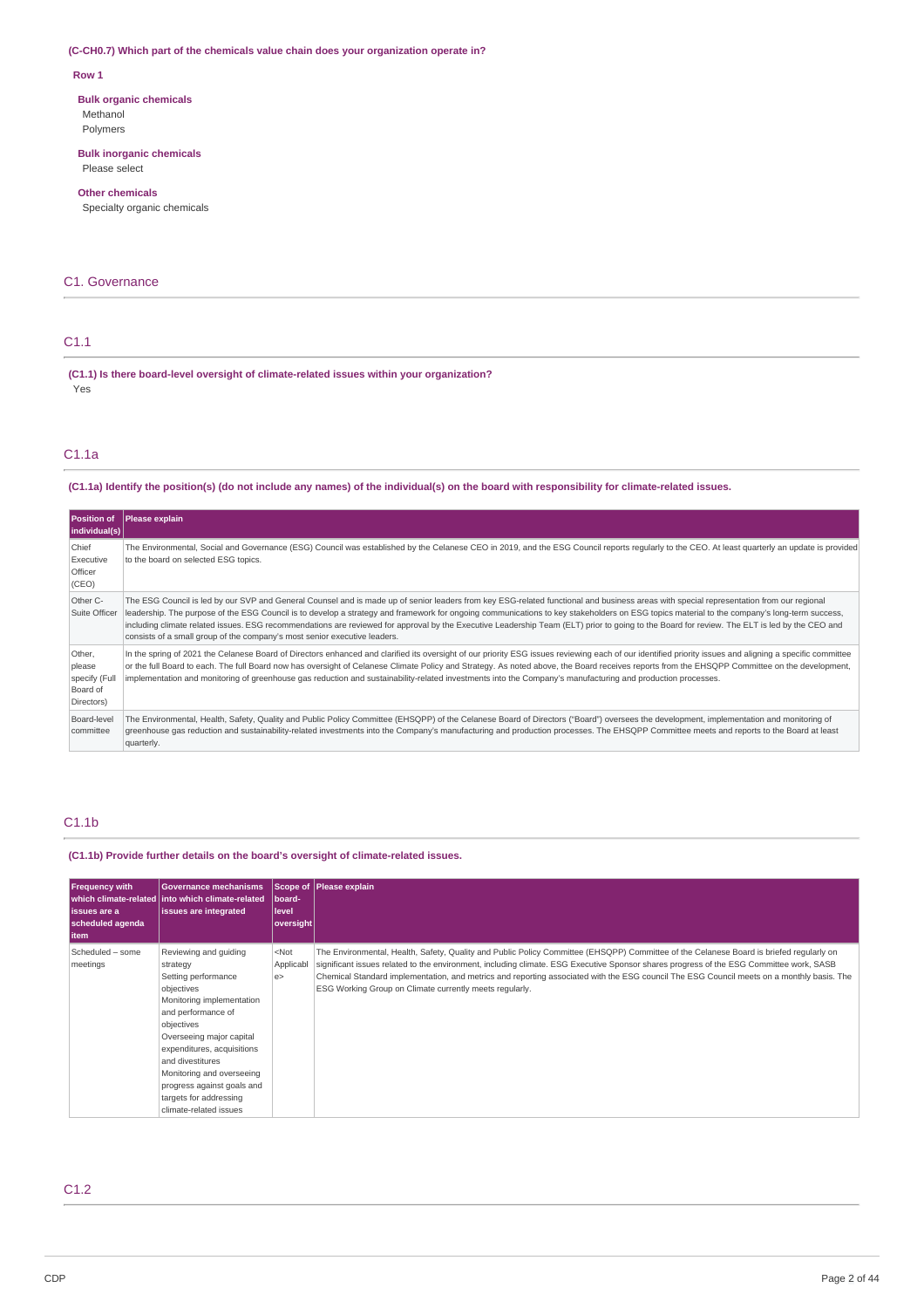**(C-CH0.7) Which part of the chemicals value chain does your organization operate in?**

**Row 1**

**Bulk organic chemicals**
Methanol
Polymers

**Bulk inorganic chemicals**
Please select

**Other chemicals**
Specialty organic chemicals

## C1. Governance

### C1.1

**(C1.1) Is there board-level oversight of climate-related issues within your organization?**
Yes

### C1.1a

**(C1.1a) Identify the position(s) (do not include any names) of the individual(s) on the board with responsibility for climate-related issues.**

| Position of individual(s) | Please explain |
|---|---|
| Chief Executive Officer (CEO) | The Environmental, Social and Governance (ESG) Council was established by the Celanese CEO in 2019, and the ESG Council reports regularly to the CEO. At least quarterly an update is provided to the board on selected ESG topics. |
| Other C-Suite Officer | The ESG Council is led by our SVP and General Counsel and is made up of senior leaders from key ESG-related functional and business areas with special representation from our regional leadership. The purpose of the ESG Council is to develop a strategy and framework for ongoing communications to key stakeholders on ESG topics material to the company's long-term success, including climate related issues. ESG recommendations are reviewed for approval by the Executive Leadership Team (ELT) prior to going to the Board for review. The ELT is led by the CEO and consists of a small group of the company's most senior executive leaders. |
| Other, please specify (Full Board of Directors) | In the spring of 2021 the Celanese Board of Directors enhanced and clarified its oversight of our priority ESG issues reviewing each of our identified priority issues and aligning a specific committee or the full Board to each. The full Board now has oversight of Celanese Climate Policy and Strategy. As noted above, the Board receives reports from the EHSQPP Committee on the development, implementation and monitoring of greenhouse gas reduction and sustainability-related investments into the Company's manufacturing and production processes. |
| Board-level committee | The Environmental, Health, Safety, Quality and Public Policy Committee (EHSQPP) of the Celanese Board of Directors ("Board") oversees the development, implementation and monitoring of greenhouse gas reduction and sustainability-related investments into the Company's manufacturing and production processes. The EHSQPP Committee meets and reports to the Board at least quarterly. |

### C1.1b

**(C1.1b) Provide further details on the board's oversight of climate-related issues.**

| Frequency with which climate-related issues are a scheduled agenda item | Governance mechanisms into which climate-related issues are integrated | Scope of board-level oversight | Please explain |
|---|---|---|---|
| Scheduled – some meetings | Reviewing and guiding strategy<br>Setting performance objectives<br>Monitoring implementation and performance of objectives<br>Overseeing major capital expenditures, acquisitions and divestitures<br>Monitoring and overseeing progress against goals and targets for addressing climate-related issues | <Not Applicable> | The Environmental, Health, Safety, Quality and Public Policy Committee (EHSQPP) Committee of the Celanese Board is briefed regularly on significant issues related to the environment, including climate. ESG Executive Sponsor shares progress of the ESG Committee work, SASB Chemical Standard implementation, and metrics and reporting associated with the ESG council The ESG Council meets on a monthly basis. The ESG Working Group on Climate currently meets regularly. |

### C1.2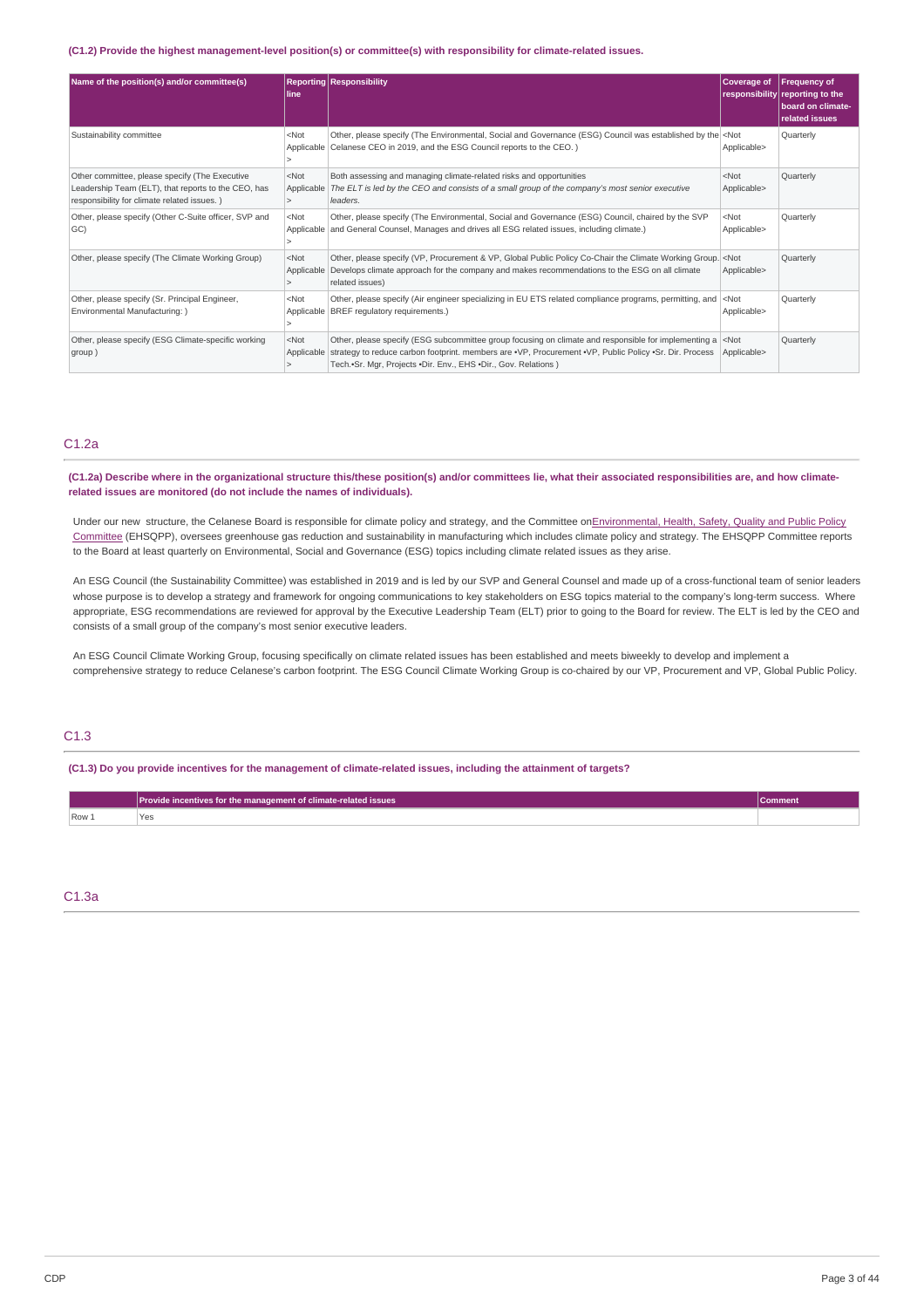**(C1.2) Provide the highest management-level position(s) or committee(s) with responsibility for climate-related issues.**

| Name of the position(s) and/or committee(s) | Reporting line | Responsibility | Coverage of responsibility | Frequency of reporting to the board on climate-related issues |
|---|---|---|---|---|
| Sustainability committee | <Not Applicable> | Other, please specify (The Environmental, Social and Governance (ESG) Council was established by the Celanese CEO in 2019, and the ESG Council reports to the CEO. ) | <Not Applicable> | Quarterly |
| Other committee, please specify (The Executive Leadership Team (ELT), that reports to the CEO, has responsibility for climate related issues. ) | <Not Applicable> | Both assessing and managing climate-related risks and opportunities *The ELT is led by the CEO and consists of a small group of the company's most senior executive leaders.* | <Not Applicable> | Quarterly |
| Other, please specify (Other C-Suite officer, SVP and GC) | <Not Applicable> | Other, please specify (The Environmental, Social and Governance (ESG) Council, chaired by the SVP and General Counsel, Manages and drives all ESG related issues, including climate.) | <Not Applicable> | Quarterly |
| Other, please specify (The Climate Working Group) | <Not Applicable> | Other, please specify (VP, Procurement & VP, Global Public Policy Co-Chair the Climate Working Group. Develops climate approach for the company and makes recommendations to the ESG on all climate related issues) | <Not Applicable> | Quarterly |
| Other, please specify (Sr. Principal Engineer, Environmental Manufacturing: ) | <Not Applicable> | Other, please specify (Air engineer specializing in EU ETS related compliance programs, permitting, and BREF regulatory requirements.) | <Not Applicable> | Quarterly |
| Other, please specify (ESG Climate-specific working group ) | <Not Applicable> | Other, please specify (ESG subcommittee group focusing on climate and responsible for implementing a strategy to reduce carbon footprint. members are •VP, Procurement •VP, Public Policy •Sr. Dir. Process Tech.•Sr. Mgr, Projects •Dir. Env., EHS •Dir., Gov. Relations ) | <Not Applicable> | Quarterly |

## C1.2a

**(C1.2a) Describe where in the organizational structure this/these position(s) and/or committees lie, what their associated responsibilities are, and how climate-related issues are monitored (do not include the names of individuals).**

Under our new structure, the Celanese Board is responsible for climate policy and strategy, and the Committee on Environmental, Health, Safety, Quality and Public Policy Committee (EHSQPP), oversees greenhouse gas reduction and sustainability in manufacturing which includes climate policy and strategy. The EHSQPP Committee reports to the Board at least quarterly on Environmental, Social and Governance (ESG) topics including climate related issues as they arise.

An ESG Council (the Sustainability Committee) was established in 2019 and is led by our SVP and General Counsel and made up of a cross-functional team of senior leaders whose purpose is to develop a strategy and framework for ongoing communications to key stakeholders on ESG topics material to the company's long-term success. Where appropriate, ESG recommendations are reviewed for approval by the Executive Leadership Team (ELT) prior to going to the Board for review. The ELT is led by the CEO and consists of a small group of the company's most senior executive leaders.

An ESG Council Climate Working Group, focusing specifically on climate related issues has been established and meets biweekly to develop and implement a comprehensive strategy to reduce Celanese's carbon footprint. The ESG Council Climate Working Group is co-chaired by our VP, Procurement and VP, Global Public Policy.

## C1.3

**(C1.3) Do you provide incentives for the management of climate-related issues, including the attainment of targets?**

| | Provide incentives for the management of climate-related issues | Comment |
|---|---|---|
| Row 1 | Yes | |

## C1.3a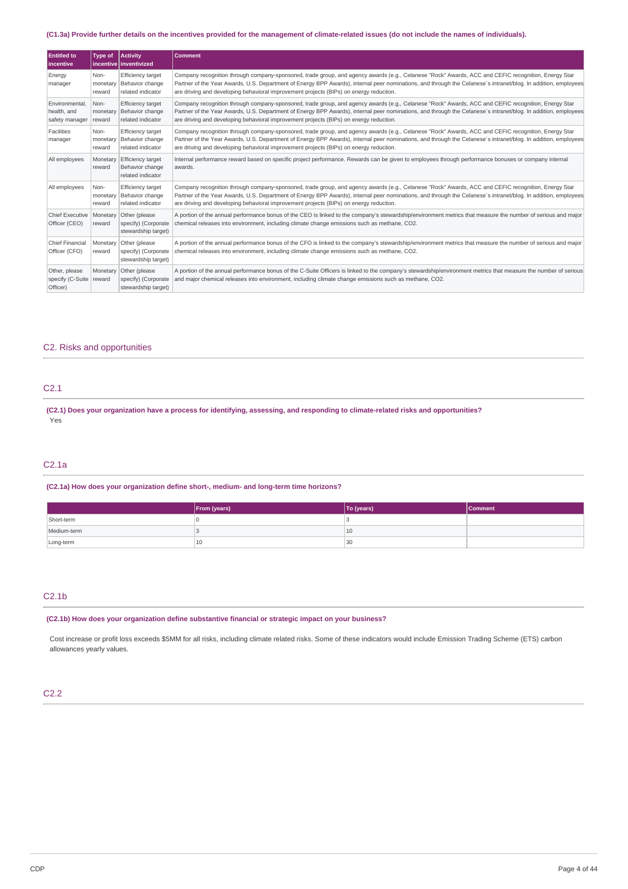**(C1.3a) Provide further details on the incentives provided for the management of climate-related issues (do not include the names of individuals).**

| Entitled to incentive | Type of incentive | Activity inventivized | Comment |
|---|---|---|---|
| Energy manager | Non-monetary reward | Efficiency target Behavior change related indicator | Company recognition through company-sponsored, trade group, and agency awards (e.g., Celanese "Rock" Awards, ACC and CEFIC recognition, Energy Star Partner of the Year Awards, U.S. Department of Energy BPP Awards), internal peer nominations, and through the Celanese´s intranet/blog. In addition, employees are driving and developing behavioral improvement projects (BIPs) on energy reduction. |
| Environmental, health, and safety manager | Non-monetary reward | Efficiency target Behavior change related indicator | Company recognition through company-sponsored, trade group, and agency awards (e.g., Celanese "Rock" Awards, ACC and CEFIC recognition, Energy Star Partner of the Year Awards, U.S. Department of Energy BPP Awards), internal peer nominations, and through the Celanese´s intranet/blog. In addition, employees are driving and developing behavioral improvement projects (BIPs) on energy reduction. |
| Facilities manager | Non-monetary reward | Efficiency target Behavior change related indicator | Company recognition through company-sponsored, trade group, and agency awards (e.g., Celanese "Rock" Awards, ACC and CEFIC recognition, Energy Star Partner of the Year Awards, U.S. Department of Energy BPP Awards), internal peer nominations, and through the Celanese´s intranet/blog. In addition, employees are driving and developing behavioral improvement projects (BIPs) on energy reduction. |
| All employees | Monetary reward | Efficiency target Behavior change related indicator | Internal performance reward based on specific project performance. Rewards can be given to employees through performance bonuses or company internal awards. |
| All employees | Non-monetary reward | Efficiency target Behavior change related indicator | Company recognition through company-sponsored, trade group, and agency awards (e.g., Celanese "Rock" Awards, ACC and CEFIC recognition, Energy Star Partner of the Year Awards, U.S. Department of Energy BPP Awards), internal peer nominations, and through the Celanese´s intranet/blog. In addition, employees are driving and developing behavioral improvement projects (BIPs) on energy reduction. |
| Chief Executive Officer (CEO) | Monetary reward | Other (please specify) (Corporate stewardship target) | A portion of the annual performance bonus of the CEO is linked to the company's stewardship/environment metrics that measure the number of serious and major chemical releases into environment, including climate change emissions such as methane, CO2. |
| Chief Financial Officer (CFO) | Monetary reward | Other (please specify) (Corporate stewardship target) | A portion of the annual performance bonus of the CFO is linked to the company's stewardship/environment metrics that measure the number of serious and major chemical releases into environment, including climate change emissions such as methane, CO2. |
| Other, please specify (C-Suite Officer) | Monetary reward | Other (please specify) (Corporate stewardship target) | A portion of the annual performance bonus of the C-Suite Officers is linked to the company's stewardship/environment metrics that measure the number of serious and major chemical releases into environment, including climate change emissions such as methane, CO2. |

## C2. Risks and opportunities

### C2.1

**(C2.1) Does your organization have a process for identifying, assessing, and responding to climate-related risks and opportunities?**

Yes

### C2.1a

**(C2.1a) How does your organization define short-, medium- and long-term time horizons?**

| | From (years) | To (years) | Comment |
|---|---|---|---|
| Short-term | 0 | 3 | |
| Medium-term | 3 | 10 | |
| Long-term | 10 | 30 | |

### C2.1b

**(C2.1b) How does your organization define substantive financial or strategic impact on your business?**

Cost increase or profit loss exceeds $5MM for all risks, including climate related risks. Some of these indicators would include Emission Trading Scheme (ETS) carbon allowances yearly values.

### C2.2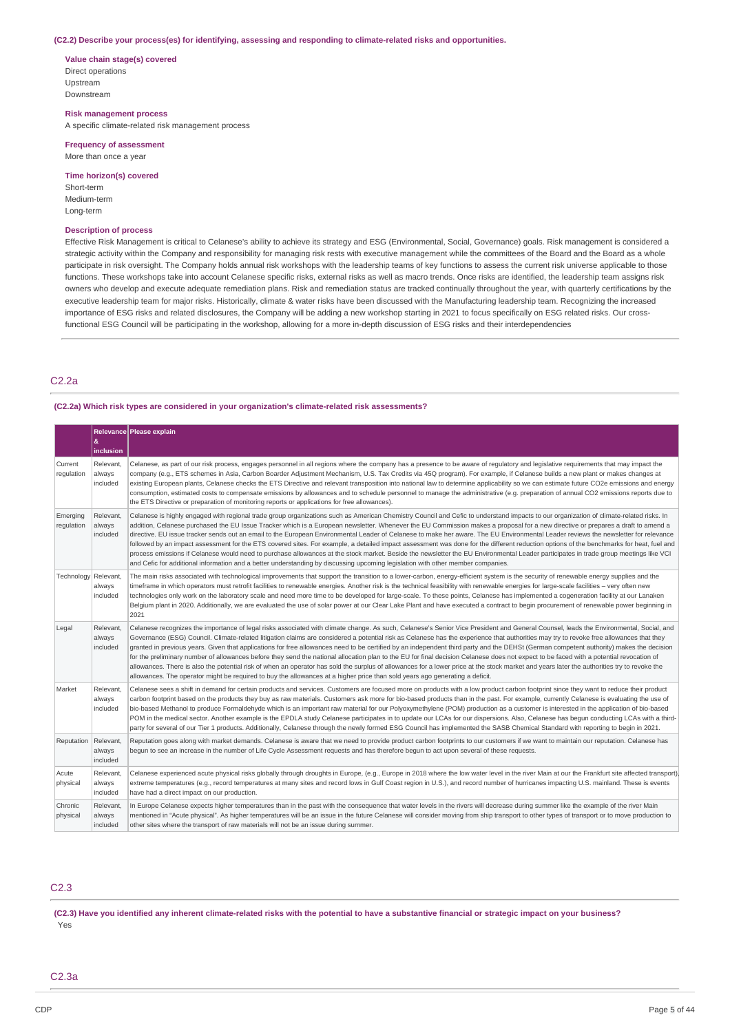**(C2.2) Describe your process(es) for identifying, assessing and responding to climate-related risks and opportunities.**

**Value chain stage(s) covered**
Direct operations
Upstream
Downstream

**Risk management process**
A specific climate-related risk management process

**Frequency of assessment**
More than once a year

**Time horizon(s) covered**
Short-term
Medium-term
Long-term

**Description of process**
Effective Risk Management is critical to Celanese's ability to achieve its strategy and ESG (Environmental, Social, Governance) goals. Risk management is considered a strategic activity within the Company and responsibility for managing risk rests with executive management while the committees of the Board and the Board as a whole participate in risk oversight. The Company holds annual risk workshops with the leadership teams of key functions to assess the current risk universe applicable to those functions. These workshops take into account Celanese specific risks, external risks as well as macro trends. Once risks are identified, the leadership team assigns risk owners who develop and execute adequate remediation plans. Risk and remediation status are tracked continually throughout the year, with quarterly certifications by the executive leadership team for major risks. Historically, climate & water risks have been discussed with the Manufacturing leadership team. Recognizing the increased importance of ESG risks and related disclosures, the Company will be adding a new workshop starting in 2021 to focus specifically on ESG related risks. Our cross-functional ESG Council will be participating in the workshop, allowing for a more in-depth discussion of ESG risks and their interdependencies

## C2.2a

**(C2.2a) Which risk types are considered in your organization's climate-related risk assessments?**

| | Relevance & inclusion | Please explain |
|---|---|---|
| Current regulation | Relevant, always included | Celanese, as part of our risk process, engages personnel in all regions where the company has a presence to be aware of regulatory and legislative requirements that may impact the company (e.g., ETS schemes in Asia, Carbon Boarder Adjustment Mechanism, U.S. Tax Credits via 45Q program). For example, if Celanese builds a new plant or makes changes at existing European plants, Celanese checks the ETS Directive and relevant transposition into national law to determine applicability so we can estimate future CO2e emissions and energy consumption, estimated costs to compensate emissions by allowances and to schedule personnel to manage the administrative (e.g. preparation of annual CO2 emissions reports due to the ETS Directive or preparation of monitoring reports or applications for free allowances). |
| Emerging regulation | Relevant, always included | Celanese is highly engaged with regional trade group organizations such as American Chemistry Council and Cefic to understand impacts to our organization of climate-related risks. In addition, Celanese purchased the EU Issue Tracker which is a European newsletter. Whenever the EU Commission makes a proposal for a new directive or prepares a draft to amend a directive. EU issue tracker sends out an email to the European Environmental Leader of Celanese to make her aware. The EU Environmental Leader reviews the newsletter for relevance followed by an impact assessment for the ETS covered sites. For example, a detailed impact assessment was done for the different reduction options of the benchmarks for heat, fuel and process emissions if Celanese would need to purchase allowances at the stock market. Beside the newsletter the EU Environmental Leader participates in trade group meetings like VCI and Cefic for additional information and a better understanding by discussing upcoming legislation with other member companies. |
| Technology | Relevant, always included | The main risks associated with technological improvements that support the transition to a lower-carbon, energy-efficient system is the security of renewable energy supplies and the timeframe in which operators must retrofit facilities to renewable energies. Another risk is the technical feasibility with renewable energies for large-scale facilities – very often new technologies only work on the laboratory scale and need more time to be developed for large-scale. To these points, Celanese has implemented a cogeneration facility at our Lanaken Belgium plant in 2020. Additionally, we are evaluated the use of solar power at our Clear Lake Plant and have executed a contract to begin procurement of renewable power beginning in 2021 |
| Legal | Relevant, always included | Celanese recognizes the importance of legal risks associated with climate change. As such, Celanese's Senior Vice President and General Counsel, leads the Environmental, Social, and Governance (ESG) Council. Climate-related litigation claims are considered a potential risk as Celanese has the experience that authorities may try to revoke free allowances that they granted in previous years. Given that applications for free allowances need to be certified by an independent third party and the DEHSt (German competent authority) makes the decision for the preliminary number of allowances before they send the national allocation plan to the EU for final decision Celanese does not expect to be faced with a potential revocation of allowances. There is also the potential risk of when an operator has sold the surplus of allowances for a lower price at the stock market and years later the authorities try to revoke the allowances. The operator might be required to buy the allowances at a higher price than sold years ago generating a deficit. |
| Market | Relevant, always included | Celanese sees a shift in demand for certain products and services. Customers are focused more on products with a low product carbon footprint since they want to reduce their product carbon footprint based on the products they buy as raw materials. Customers ask more for bio-based products than in the past. For example, currently Celanese is evaluating the use of bio-based Methanol to produce Formaldehyde which is an important raw material for our Polyoxymethylene (POM) production as a customer is interested in the application of bio-based POM in the medical sector. Another example is the EPDLA study Celanese participates in to update our LCAs for our dispersions. Also, Celanese has begun conducting LCAs with a third-party for several of our Tier 1 products. Additionally, Celanese through the newly formed ESG Council has implemented the SASB Chemical Standard with reporting to begin in 2021. |
| Reputation | Relevant, always included | Reputation goes along with market demands. Celanese is aware that we need to provide product carbon footprints to our customers if we want to maintain our reputation. Celanese has begun to see an increase in the number of Life Cycle Assessment requests and has therefore begun to act upon several of these requests. |
| Acute physical | Relevant, always included | Celanese experienced acute physical risks globally through droughts in Europe, (e.g., Europe in 2018 where the low water level in the river Main at our the Frankfurt site affected transport), extreme temperatures (e.g., record temperatures at many sites and record lows in Gulf Coast region in U.S.), and record number of hurricanes impacting U.S. mainland. These is events have had a direct impact on our production. |
| Chronic physical | Relevant, always included | In Europe Celanese expects higher temperatures than in the past with the consequence that water levels in the rivers will decrease during summer like the example of the river Main mentioned in "Acute physical". As higher temperatures will be an issue in the future Celanese will consider moving from ship transport to other types of transport or to move production to other sites where the transport of raw materials will not be an issue during summer. |

## C2.3

**(C2.3) Have you identified any inherent climate-related risks with the potential to have a substantive financial or strategic impact on your business?**

Yes

## C2.3a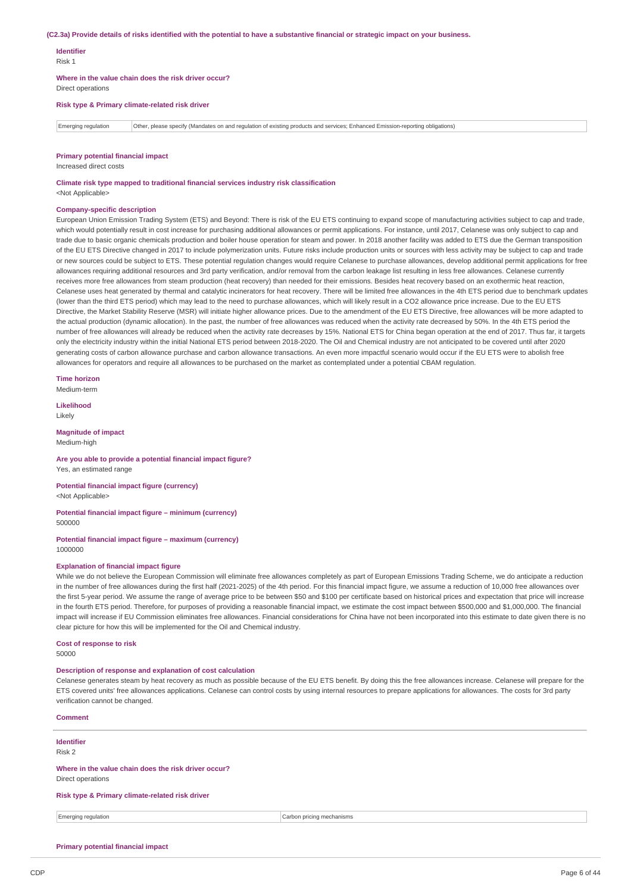**(C2.3a) Provide details of risks identified with the potential to have a substantive financial or strategic impact on your business.**

**Identifier**

Risk 1

**Where in the value chain does the risk driver occur?**

Direct operations

**Risk type & Primary climate-related risk driver**

| Emerging regulation | Other, please specify (Mandates on and regulation of existing products and services; Enhanced Emission-reporting obligations) |
|---|---|

**Primary potential financial impact**

Increased direct costs

**Climate risk type mapped to traditional financial services industry risk classification**

<Not Applicable>

**Company-specific description**

European Union Emission Trading System (ETS) and Beyond: There is risk of the EU ETS continuing to expand scope of manufacturing activities subject to cap and trade, which would potentially result in cost increase for purchasing additional allowances or permit applications. For instance, until 2017, Celanese was only subject to cap and trade due to basic organic chemicals production and boiler house operation for steam and power. In 2018 another facility was added to ETS due the German transposition of the EU ETS Directive changed in 2017 to include polymerization units. Future risks include production units or sources with less activity may be subject to cap and trade or new sources could be subject to ETS. These potential regulation changes would require Celanese to purchase allowances, develop additional permit applications for free allowances requiring additional resources and 3rd party verification, and/or removal from the carbon leakage list resulting in less free allowances. Celanese currently receives more free allowances from steam production (heat recovery) than needed for their emissions. Besides heat recovery based on an exothermic heat reaction, Celanese uses heat generated by thermal and catalytic incinerators for heat recovery. There will be limited free allowances in the 4th ETS period due to benchmark updates (lower than the third ETS period) which may lead to the need to purchase allowances, which will likely result in a $CO_2$ allowance price increase. Due to the EU ETS Directive, the Market Stability Reserve (MSR) will initiate higher allowance prices. Due to the amendment of the EU ETS Directive, free allowances will be more adapted to the actual production (dynamic allocation). In the past, the number of free allowances was reduced when the activity rate decreased by 50%. In the 4th ETS period the number of free allowances will already be reduced when the activity rate decreases by 15%. National ETS for China began operation at the end of 2017. Thus far, it targets only the electricity industry within the initial National ETS period between 2018-2020. The Oil and Chemical industry are not anticipated to be covered until after 2020 generating costs of carbon allowance purchase and carbon allowance transactions. An even more impactful scenario would occur if the EU ETS were to abolish free allowances for operators and require all allowances to be purchased on the market as contemplated under a potential CBAM regulation.

**Time horizon**

Medium-term

**Likelihood**

Likely

**Magnitude of impact**

Medium-high

**Are you able to provide a potential financial impact figure?**

Yes, an estimated range

**Potential financial impact figure (currency)**

<Not Applicable>

**Potential financial impact figure – minimum (currency)**

500000

**Potential financial impact figure – maximum (currency)**

1000000

**Explanation of financial impact figure**

While we do not believe the European Commission will eliminate free allowances completely as part of European Emissions Trading Scheme, we do anticipate a reduction in the number of free allowances during the first half (2021-2025) of the 4th period. For this financial impact figure, we assume a reduction of 10,000 free allowances over the first 5-year period. We assume the range of average price to be between $50 and $100 per certificate based on historical prices and expectation that price will increase in the fourth ETS period. Therefore, for purposes of providing a reasonable financial impact, we estimate the cost impact between $500,000 and $1,000,000. The financial impact will increase if EU Commission eliminates free allowances. Financial considerations for China have not been incorporated into this estimate to date given there is no clear picture for how this will be implemented for the Oil and Chemical industry.

**Cost of response to risk**

50000

**Description of response and explanation of cost calculation**

Celanese generates steam by heat recovery as much as possible because of the EU ETS benefit. By doing this the free allowances increase. Celanese will prepare for the ETS covered units' free allowances applications. Celanese can control costs by using internal resources to prepare applications for allowances. The costs for 3rd party verification cannot be changed.

**Comment**

---

**Identifier**

Risk 2

**Where in the value chain does the risk driver occur?**

Direct operations

**Risk type & Primary climate-related risk driver**

| Emerging regulation | Carbon pricing mechanisms |
|---|---|

**Primary potential financial impact**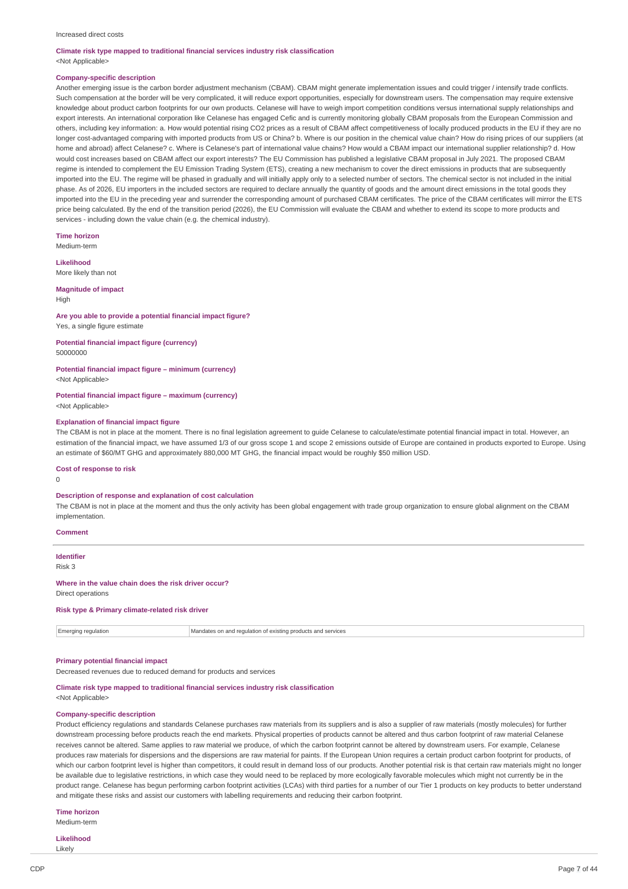Increased direct costs

**Climate risk type mapped to traditional financial services industry risk classification**

<Not Applicable>

**Company-specific description**

Another emerging issue is the carbon border adjustment mechanism (CBAM). CBAM might generate implementation issues and could trigger / intensify trade conflicts. Such compensation at the border will be very complicated, it will reduce export opportunities, especially for downstream users. The compensation may require extensive knowledge about product carbon footprints for our own products. Celanese will have to weigh import competition conditions versus international supply relationships and export interests. An international corporation like Celanese has engaged Cefic and is currently monitoring globally CBAM proposals from the European Commission and others, including key information: a. How would potential rising CO2 prices as a result of CBAM affect competitiveness of locally produced products in the EU if they are no longer cost-advantaged comparing with imported products from US or China? b. Where is our position in the chemical value chain? How do rising prices of our suppliers (at home and abroad) affect Celanese? c. Where is Celanese's part of international value chains? How would a CBAM impact our international supplier relationship? d. How would cost increases based on CBAM affect our export interests? The EU Commission has published a legislative CBAM proposal in July 2021. The proposed CBAM regime is intended to complement the EU Emission Trading System (ETS), creating a new mechanism to cover the direct emissions in products that are subsequently imported into the EU. The regime will be phased in gradually and will initially apply only to a selected number of sectors. The chemical sector is not included in the initial phase. As of 2026, EU importers in the included sectors are required to declare annually the quantity of goods and the amount direct emissions in the total goods they imported into the EU in the preceding year and surrender the corresponding amount of purchased CBAM certificates. The price of the CBAM certificates will mirror the ETS price being calculated. By the end of the transition period (2026), the EU Commission will evaluate the CBAM and whether to extend its scope to more products and services - including down the value chain (e.g. the chemical industry).

**Time horizon**

Medium-term

**Likelihood**

More likely than not

**Magnitude of impact**

High

**Are you able to provide a potential financial impact figure?**

Yes, a single figure estimate

**Potential financial impact figure (currency)**

50000000

**Potential financial impact figure – minimum (currency)**

<Not Applicable>

**Potential financial impact figure – maximum (currency)**

<Not Applicable>

**Explanation of financial impact figure**

The CBAM is not in place at the moment. There is no final legislation agreement to guide Celanese to calculate/estimate potential financial impact in total. However, an estimation of the financial impact, we have assumed 1/3 of our gross scope 1 and scope 2 emissions outside of Europe are contained in products exported to Europe. Using an estimate of $60/MT GHG and approximately 880,000 MT GHG, the financial impact would be roughly $50 million USD.

**Cost of response to risk**

0

**Description of response and explanation of cost calculation**

The CBAM is not in place at the moment and thus the only activity has been global engagement with trade group organization to ensure global alignment on the CBAM implementation.

**Comment**

---

**Identifier**

Risk 3

**Where in the value chain does the risk driver occur?**

Direct operations

**Risk type & Primary climate-related risk driver**

| Emerging regulation | Mandates on and regulation of existing products and services |
|---|---|

**Primary potential financial impact**

Decreased revenues due to reduced demand for products and services

**Climate risk type mapped to traditional financial services industry risk classification**

<Not Applicable>

**Company-specific description**

Product efficiency regulations and standards Celanese purchases raw materials from its suppliers and is also a supplier of raw materials (mostly molecules) for further downstream processing before products reach the end markets. Physical properties of products cannot be altered and thus carbon footprint of raw material Celanese receives cannot be altered. Same applies to raw material we produce, of which the carbon footprint cannot be altered by downstream users. For example, Celanese produces raw materials for dispersions and the dispersions are raw material for paints. If the European Union requires a certain product carbon footprint for products, of which our carbon footprint level is higher than competitors, it could result in demand loss of our products. Another potential risk is that certain raw materials might no longer be available due to legislative restrictions, in which case they would need to be replaced by more ecologically favorable molecules which might not currently be in the product range. Celanese has begun performing carbon footprint activities (LCAs) with third parties for a number of our Tier 1 products on key products to better understand and mitigate these risks and assist our customers with labelling requirements and reducing their carbon footprint.

**Time horizon**

Medium-term

**Likelihood**

Likely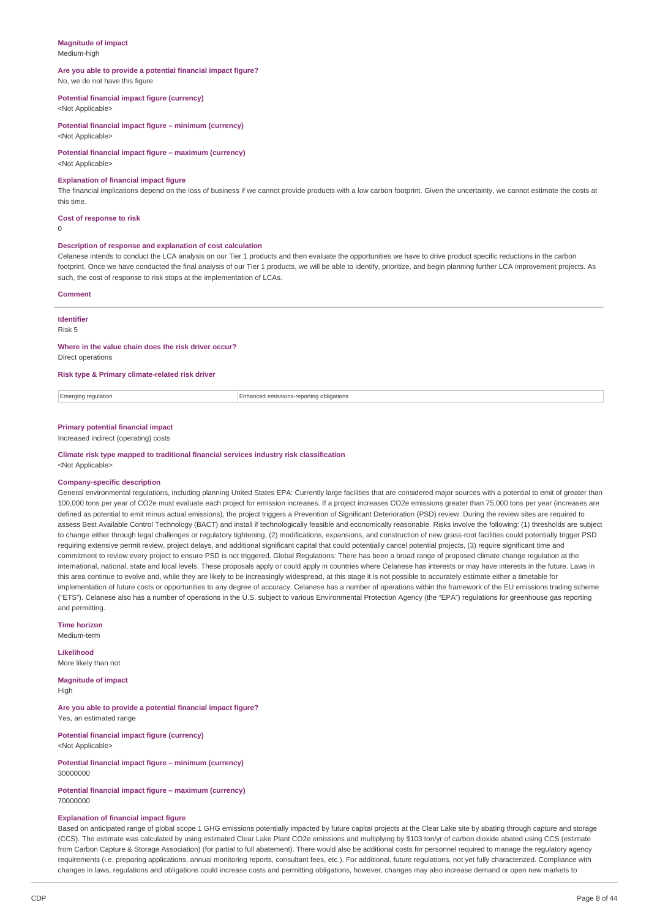**Magnitude of impact**

Medium-high

**Are you able to provide a potential financial impact figure?**

No, we do not have this figure

**Potential financial impact figure (currency)**

<Not Applicable>

**Potential financial impact figure – minimum (currency)**

<Not Applicable>

**Potential financial impact figure – maximum (currency)**

<Not Applicable>

**Explanation of financial impact figure**

The financial implications depend on the loss of business if we cannot provide products with a low carbon footprint. Given the uncertainty, we cannot estimate the costs at this time.

**Cost of response to risk**

0

**Description of response and explanation of cost calculation**

Celanese intends to conduct the LCA analysis on our Tier 1 products and then evaluate the opportunities we have to drive product specific reductions in the carbon footprint. Once we have conducted the final analysis of our Tier 1 products, we will be able to identify, prioritize, and begin planning further LCA improvement projects. As such, the cost of response to risk stops at the implementation of LCAs.

**Comment**

---

**Identifier**

Risk 5

**Where in the value chain does the risk driver occur?**

Direct operations

**Risk type & Primary climate-related risk driver**

| Emerging regulation | Enhanced emissions-reporting obligations |
|---|---|

**Primary potential financial impact**

Increased indirect (operating) costs

**Climate risk type mapped to traditional financial services industry risk classification**

<Not Applicable>

**Company-specific description**

General environmental regulations, including planning United States EPA: Currently large facilities that are considered major sources with a potential to emit of greater than 100,000 tons per year of CO2e must evaluate each project for emission increases. If a project increases CO2e emissions greater than 75,000 tons per year (increases are defined as potential to emit minus actual emissions), the project triggers a Prevention of Significant Deterioration (PSD) review. During the review sites are required to assess Best Available Control Technology (BACT) and install if technologically feasible and economically reasonable. Risks involve the following: (1) thresholds are subject to change either through legal challenges or regulatory tightening, (2) modifications, expansions, and construction of new grass-root facilities could potentially trigger PSD requiring extensive permit review, project delays, and additional significant capital that could potentially cancel potential projects, (3) require significant time and commitment to review every project to ensure PSD is not triggered. Global Regulations: There has been a broad range of proposed climate change regulation at the international, national, state and local levels. These proposals apply or could apply in countries where Celanese has interests or may have interests in the future. Laws in this area continue to evolve and, while they are likely to be increasingly widespread, at this stage it is not possible to accurately estimate either a timetable for implementation of future costs or opportunities to any degree of accuracy. Celanese has a number of operations within the framework of the EU emissions trading scheme ("ETS"). Celanese also has a number of operations in the U.S. subject to various Environmental Protection Agency (the "EPA") regulations for greenhouse gas reporting and permitting.

**Time horizon**

Medium-term

**Likelihood**

More likely than not

**Magnitude of impact**

High

**Are you able to provide a potential financial impact figure?**

Yes, an estimated range

**Potential financial impact figure (currency)**

<Not Applicable>

**Potential financial impact figure – minimum (currency)**

30000000

**Potential financial impact figure – maximum (currency)**

70000000

**Explanation of financial impact figure**

Based on anticipated range of global scope 1 GHG emissions potentially impacted by future capital projects at the Clear Lake site by abating through capture and storage (CCS). The estimate was calculated by using estimated Clear Lake Plant CO2e emissions and multiplying by $103 ton/yr of carbon dioxide abated using CCS (estimate from Carbon Capture & Storage Association) (for partial to full abatement). There would also be additional costs for personnel required to manage the regulatory agency requirements (i.e. preparing applications, annual monitoring reports, consultant fees, etc.). For additional, future regulations, not yet fully characterized. Compliance with changes in laws, regulations and obligations could increase costs and permitting obligations, however, changes may also increase demand or open new markets to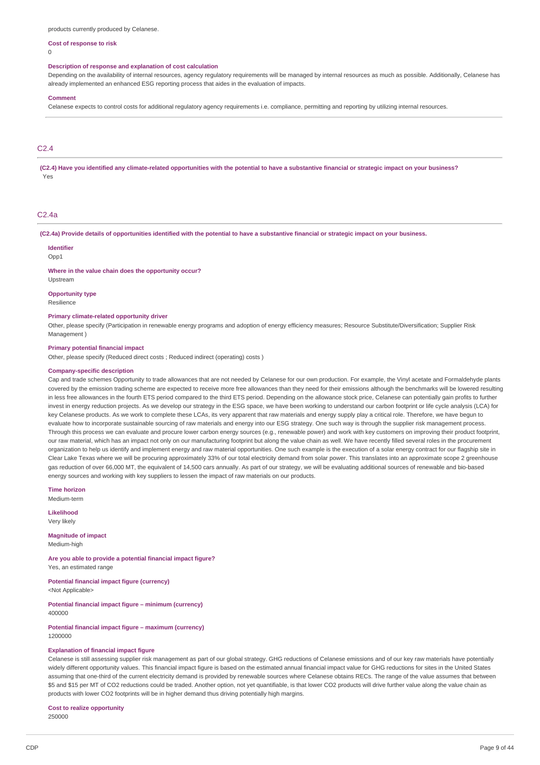products currently produced by Celanese.

**Cost of response to risk**

0

**Description of response and explanation of cost calculation**

Depending on the availability of internal resources, agency regulatory requirements will be managed by internal resources as much as possible. Additionally, Celanese has already implemented an enhanced ESG reporting process that aides in the evaluation of impacts.

**Comment**

Celanese expects to control costs for additional regulatory agency requirements i.e. compliance, permitting and reporting by utilizing internal resources.

## C2.4

**(C2.4) Have you identified any climate-related opportunities with the potential to have a substantive financial or strategic impact on your business?**

Yes

## C2.4a

**(C2.4a) Provide details of opportunities identified with the potential to have a substantive financial or strategic impact on your business.**

**Identifier**

Opp1

**Where in the value chain does the opportunity occur?**

Upstream

**Opportunity type**

Resilience

**Primary climate-related opportunity driver**

Other, please specify (Participation in renewable energy programs and adoption of energy efficiency measures; Resource Substitute/Diversification; Supplier Risk Management )

**Primary potential financial impact**

Other, please specify (Reduced direct costs ; Reduced indirect (operating) costs )

**Company-specific description**

Cap and trade schemes Opportunity to trade allowances that are not needed by Celanese for our own production. For example, the Vinyl acetate and Formaldehyde plants covered by the emission trading scheme are expected to receive more free allowances than they need for their emissions although the benchmarks will be lowered resulting in less free allowances in the fourth ETS period compared to the third ETS period. Depending on the allowance stock price, Celanese can potentially gain profits to further invest in energy reduction projects. As we develop our strategy in the ESG space, we have been working to understand our carbon footprint or life cycle analysis (LCA) for key Celanese products. As we work to complete these LCAs, its very apparent that raw materials and energy supply play a critical role. Therefore, we have begun to evaluate how to incorporate sustainable sourcing of raw materials and energy into our ESG strategy. One such way is through the supplier risk management process. Through this process we can evaluate and procure lower carbon energy sources (e.g., renewable power) and work with key customers on improving their product footprint, our raw material, which has an impact not only on our manufacturing footprint but along the value chain as well. We have recently filled several roles in the procurement organization to help us identify and implement energy and raw material opportunities. One such example is the execution of a solar energy contract for our flagship site in Clear Lake Texas where we will be procuring approximately 33% of our total electricity demand from solar power. This translates into an approximate scope 2 greenhouse gas reduction of over 66,000 MT, the equivalent of 14,500 cars annually. As part of our strategy, we will be evaluating additional sources of renewable and bio-based energy sources and working with key suppliers to lessen the impact of raw materials on our products.

**Time horizon**

Medium-term

**Likelihood**

Very likely

**Magnitude of impact**

Medium-high

**Are you able to provide a potential financial impact figure?**

Yes, an estimated range

**Potential financial impact figure (currency)**

<Not Applicable>

**Potential financial impact figure – minimum (currency)**

400000

**Potential financial impact figure – maximum (currency)**

1200000

**Explanation of financial impact figure**

Celanese is still assessing supplier risk management as part of our global strategy. GHG reductions of Celanese emissions and of our key raw materials have potentially widely different opportunity values. This financial impact figure is based on the estimated annual financial impact value for GHG reductions for sites in the United States assuming that one-third of the current electricity demand is provided by renewable sources where Celanese obtains RECs. The range of the value assumes that between \$5 and \$15 per MT of $CO_2$ reductions could be traded. Another option, not yet quantifiable, is that lower $CO_2$ products will drive further value along the value chain as products with lower $CO_2$ footprints will be in higher demand thus driving potentially high margins.

**Cost to realize opportunity**

250000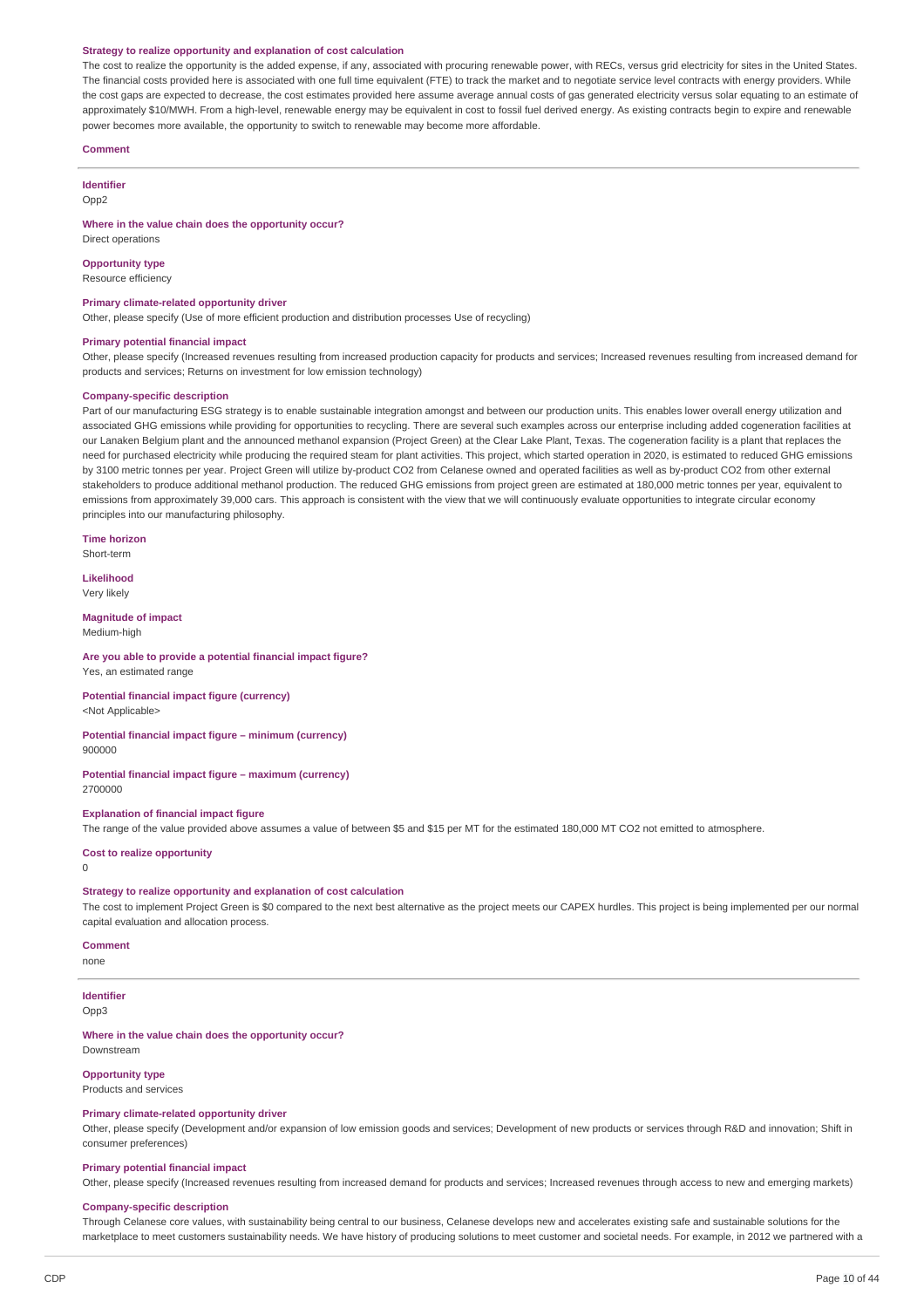**Strategy to realize opportunity and explanation of cost calculation**

The cost to realize the opportunity is the added expense, if any, associated with procuring renewable power, with RECs, versus grid electricity for sites in the United States. The financial costs provided here is associated with one full time equivalent (FTE) to track the market and to negotiate service level contracts with energy providers. While the cost gaps are expected to decrease, the cost estimates provided here assume average annual costs of gas generated electricity versus solar equating to an estimate of approximately $10/MWH. From a high-level, renewable energy may be equivalent in cost to fossil fuel derived energy. As existing contracts begin to expire and renewable power becomes more available, the opportunity to switch to renewable may become more affordable.

**Comment**

---

**Identifier**

Opp2

**Where in the value chain does the opportunity occur?**

Direct operations

**Opportunity type**

Resource efficiency

**Primary climate-related opportunity driver**

Other, please specify (Use of more efficient production and distribution processes Use of recycling)

**Primary potential financial impact**

Other, please specify (Increased revenues resulting from increased production capacity for products and services; Increased revenues resulting from increased demand for products and services; Returns on investment for low emission technology)

**Company-specific description**

Part of our manufacturing ESG strategy is to enable sustainable integration amongst and between our production units. This enables lower overall energy utilization and associated GHG emissions while providing for opportunities to recycling. There are several such examples across our enterprise including added cogeneration facilities at our Lanaken Belgium plant and the announced methanol expansion (Project Green) at the Clear Lake Plant, Texas. The cogeneration facility is a plant that replaces the need for purchased electricity while producing the required steam for plant activities. This project, which started operation in 2020, is estimated to reduced GHG emissions by 3100 metric tonnes per year. Project Green will utilize by-product $CO_2$ from Celanese owned and operated facilities as well as by-product $CO_2$ from other external stakeholders to produce additional methanol production. The reduced GHG emissions from project green are estimated at 180,000 metric tonnes per year, equivalent to emissions from approximately 39,000 cars. This approach is consistent with the view that we will continuously evaluate opportunities to integrate circular economy principles into our manufacturing philosophy.

**Time horizon**

Short-term

**Likelihood**

Very likely

**Magnitude of impact**

Medium-high

**Are you able to provide a potential financial impact figure?**

Yes, an estimated range

**Potential financial impact figure (currency)**

<Not Applicable>

**Potential financial impact figure – minimum (currency)**

900000

**Potential financial impact figure – maximum (currency)**

2700000

**Explanation of financial impact figure**

The range of the value provided above assumes a value of between $5 and $15 per MT for the estimated 180,000 MT $CO_2$ not emitted to atmosphere.

**Cost to realize opportunity**

0

**Strategy to realize opportunity and explanation of cost calculation**

The cost to implement Project Green is $0 compared to the next best alternative as the project meets our CAPEX hurdles. This project is being implemented per our normal capital evaluation and allocation process.

**Comment**

none

---

**Identifier**

Opp3

**Where in the value chain does the opportunity occur?**

Downstream

**Opportunity type**

Products and services

**Primary climate-related opportunity driver**

Other, please specify (Development and/or expansion of low emission goods and services; Development of new products or services through R&D and innovation; Shift in consumer preferences)

**Primary potential financial impact**

Other, please specify (Increased revenues resulting from increased demand for products and services; Increased revenues through access to new and emerging markets)

**Company-specific description**

Through Celanese core values, with sustainability being central to our business, Celanese develops new and accelerates existing safe and sustainable solutions for the marketplace to meet customers sustainability needs. We have history of producing solutions to meet customer and societal needs. For example, in 2012 we partnered with a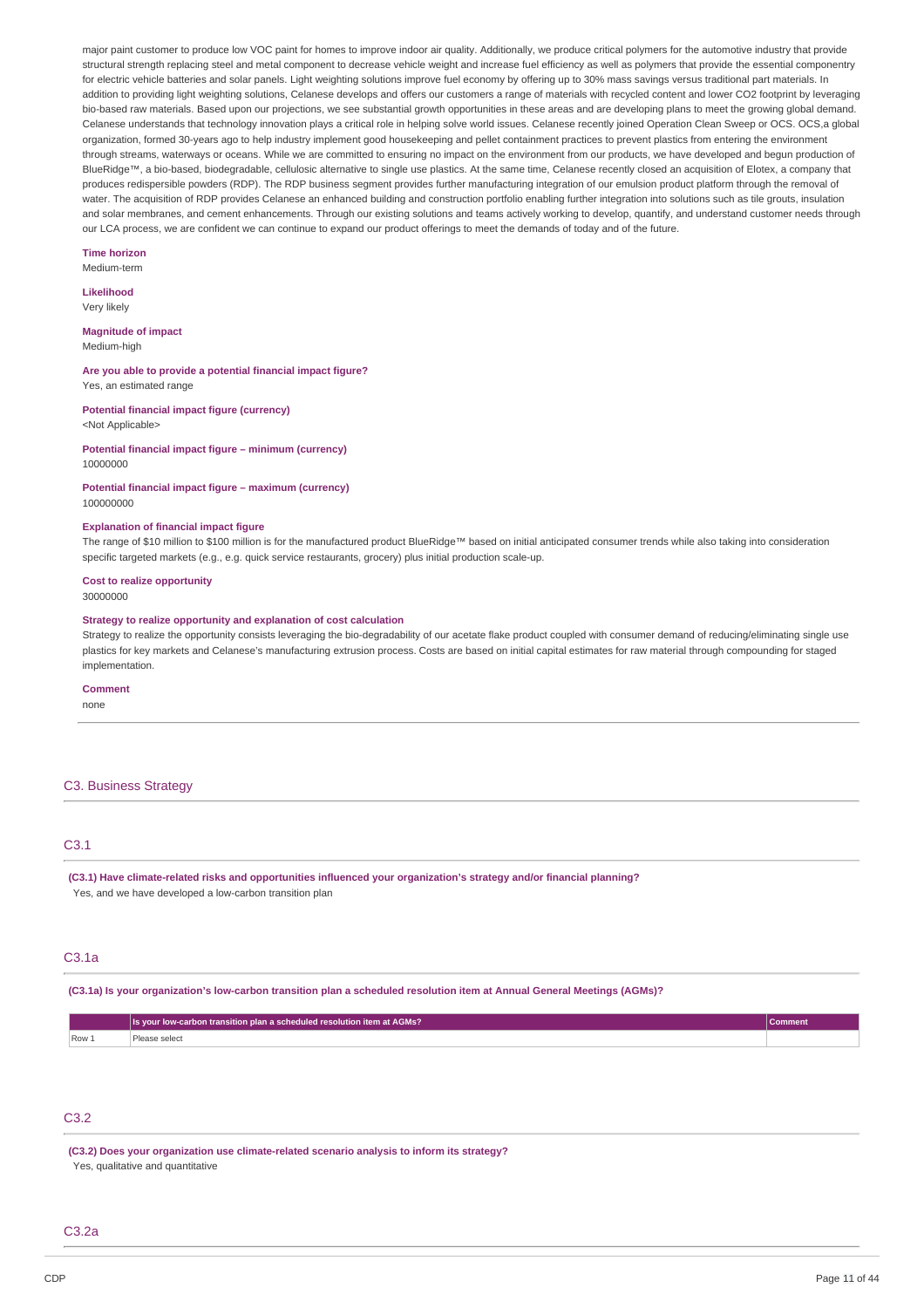major paint customer to produce low VOC paint for homes to improve indoor air quality. Additionally, we produce critical polymers for the automotive industry that provide structural strength replacing steel and metal component to decrease vehicle weight and increase fuel efficiency as well as polymers that provide the essential componentry for electric vehicle batteries and solar panels. Light weighting solutions improve fuel economy by offering up to 30% mass savings versus traditional part materials. In addition to providing light weighting solutions, Celanese develops and offers our customers a range of materials with recycled content and lower CO2 footprint by leveraging bio-based raw materials. Based upon our projections, we see substantial growth opportunities in these areas and are developing plans to meet the growing global demand. Celanese understands that technology innovation plays a critical role in helping solve world issues. Celanese recently joined Operation Clean Sweep or OCS. OCS,a global organization, formed 30-years ago to help industry implement good housekeeping and pellet containment practices to prevent plastics from entering the environment through streams, waterways or oceans. While we are committed to ensuring no impact on the environment from our products, we have developed and begun production of BlueRidge™, a bio-based, biodegradable, cellulosic alternative to single use plastics. At the same time, Celanese recently closed an acquisition of Elotex, a company that produces redispersible powders (RDP). The RDP business segment provides further manufacturing integration of our emulsion product platform through the removal of water. The acquisition of RDP provides Celanese an enhanced building and construction portfolio enabling further integration into solutions such as tile grouts, insulation and solar membranes, and cement enhancements. Through our existing solutions and teams actively working to develop, quantify, and understand customer needs through our LCA process, we are confident we can continue to expand our product offerings to meet the demands of today and of the future.

**Time horizon**
Medium-term

**Likelihood**
Very likely

**Magnitude of impact**
Medium-high

**Are you able to provide a potential financial impact figure?**
Yes, an estimated range

**Potential financial impact figure (currency)**
<Not Applicable>

**Potential financial impact figure – minimum (currency)**
10000000

**Potential financial impact figure – maximum (currency)**
100000000

**Explanation of financial impact figure**
The range of $10 million to $100 million is for the manufactured product BlueRidge™ based on initial anticipated consumer trends while also taking into consideration specific targeted markets (e.g., e.g. quick service restaurants, grocery) plus initial production scale-up.

**Cost to realize opportunity**
30000000

**Strategy to realize opportunity and explanation of cost calculation**
Strategy to realize the opportunity consists leveraging the bio-degradability of our acetate flake product coupled with consumer demand of reducing/eliminating single use plastics for key markets and Celanese's manufacturing extrusion process. Costs are based on initial capital estimates for raw material through compounding for staged implementation.

**Comment**
none

## C3. Business Strategy

### C3.1

**(C3.1) Have climate-related risks and opportunities influenced your organization's strategy and/or financial planning?**
Yes, and we have developed a low-carbon transition plan

### C3.1a

**(C3.1a) Is your organization's low-carbon transition plan a scheduled resolution item at Annual General Meetings (AGMs)?**

| | Is your low-carbon transition plan a scheduled resolution item at AGMs? | Comment |
|---|---|---|
| Row 1 | Please select | |

### C3.2

**(C3.2) Does your organization use climate-related scenario analysis to inform its strategy?**
Yes, qualitative and quantitative

### C3.2a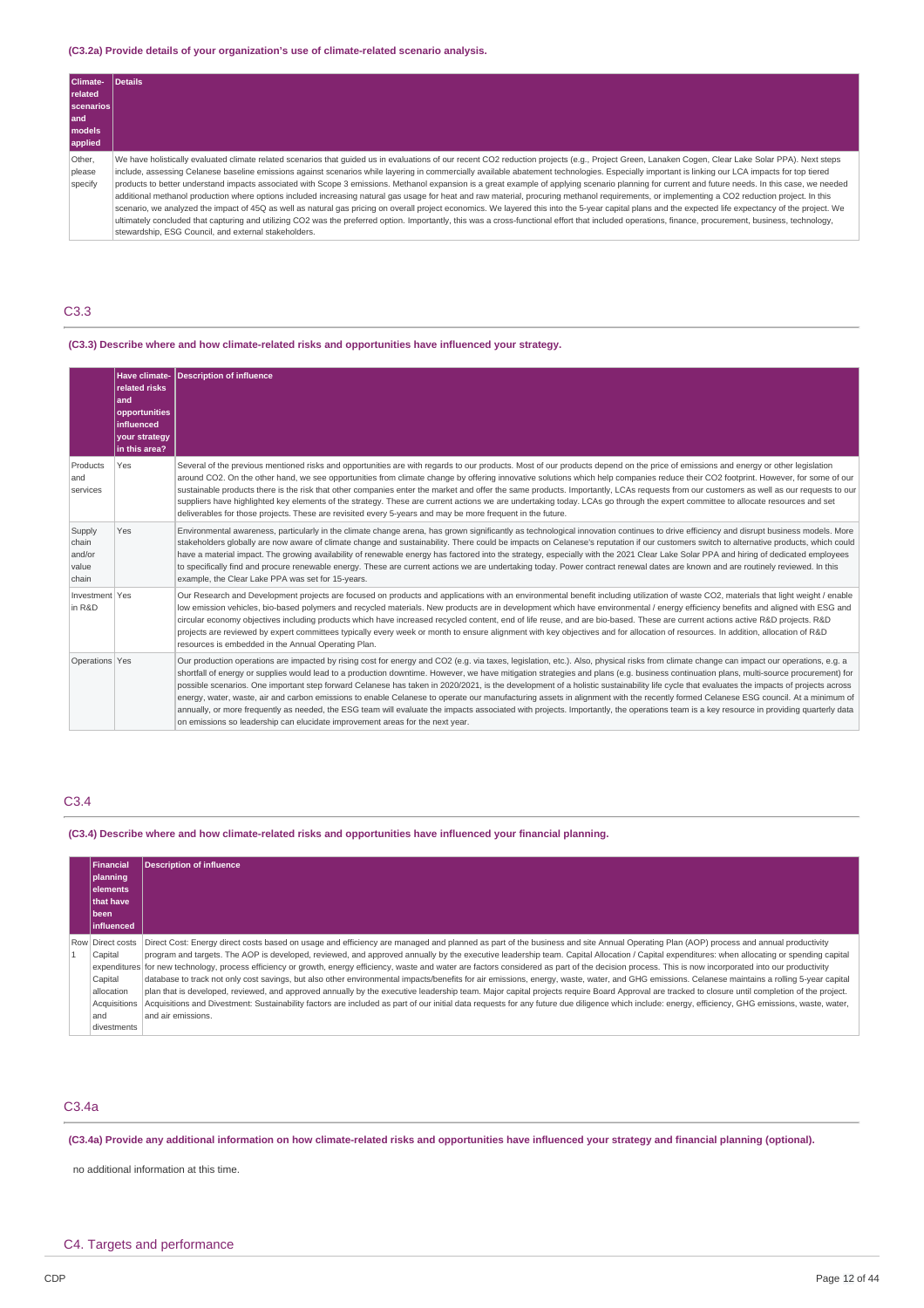**(C3.2a) Provide details of your organization's use of climate-related scenario analysis.**

| Climate-related scenarios and models applied | Details |
|---|---|
| Other, please specify | We have holistically evaluated climate related scenarios that guided us in evaluations of our recent CO2 reduction projects (e.g., Project Green, Lanaken Cogen, Clear Lake Solar PPA). Next steps include, assessing Celanese baseline emissions against scenarios while layering in commercially available abatement technologies. Especially important is linking our LCA impacts for top tiered products to better understand impacts associated with Scope 3 emissions. Methanol expansion is a great example of applying scenario planning for current and future needs. In this case, we needed additional methanol production where options included increasing natural gas usage for heat and raw material, procuring methanol requirements, or implementing a CO2 reduction project. In this scenario, we analyzed the impact of 45Q as well as natural gas pricing on overall project economics. We layered this into the 5-year capital plans and the expected life expectancy of the project. We ultimately concluded that capturing and utilizing CO2 was the preferred option. Importantly, this was a cross-functional effort that included operations, finance, procurement, business, technology, stewardship, ESG Council, and external stakeholders. |

## C3.3

**(C3.3) Describe where and how climate-related risks and opportunities have influenced your strategy.**

| | Have climate-related risks and opportunities influenced your strategy in this area? | Description of influence |
|---|---|---|
| Products and services | Yes | Several of the previous mentioned risks and opportunities are with regards to our products. Most of our products depend on the price of emissions and energy or other legislation around CO2. On the other hand, we see opportunities from climate change by offering innovative solutions which help companies reduce their CO2 footprint. However, for some of our sustainable products there is the risk that other companies enter the market and offer the same products. Importantly, LCAs requests from our customers as well as our requests to our suppliers have highlighted key elements of the strategy. These are current actions we are undertaking today. LCAs go through the expert committee to allocate resources and set deliverables for those projects. These are revisited every 5-years and may be more frequent in the future. |
| Supply chain and/or value chain | Yes | Environmental awareness, particularly in the climate change arena, has grown significantly as technological innovation continues to drive efficiency and disrupt business models. More stakeholders globally are now aware of climate change and sustainability. There could be impacts on Celanese's reputation if our customers switch to alternative products, which could have a material impact. The growing availability of renewable energy has factored into the strategy, especially with the 2021 Clear Lake Solar PPA and hiring of dedicated employees to specifically find and procure renewable energy. These are current actions we are undertaking today. Power contract renewal dates are known and are routinely reviewed. In this example, the Clear Lake PPA was set for 15-years. |
| Investment in R&D | Yes | Our Research and Development projects are focused on products and applications with an environmental benefit including utilization of waste CO2, materials that light weight / enable low emission vehicles, bio-based polymers and recycled materials. New products are in development which have environmental / energy efficiency benefits and aligned with ESG and circular economy objectives including products which have increased recycled content, end of life reuse, and are bio-based. These are current actions active R&D projects. R&D projects are reviewed by expert committees typically every week or month to ensure alignment with key objectives and for allocation of resources. In addition, allocation of R&D resources is embedded in the Annual Operating Plan. |
| Operations | Yes | Our production operations are impacted by rising cost for energy and CO2 (e.g. via taxes, legislation, etc.). Also, physical risks from climate change can impact our operations, e.g. a shortfall of energy or supplies would lead to a production downtime. However, we have mitigation strategies and plans (e.g. business continuation plans, multi-source procurement) for possible scenarios. One important step forward Celanese has taken in 2020/2021, is the development of a holistic sustainability life cycle that evaluates the impacts of projects across energy, water, waste, air and carbon emissions to enable Celanese to operate our manufacturing assets in alignment with the recently formed Celanese ESG council. At a minimum of annually, or more frequently as needed, the ESG team will evaluate the impacts associated with projects. Importantly, the operations team is a key resource in providing quarterly data on emissions so leadership can elucidate improvement areas for the next year. |

## C3.4

**(C3.4) Describe where and how climate-related risks and opportunities have influenced your financial planning.**

| | Financial planning elements that have been influenced | Description of influence |
|---|---|---|
| Row 1 | Direct costs<br>Capital expenditures<br>Capital allocation<br>Acquisitions and divestments | Direct Cost: Energy direct costs based on usage and efficiency are managed and planned as part of the business and site Annual Operating Plan (AOP) process and annual productivity program and targets. The AOP is developed, reviewed, and approved annually by the executive leadership team. Capital Allocation / Capital expenditures: when allocating or spending capital for new technology, process efficiency or growth, energy efficiency, waste and water are factors considered as part of the decision process. This is now incorporated into our productivity database to track not only cost savings, but also other environmental impacts/benefits for air emissions, energy, waste, water, and GHG emissions. Celanese maintains a rolling 5-year capital plan that is developed, reviewed, and approved annually by the executive leadership team. Major capital projects require Board Approval are tracked to closure until completion of the project. Acquisitions and Divestment: Sustainability factors are included as part of our initial data requests for any future due diligence which include: energy, efficiency, GHG emissions, waste, water, and air emissions. |

## C3.4a

**(C3.4a) Provide any additional information on how climate-related risks and opportunities have influenced your strategy and financial planning (optional).**

no additional information at this time.

# C4. Targets and performance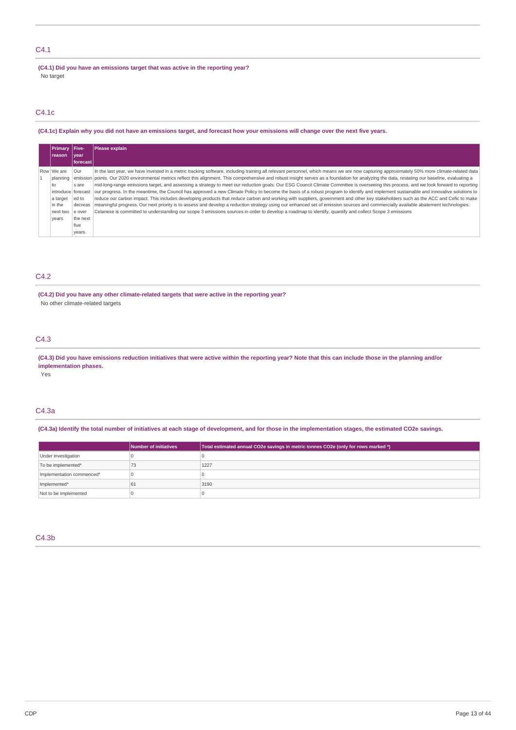## C4.1

**(C4.1) Did you have an emissions target that was active in the reporting year?**

No target

## C4.1c

**(C4.1c) Explain why you did not have an emissions target, and forecast how your emissions will change over the next five years.**

| | Primary reason | Five-year forecast | Please explain |
|---|---|---|---|
| Row 1 | We are planning to introduce a target in the next two years | Our emissions are forecasted to decrease over the next five years. | In the last year, we have invested in a metric tracking software, including training all relevant personnel, which means we are now capturing approximately 50% more climate-related data points. Our 2020 environmental metrics reflect this alignment. This comprehensive and robust insight serves as a foundation for analyzing the data, restating our baseline, evaluating a mid-long-range emissions target, and assessing a strategy to meet our reduction goals. Our ESG Council Climate Committee is overseeing this process, and we look forward to reporting our progress. In the meantime, the Council has approved a new Climate Policy to become the basis of a robust program to identify and implement sustainable and innovative solutions to reduce our carbon impact. This includes developing products that reduce carbon and working with suppliers, government and other key stakeholders such as the ACC and Cefic to make meaningful progress. Our next priority is to assess and develop a reduction strategy using our enhanced set of emission sources and commercially available abatement technologies. Celanese is committed to understanding our scope 3 emissions sources in order to develop a roadmap to identify, quantify and collect Scope 3 emissions |

## C4.2

**(C4.2) Did you have any other climate-related targets that were active in the reporting year?**

No other climate-related targets

## C4.3

**(C4.3) Did you have emissions reduction initiatives that were active within the reporting year? Note that this can include those in the planning and/or implementation phases.**

Yes

## C4.3a

**(C4.3a) Identify the total number of initiatives at each stage of development, and for those in the implementation stages, the estimated CO2e savings.**

| | Number of initiatives | Total estimated annual CO2e savings in metric tonnes CO2e (only for rows marked *) |
|---|---|---|
| Under investigation | 0 | 0 |
| To be implemented* | 73 | 1227 |
| Implementation commenced* | 0 | 0 |
| Implemented* | 61 | 3190 |
| Not to be implemented | 0 | 0 |

## C4.3b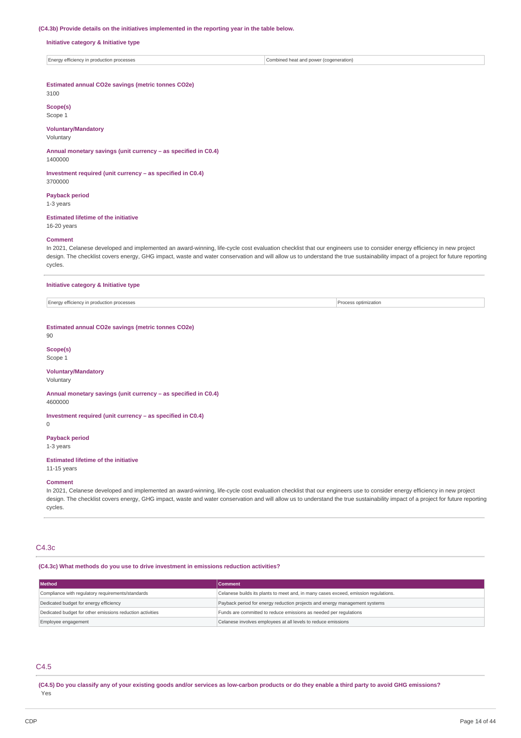**(C4.3b) Provide details on the initiatives implemented in the reporting year in the table below.**

**Initiative category & Initiative type**

| | |
|---|---|
| Energy efficiency in production processes | Combined heat and power (cogeneration) |

**Estimated annual CO2e savings (metric tonnes CO2e)**
3100

**Scope(s)**
Scope 1

**Voluntary/Mandatory**
Voluntary

**Annual monetary savings (unit currency – as specified in C0.4)**
1400000

**Investment required (unit currency – as specified in C0.4)**
3700000

**Payback period**
1-3 years

**Estimated lifetime of the initiative**
16-20 years

**Comment**
In 2021, Celanese developed and implemented an award-winning, life-cycle cost evaluation checklist that our engineers use to consider energy efficiency in new project design. The checklist covers energy, GHG impact, waste and water conservation and will allow us to understand the true sustainability impact of a project for future reporting cycles.

**Initiative category & Initiative type**

| | |
|---|---|
| Energy efficiency in production processes | Process optimization |

**Estimated annual CO2e savings (metric tonnes CO2e)**
90

**Scope(s)**
Scope 1

**Voluntary/Mandatory**
Voluntary

**Annual monetary savings (unit currency – as specified in C0.4)**
4600000

**Investment required (unit currency – as specified in C0.4)**
0

**Payback period**
1-3 years

**Estimated lifetime of the initiative**
11-15 years

**Comment**
In 2021, Celanese developed and implemented an award-winning, life-cycle cost evaluation checklist that our engineers use to consider energy efficiency in new project design. The checklist covers energy, GHG impact, waste and water conservation and will allow us to understand the true sustainability impact of a project for future reporting cycles.

## C4.3c

**(C4.3c) What methods do you use to drive investment in emissions reduction activities?**

| Method | Comment |
|---|---|
| Compliance with regulatory requirements/standards | Celanese builds its plants to meet and, in many cases exceed, emission regulations. |
| Dedicated budget for energy efficiency | Payback period for energy reduction projects and energy management systems |
| Dedicated budget for other emissions reduction activities | Funds are committed to reduce emissions as needed per regulations |
| Employee engagement | Celanese involves employees at all levels to reduce emissions |

## C4.5

**(C4.5) Do you classify any of your existing goods and/or services as low-carbon products or do they enable a third party to avoid GHG emissions?**
Yes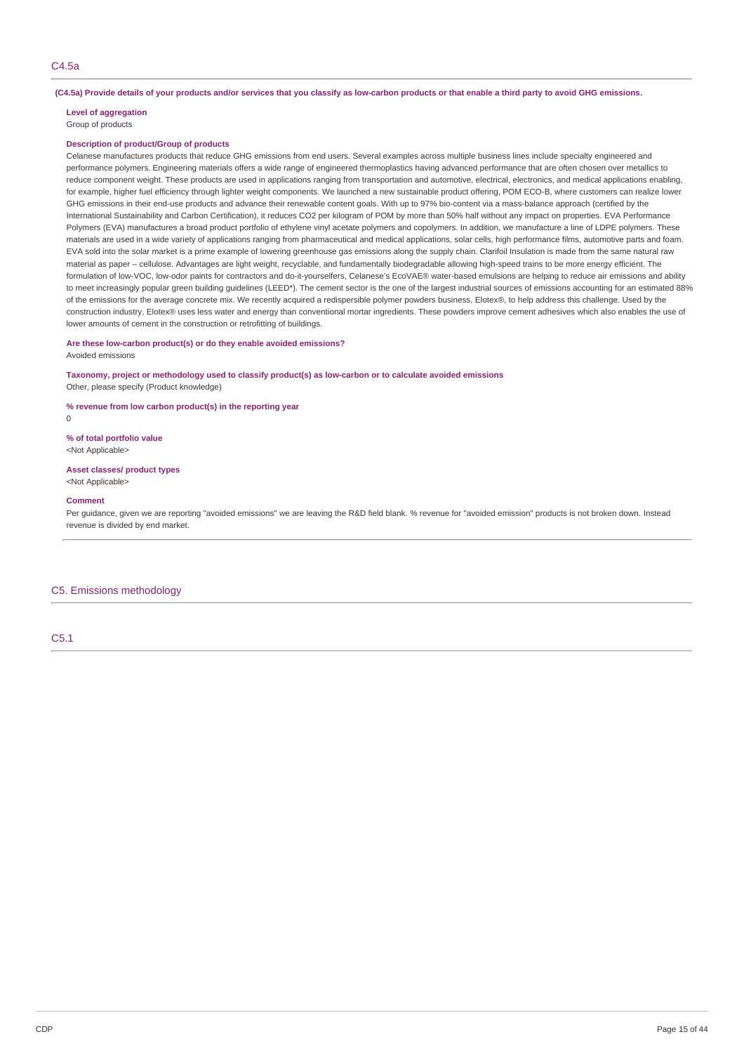## C4.5a

**(C4.5a) Provide details of your products and/or services that you classify as low-carbon products or that enable a third party to avoid GHG emissions.**

**Level of aggregation**
Group of products

**Description of product/Group of products**
Celanese manufactures products that reduce GHG emissions from end users. Several examples across multiple business lines include specialty engineered and performance polymers. Engineering materials offers a wide range of engineered thermoplastics having advanced performance that are often chosen over metallics to reduce component weight. These products are used in applications ranging from transportation and automotive, electrical, electronics, and medical applications enabling, for example, higher fuel efficiency through lighter weight components. We launched a new sustainable product offering, POM ECO-B, where customers can realize lower GHG emissions in their end-use products and advance their renewable content goals. With up to 97% bio-content via a mass-balance approach (certified by the International Sustainability and Carbon Certification), it reduces CO2 per kilogram of POM by more than 50% half without any impact on properties. EVA Performance Polymers (EVA) manufactures a broad product portfolio of ethylene vinyl acetate polymers and copolymers. In addition, we manufacture a line of LDPE polymers. These materials are used in a wide variety of applications ranging from pharmaceutical and medical applications, solar cells, high performance films, automotive parts and foam. EVA sold into the solar market is a prime example of lowering greenhouse gas emissions along the supply chain. Clarifoil Insulation is made from the same natural raw material as paper – cellulose. Advantages are light weight, recyclable, and fundamentally biodegradable allowing high-speed trains to be more energy efficient. The formulation of low-VOC, low-odor paints for contractors and do-it-yourselfers, Celanese's EcoVAE® water-based emulsions are helping to reduce air emissions and ability to meet increasingly popular green building guidelines (LEED*). The cement sector is the one of the largest industrial sources of emissions accounting for an estimated 88% of the emissions for the average concrete mix. We recently acquired a redispersible polymer powders business, Elotex®, to help address this challenge. Used by the construction industry, Elotex® uses less water and energy than conventional mortar ingredients. These powders improve cement adhesives which also enables the use of lower amounts of cement in the construction or retrofitting of buildings.

**Are these low-carbon product(s) or do they enable avoided emissions?**
Avoided emissions

**Taxonomy, project or methodology used to classify product(s) as low-carbon or to calculate avoided emissions**
Other, please specify (Product knowledge)

**% revenue from low carbon product(s) in the reporting year**
0

**% of total portfolio value**
<Not Applicable>

**Asset classes/ product types**
<Not Applicable>

**Comment**
Per guidance, given we are reporting "avoided emissions" we are leaving the R&D field blank. % revenue for "avoided emission" products is not broken down. Instead revenue is divided by end market.

# C5. Emissions methodology

## C5.1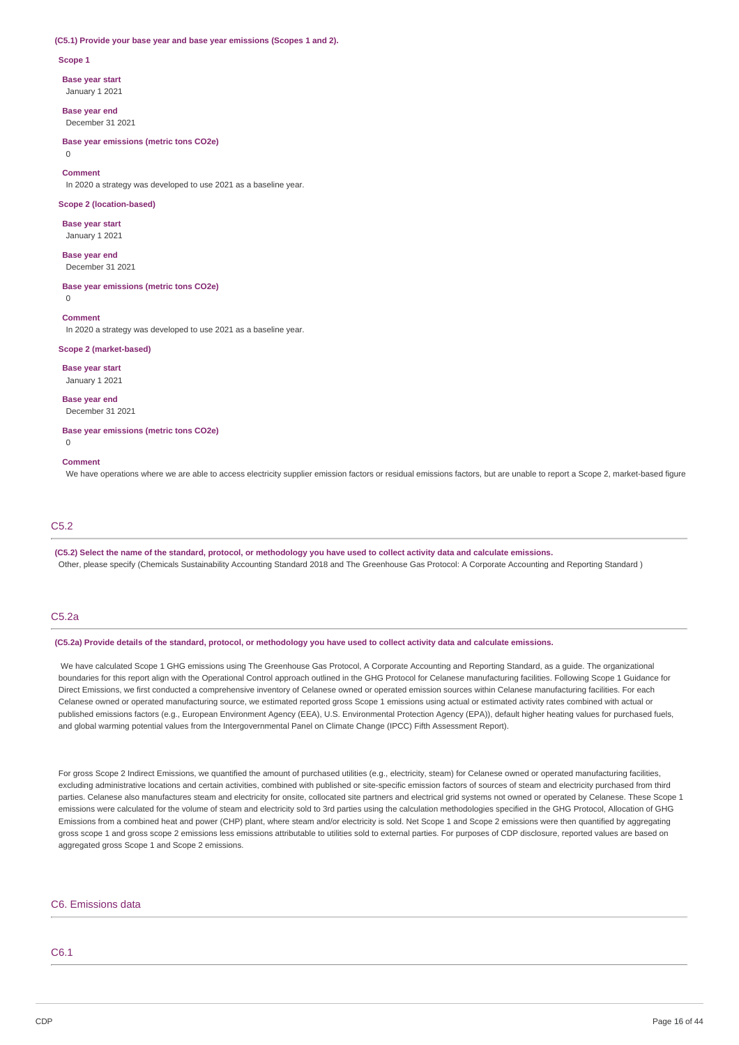**(C5.1) Provide your base year and base year emissions (Scopes 1 and 2).**

**Scope 1**

**Base year start**
January 1 2021

**Base year end**
December 31 2021

**Base year emissions (metric tons CO2e)**
0

**Comment**
In 2020 a strategy was developed to use 2021 as a baseline year.

**Scope 2 (location-based)**

**Base year start**
January 1 2021

**Base year end**
December 31 2021

**Base year emissions (metric tons CO2e)**
0

**Comment**
In 2020 a strategy was developed to use 2021 as a baseline year.

**Scope 2 (market-based)**

**Base year start**
January 1 2021

**Base year end**
December 31 2021

**Base year emissions (metric tons CO2e)**
0

**Comment**
We have operations where we are able to access electricity supplier emission factors or residual emissions factors, but are unable to report a Scope 2, market-based figure

## C5.2

**(C5.2) Select the name of the standard, protocol, or methodology you have used to collect activity data and calculate emissions.**

Other, please specify (Chemicals Sustainability Accounting Standard 2018 and The Greenhouse Gas Protocol: A Corporate Accounting and Reporting Standard )

## C5.2a

**(C5.2a) Provide details of the standard, protocol, or methodology you have used to collect activity data and calculate emissions.**

We have calculated Scope 1 GHG emissions using The Greenhouse Gas Protocol, A Corporate Accounting and Reporting Standard, as a guide. The organizational boundaries for this report align with the Operational Control approach outlined in the GHG Protocol for Celanese manufacturing facilities. Following Scope 1 Guidance for Direct Emissions, we first conducted a comprehensive inventory of Celanese owned or operated emission sources within Celanese manufacturing facilities. For each Celanese owned or operated manufacturing source, we estimated reported gross Scope 1 emissions using actual or estimated activity rates combined with actual or published emissions factors (e.g., European Environment Agency (EEA), U.S. Environmental Protection Agency (EPA)), default higher heating values for purchased fuels, and global warming potential values from the Intergovernmental Panel on Climate Change (IPCC) Fifth Assessment Report).

For gross Scope 2 Indirect Emissions, we quantified the amount of purchased utilities (e.g., electricity, steam) for Celanese owned or operated manufacturing facilities, excluding administrative locations and certain activities, combined with published or site-specific emission factors of sources of steam and electricity purchased from third parties. Celanese also manufactures steam and electricity for onsite, collocated site partners and electrical grid systems not owned or operated by Celanese. These Scope 1 emissions were calculated for the volume of steam and electricity sold to 3rd parties using the calculation methodologies specified in the GHG Protocol, Allocation of GHG Emissions from a combined heat and power (CHP) plant, where steam and/or electricity is sold. Net Scope 1 and Scope 2 emissions were then quantified by aggregating gross scope 1 and gross scope 2 emissions less emissions attributable to utilities sold to external parties. For purposes of CDP disclosure, reported values are based on aggregated gross Scope 1 and Scope 2 emissions.

# C6. Emissions data

## C6.1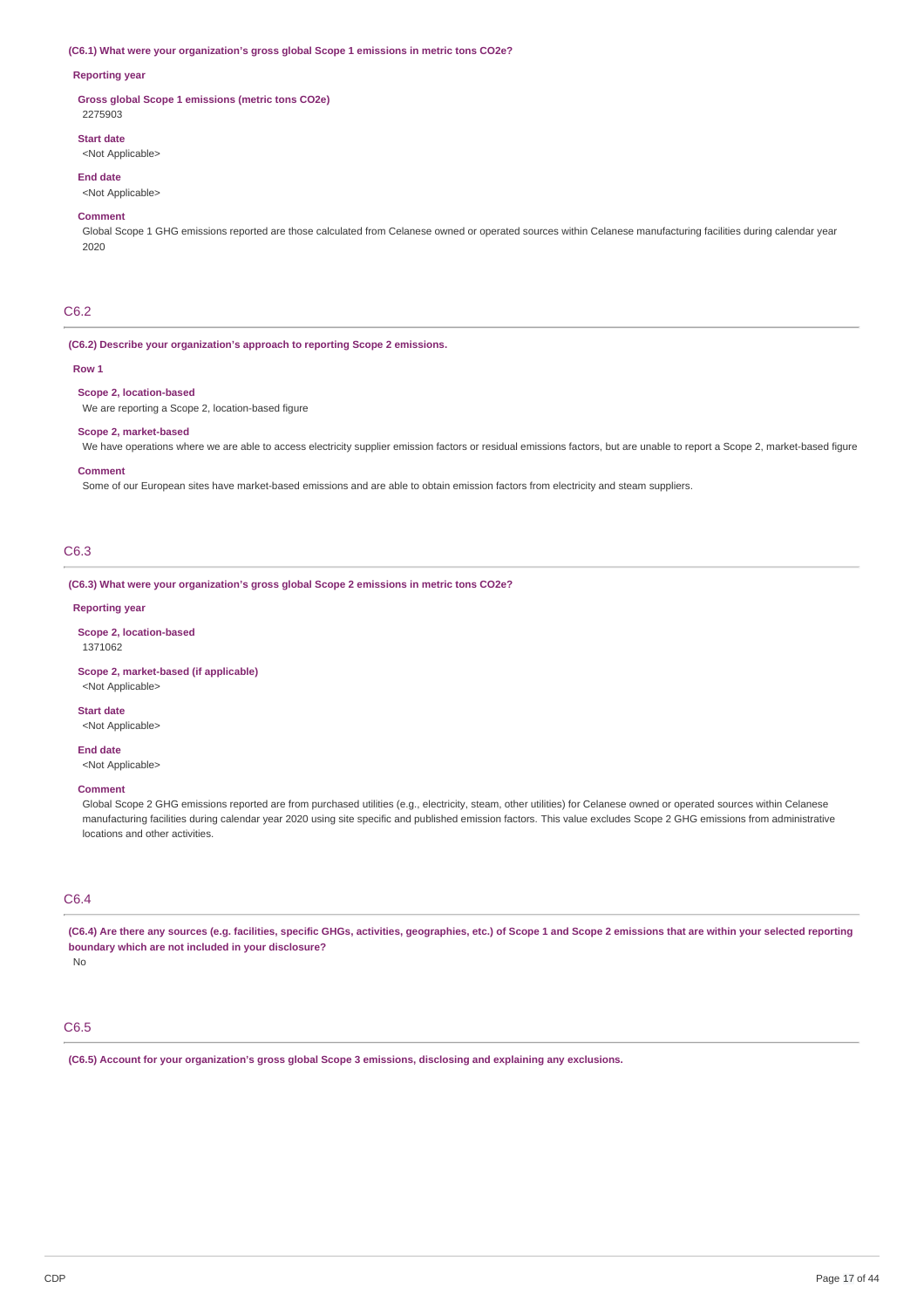**(C6.1) What were your organization's gross global Scope 1 emissions in metric tons CO2e?**

**Reporting year**

**Gross global Scope 1 emissions (metric tons CO2e)**
2275903

**Start date**
<Not Applicable>

**End date**
<Not Applicable>

**Comment**
Global Scope 1 GHG emissions reported are those calculated from Celanese owned or operated sources within Celanese manufacturing facilities during calendar year 2020

## C6.2

**(C6.2) Describe your organization's approach to reporting Scope 2 emissions.**

**Row 1**

**Scope 2, location-based**
We are reporting a Scope 2, location-based figure

**Scope 2, market-based**
We have operations where we are able to access electricity supplier emission factors or residual emissions factors, but are unable to report a Scope 2, market-based figure

**Comment**
Some of our European sites have market-based emissions and are able to obtain emission factors from electricity and steam suppliers.

## C6.3

**(C6.3) What were your organization's gross global Scope 2 emissions in metric tons CO2e?**

**Reporting year**

**Scope 2, location-based**
1371062

**Scope 2, market-based (if applicable)**
<Not Applicable>

**Start date**
<Not Applicable>

**End date**
<Not Applicable>

**Comment**
Global Scope 2 GHG emissions reported are from purchased utilities (e.g., electricity, steam, other utilities) for Celanese owned or operated sources within Celanese manufacturing facilities during calendar year 2020 using site specific and published emission factors. This value excludes Scope 2 GHG emissions from administrative locations and other activities.

## C6.4

**(C6.4) Are there any sources (e.g. facilities, specific GHGs, activities, geographies, etc.) of Scope 1 and Scope 2 emissions that are within your selected reporting boundary which are not included in your disclosure?**
No

## C6.5

**(C6.5) Account for your organization's gross global Scope 3 emissions, disclosing and explaining any exclusions.**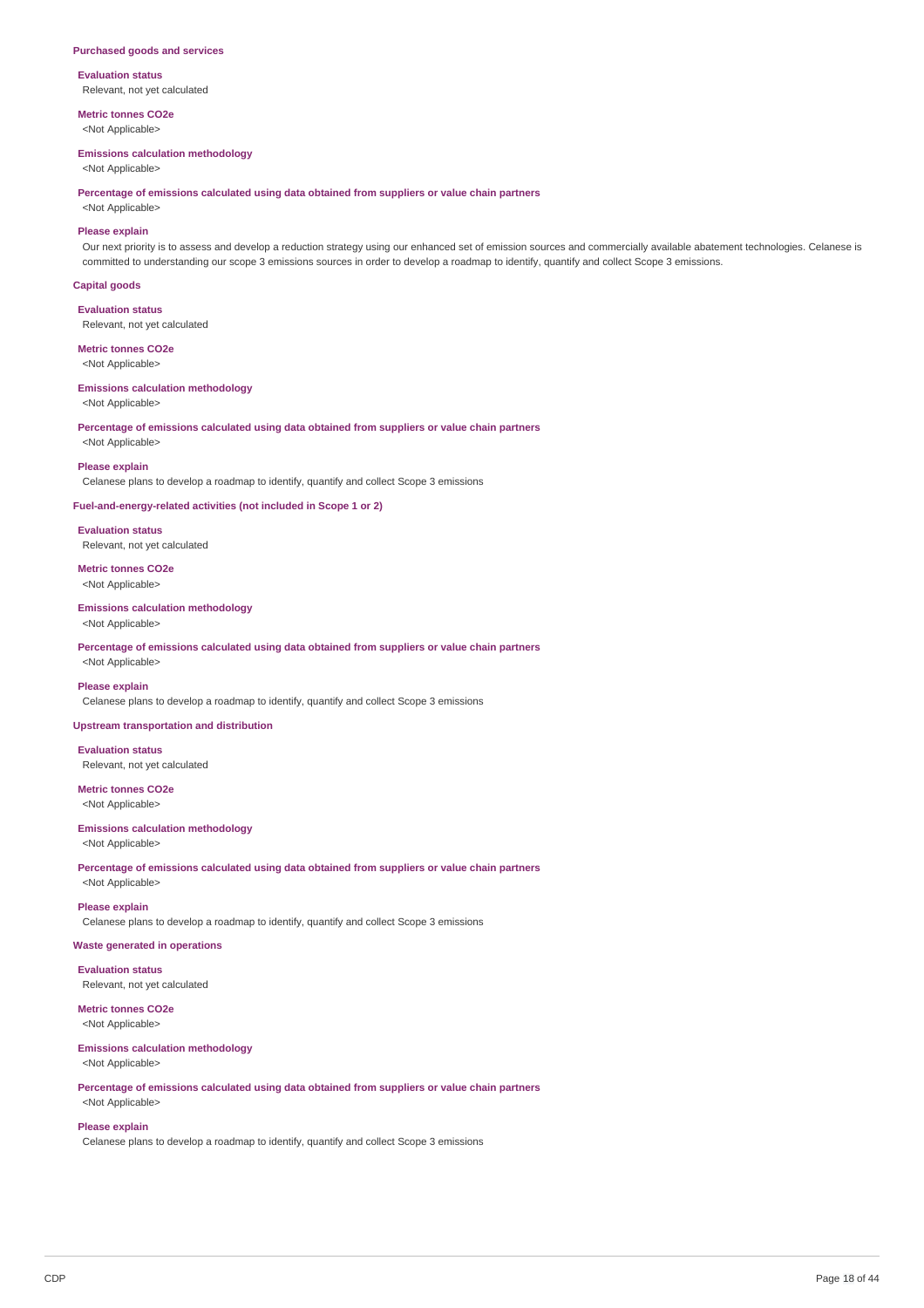### Purchased goods and services

**Evaluation status**
Relevant, not yet calculated

**Metric tonnes CO2e**
<Not Applicable>

**Emissions calculation methodology**
<Not Applicable>

**Percentage of emissions calculated using data obtained from suppliers or value chain partners**
<Not Applicable>

**Please explain**
Our next priority is to assess and develop a reduction strategy using our enhanced set of emission sources and commercially available abatement technologies. Celanese is committed to understanding our scope 3 emissions sources in order to develop a roadmap to identify, quantify and collect Scope 3 emissions.

### Capital goods

**Evaluation status**
Relevant, not yet calculated

**Metric tonnes CO2e**
<Not Applicable>

**Emissions calculation methodology**
<Not Applicable>

**Percentage of emissions calculated using data obtained from suppliers or value chain partners**
<Not Applicable>

**Please explain**
Celanese plans to develop a roadmap to identify, quantify and collect Scope 3 emissions

### Fuel-and-energy-related activities (not included in Scope 1 or 2)

**Evaluation status**
Relevant, not yet calculated

**Metric tonnes CO2e**
<Not Applicable>

**Emissions calculation methodology**
<Not Applicable>

**Percentage of emissions calculated using data obtained from suppliers or value chain partners**
<Not Applicable>

**Please explain**
Celanese plans to develop a roadmap to identify, quantify and collect Scope 3 emissions

### Upstream transportation and distribution

**Evaluation status**
Relevant, not yet calculated

**Metric tonnes CO2e**
<Not Applicable>

**Emissions calculation methodology**
<Not Applicable>

**Percentage of emissions calculated using data obtained from suppliers or value chain partners**
<Not Applicable>

**Please explain**
Celanese plans to develop a roadmap to identify, quantify and collect Scope 3 emissions

### Waste generated in operations

**Evaluation status**
Relevant, not yet calculated

**Metric tonnes CO2e**
<Not Applicable>

**Emissions calculation methodology**
<Not Applicable>

**Percentage of emissions calculated using data obtained from suppliers or value chain partners**
<Not Applicable>

**Please explain**
Celanese plans to develop a roadmap to identify, quantify and collect Scope 3 emissions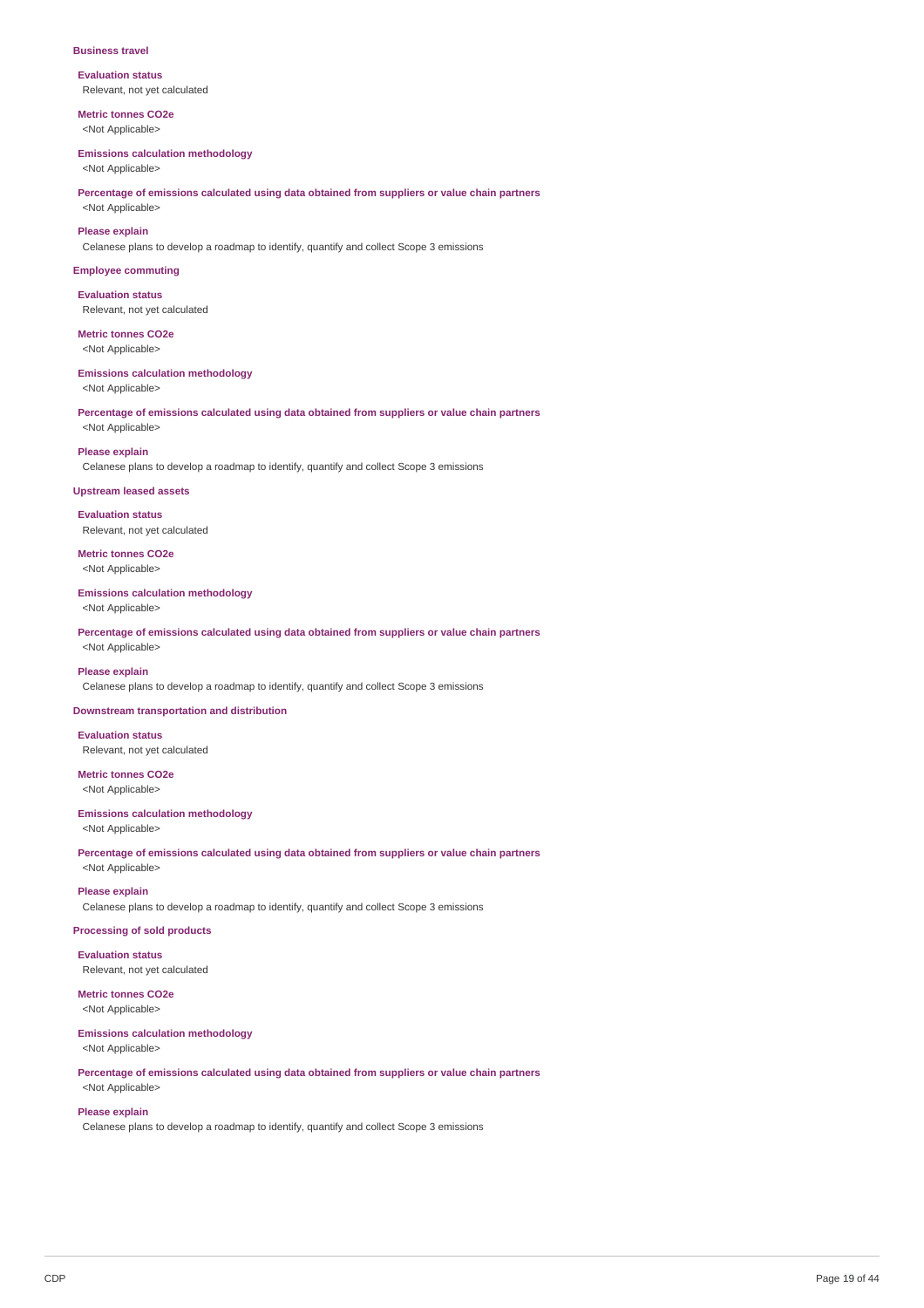### Business travel

**Evaluation status**
Relevant, not yet calculated

**Metric tonnes CO2e**
<Not Applicable>

**Emissions calculation methodology**
<Not Applicable>

**Percentage of emissions calculated using data obtained from suppliers or value chain partners**
<Not Applicable>

**Please explain**
Celanese plans to develop a roadmap to identify, quantify and collect Scope 3 emissions

### Employee commuting

**Evaluation status**
Relevant, not yet calculated

**Metric tonnes CO2e**
<Not Applicable>

**Emissions calculation methodology**
<Not Applicable>

**Percentage of emissions calculated using data obtained from suppliers or value chain partners**
<Not Applicable>

**Please explain**
Celanese plans to develop a roadmap to identify, quantify and collect Scope 3 emissions

### Upstream leased assets

**Evaluation status**
Relevant, not yet calculated

**Metric tonnes CO2e**
<Not Applicable>

**Emissions calculation methodology**
<Not Applicable>

**Percentage of emissions calculated using data obtained from suppliers or value chain partners**
<Not Applicable>

**Please explain**
Celanese plans to develop a roadmap to identify, quantify and collect Scope 3 emissions

### Downstream transportation and distribution

**Evaluation status**
Relevant, not yet calculated

**Metric tonnes CO2e**
<Not Applicable>

**Emissions calculation methodology**
<Not Applicable>

**Percentage of emissions calculated using data obtained from suppliers or value chain partners**
<Not Applicable>

**Please explain**
Celanese plans to develop a roadmap to identify, quantify and collect Scope 3 emissions

### Processing of sold products

**Evaluation status**
Relevant, not yet calculated

**Metric tonnes CO2e**
<Not Applicable>

**Emissions calculation methodology**
<Not Applicable>

**Percentage of emissions calculated using data obtained from suppliers or value chain partners**
<Not Applicable>

**Please explain**
Celanese plans to develop a roadmap to identify, quantify and collect Scope 3 emissions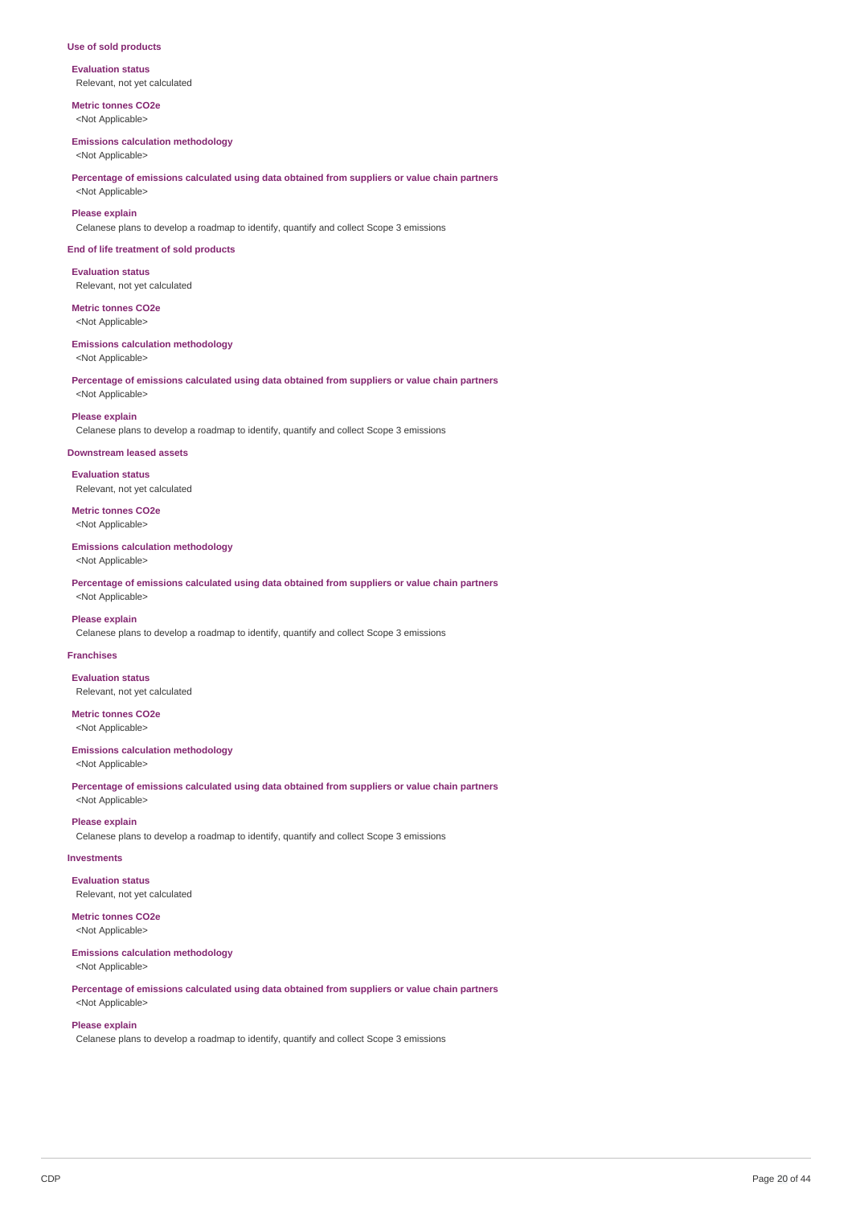#### Use of sold products

**Evaluation status**
Relevant, not yet calculated

**Metric tonnes CO2e**
<Not Applicable>

**Emissions calculation methodology**
<Not Applicable>

**Percentage of emissions calculated using data obtained from suppliers or value chain partners**
<Not Applicable>

**Please explain**
Celanese plans to develop a roadmap to identify, quantify and collect Scope 3 emissions

#### End of life treatment of sold products

**Evaluation status**
Relevant, not yet calculated

**Metric tonnes CO2e**
<Not Applicable>

**Emissions calculation methodology**
<Not Applicable>

**Percentage of emissions calculated using data obtained from suppliers or value chain partners**
<Not Applicable>

**Please explain**
Celanese plans to develop a roadmap to identify, quantify and collect Scope 3 emissions

#### Downstream leased assets

**Evaluation status**
Relevant, not yet calculated

**Metric tonnes CO2e**
<Not Applicable>

**Emissions calculation methodology**
<Not Applicable>

**Percentage of emissions calculated using data obtained from suppliers or value chain partners**
<Not Applicable>

**Please explain**
Celanese plans to develop a roadmap to identify, quantify and collect Scope 3 emissions

#### Franchises

**Evaluation status**
Relevant, not yet calculated

**Metric tonnes CO2e**
<Not Applicable>

**Emissions calculation methodology**
<Not Applicable>

**Percentage of emissions calculated using data obtained from suppliers or value chain partners**
<Not Applicable>

**Please explain**
Celanese plans to develop a roadmap to identify, quantify and collect Scope 3 emissions

#### Investments

**Evaluation status**
Relevant, not yet calculated

**Metric tonnes CO2e**
<Not Applicable>

**Emissions calculation methodology**
<Not Applicable>

**Percentage of emissions calculated using data obtained from suppliers or value chain partners**
<Not Applicable>

**Please explain**
Celanese plans to develop a roadmap to identify, quantify and collect Scope 3 emissions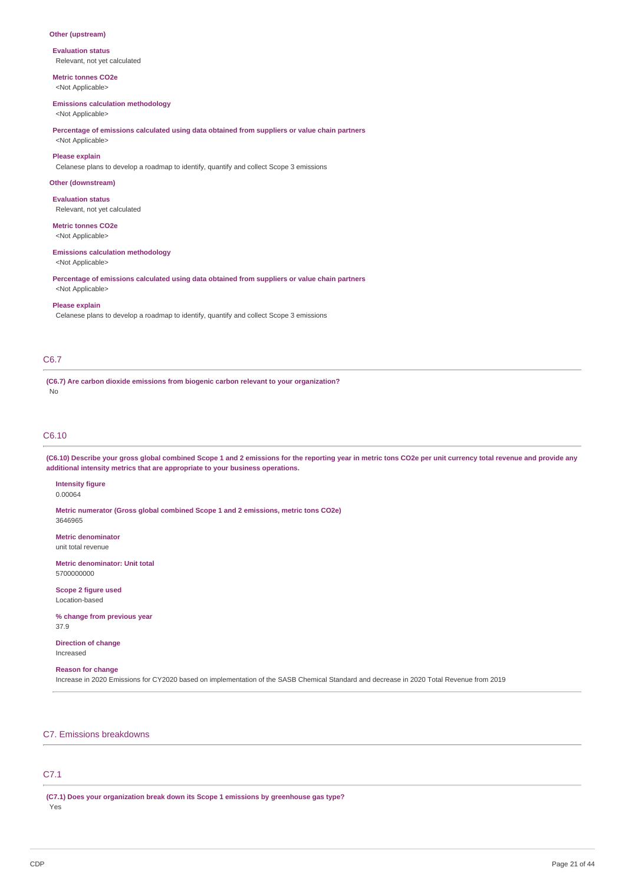**Other (upstream)**

**Evaluation status**
Relevant, not yet calculated

**Metric tonnes CO2e**
<Not Applicable>

**Emissions calculation methodology**
<Not Applicable>

**Percentage of emissions calculated using data obtained from suppliers or value chain partners**
<Not Applicable>

**Please explain**
Celanese plans to develop a roadmap to identify, quantify and collect Scope 3 emissions

**Other (downstream)**

**Evaluation status**
Relevant, not yet calculated

**Metric tonnes CO2e**
<Not Applicable>

**Emissions calculation methodology**
<Not Applicable>

**Percentage of emissions calculated using data obtained from suppliers or value chain partners**
<Not Applicable>

**Please explain**
Celanese plans to develop a roadmap to identify, quantify and collect Scope 3 emissions

## C6.7

**(C6.7) Are carbon dioxide emissions from biogenic carbon relevant to your organization?**
No

## C6.10

**(C6.10) Describe your gross global combined Scope 1 and 2 emissions for the reporting year in metric tons CO2e per unit currency total revenue and provide any additional intensity metrics that are appropriate to your business operations.**

**Intensity figure**
0.00064

**Metric numerator (Gross global combined Scope 1 and 2 emissions, metric tons CO2e)**
3646965

**Metric denominator**
unit total revenue

**Metric denominator: Unit total**
5700000000

**Scope 2 figure used**
Location-based

**% change from previous year**
37.9

**Direction of change**
Increased

**Reason for change**
Increase in 2020 Emissions for CY2020 based on implementation of the SASB Chemical Standard and decrease in 2020 Total Revenue from 2019

# C7. Emissions breakdowns

## C7.1

**(C7.1) Does your organization break down its Scope 1 emissions by greenhouse gas type?**
Yes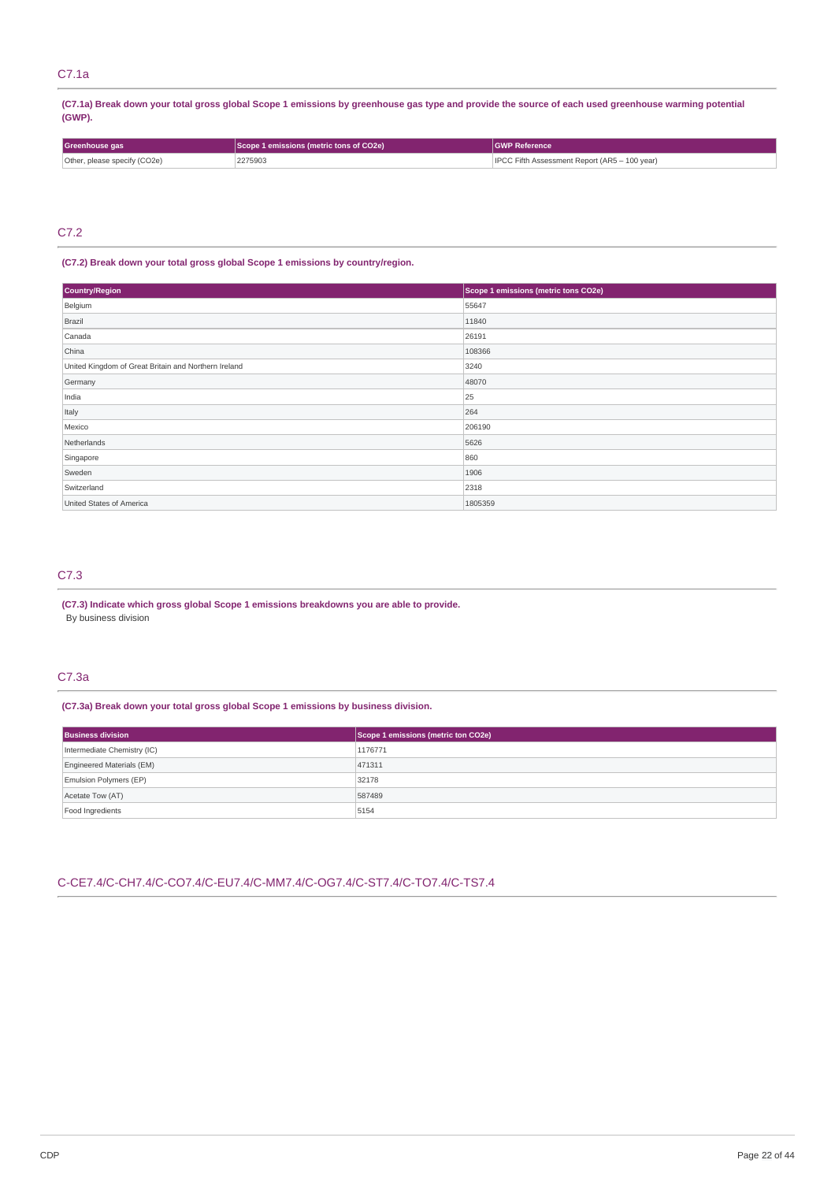## C7.1a

**(C7.1a) Break down your total gross global Scope 1 emissions by greenhouse gas type and provide the source of each used greenhouse warming potential (GWP).**

| Greenhouse gas | Scope 1 emissions (metric tons of CO2e) | GWP Reference |
| --- | --- | --- |
| Other, please specify (CO2e) | 2275903 | IPCC Fifth Assessment Report (AR5 – 100 year) |

## C7.2

**(C7.2) Break down your total gross global Scope 1 emissions by country/region.**

| Country/Region | Scope 1 emissions (metric tons CO2e) |
| --- | --- |
| Belgium | 55647 |
| Brazil | 11840 |
| Canada | 26191 |
| China | 108366 |
| United Kingdom of Great Britain and Northern Ireland | 3240 |
| Germany | 48070 |
| India | 25 |
| Italy | 264 |
| Mexico | 206190 |
| Netherlands | 5626 |
| Singapore | 860 |
| Sweden | 1906 |
| Switzerland | 2318 |
| United States of America | 1805359 |

## C7.3

**(C7.3) Indicate which gross global Scope 1 emissions breakdowns you are able to provide.**

By business division

## C7.3a

**(C7.3a) Break down your total gross global Scope 1 emissions by business division.**

| Business division | Scope 1 emissions (metric ton CO2e) |
| --- | --- |
| Intermediate Chemistry (IC) | 1176771 |
| Engineered Materials (EM) | 471311 |
| Emulsion Polymers (EP) | 32178 |
| Acetate Tow (AT) | 587489 |
| Food Ingredients | 5154 |

## C-CE7.4/C-CH7.4/C-CO7.4/C-EU7.4/C-MM7.4/C-OG7.4/C-ST7.4/C-TO7.4/C-TS7.4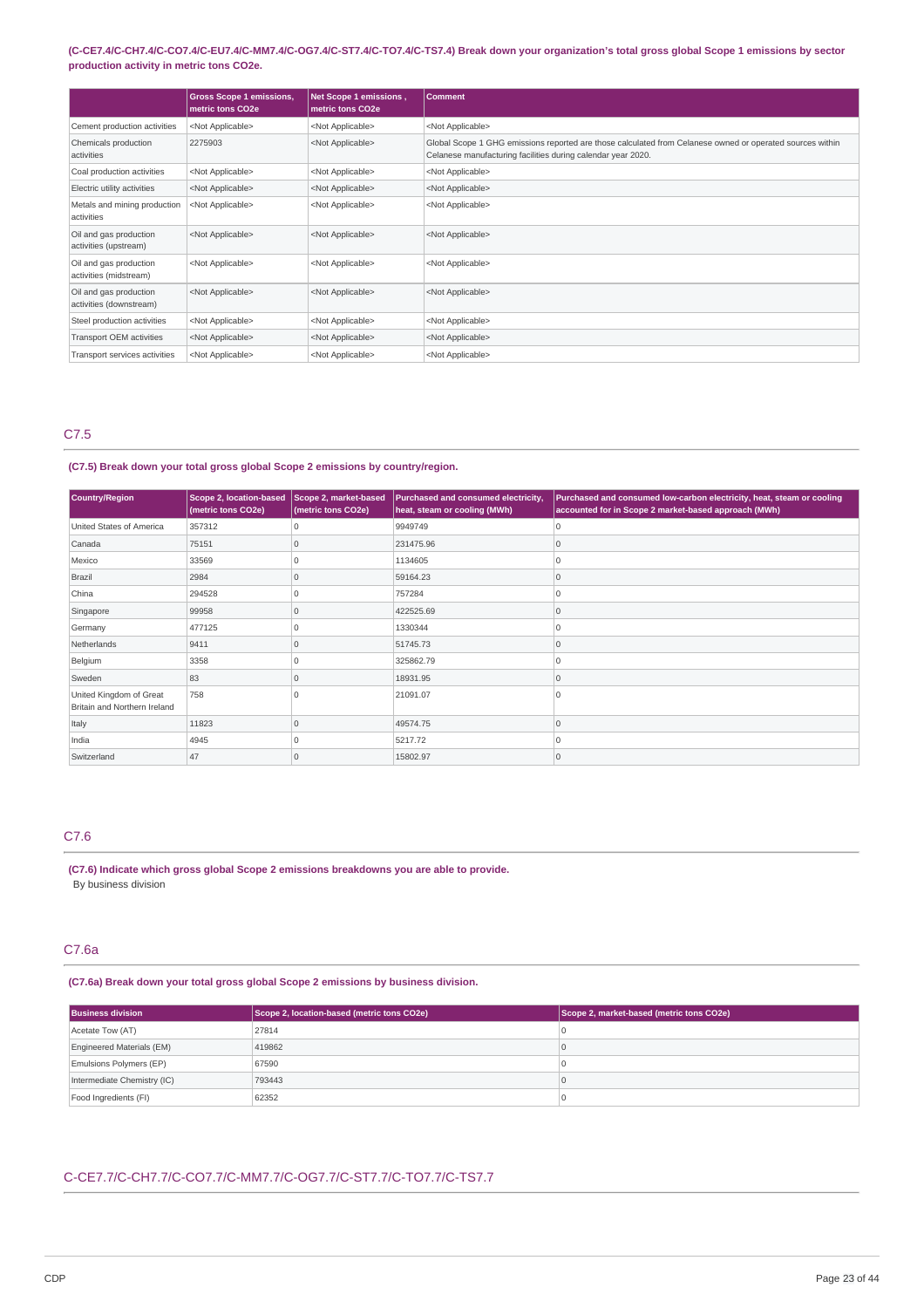**(C-CE7.4/C-CH7.4/C-CO7.4/C-EU7.4/C-MM7.4/C-OG7.4/C-ST7.4/C-TO7.4/C-TS7.4) Break down your organization's total gross global Scope 1 emissions by sector production activity in metric tons CO2e.**

| | Gross Scope 1 emissions, metric tons CO2e | Net Scope 1 emissions , metric tons CO2e | Comment |
|---|---|---|---|
| Cement production activities | <Not Applicable> | <Not Applicable> | <Not Applicable> |
| Chemicals production activities | 2275903 | <Not Applicable> | Global Scope 1 GHG emissions reported are those calculated from Celanese owned or operated sources within Celanese manufacturing facilities during calendar year 2020. |
| Coal production activities | <Not Applicable> | <Not Applicable> | <Not Applicable> |
| Electric utility activities | <Not Applicable> | <Not Applicable> | <Not Applicable> |
| Metals and mining production activities | <Not Applicable> | <Not Applicable> | <Not Applicable> |
| Oil and gas production activities (upstream) | <Not Applicable> | <Not Applicable> | <Not Applicable> |
| Oil and gas production activities (midstream) | <Not Applicable> | <Not Applicable> | <Not Applicable> |
| Oil and gas production activities (downstream) | <Not Applicable> | <Not Applicable> | <Not Applicable> |
| Steel production activities | <Not Applicable> | <Not Applicable> | <Not Applicable> |
| Transport OEM activities | <Not Applicable> | <Not Applicable> | <Not Applicable> |
| Transport services activities | <Not Applicable> | <Not Applicable> | <Not Applicable> |

## C7.5

**(C7.5) Break down your total gross global Scope 2 emissions by country/region.**

| Country/Region | Scope 2, location-based (metric tons CO2e) | Scope 2, market-based (metric tons CO2e) | Purchased and consumed electricity, heat, steam or cooling (MWh) | Purchased and consumed low-carbon electricity, heat, steam or cooling accounted for in Scope 2 market-based approach (MWh) |
|---|---|---|---|---|
| United States of America | 357312 | 0 | 9949749 | 0 |
| Canada | 75151 | 0 | 231475.96 | 0 |
| Mexico | 33569 | 0 | 1134605 | 0 |
| Brazil | 2984 | 0 | 59164.23 | 0 |
| China | 294528 | 0 | 757284 | 0 |
| Singapore | 99958 | 0 | 422525.69 | 0 |
| Germany | 477125 | 0 | 1330344 | 0 |
| Netherlands | 9411 | 0 | 51745.73 | 0 |
| Belgium | 3358 | 0 | 325862.79 | 0 |
| Sweden | 83 | 0 | 18931.95 | 0 |
| United Kingdom of Great Britain and Northern Ireland | 758 | 0 | 21091.07 | 0 |
| Italy | 11823 | 0 | 49574.75 | 0 |
| India | 4945 | 0 | 5217.72 | 0 |
| Switzerland | 47 | 0 | 15802.97 | 0 |

## C7.6

**(C7.6) Indicate which gross global Scope 2 emissions breakdowns you are able to provide.**

By business division

## C7.6a

**(C7.6a) Break down your total gross global Scope 2 emissions by business division.**

| Business division | Scope 2, location-based (metric tons CO2e) | Scope 2, market-based (metric tons CO2e) |
|---|---|---|
| Acetate Tow (AT) | 27814 | 0 |
| Engineered Materials (EM) | 419862 | 0 |
| Emulsions Polymers (EP) | 67590 | 0 |
| Intermediate Chemistry (IC) | 793443 | 0 |
| Food Ingredients (FI) | 62352 | 0 |

## C-CE7.7/C-CH7.7/C-CO7.7/C-MM7.7/C-OG7.7/C-ST7.7/C-TO7.7/C-TS7.7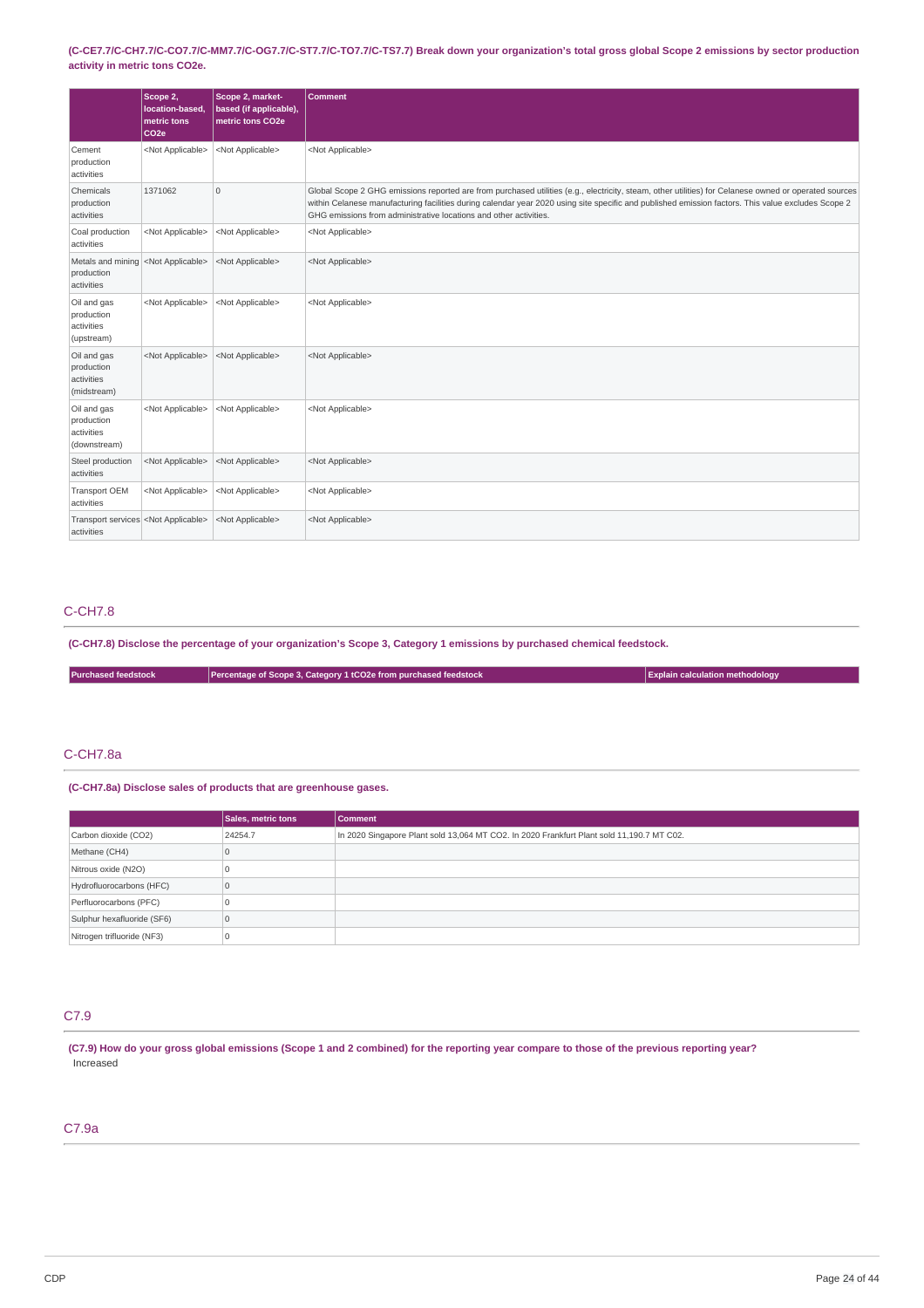**(C-CE7.7/C-CH7.7/C-CO7.7/C-MM7.7/C-OG7.7/C-ST7.7/C-TO7.7/C-TS7.7) Break down your organization's total gross global Scope 2 emissions by sector production activity in metric tons CO2e.**

| | Scope 2, location-based, metric tons CO2e | Scope 2, market-based (if applicable), metric tons CO2e | Comment |
|---|---|---|---|
| Cement production activities | <Not Applicable> | <Not Applicable> | <Not Applicable> |
| Chemicals production activities | 1371062 | 0 | Global Scope 2 GHG emissions reported are from purchased utilities (e.g., electricity, steam, other utilities) for Celanese owned or operated sources within Celanese manufacturing facilities during calendar year 2020 using site specific and published emission factors. This value excludes Scope 2 GHG emissions from administrative locations and other activities. |
| Coal production activities | <Not Applicable> | <Not Applicable> | <Not Applicable> |
| Metals and mining production activities | <Not Applicable> | <Not Applicable> | <Not Applicable> |
| Oil and gas production activities (upstream) | <Not Applicable> | <Not Applicable> | <Not Applicable> |
| Oil and gas production activities (midstream) | <Not Applicable> | <Not Applicable> | <Not Applicable> |
| Oil and gas production activities (downstream) | <Not Applicable> | <Not Applicable> | <Not Applicable> |
| Steel production activities | <Not Applicable> | <Not Applicable> | <Not Applicable> |
| Transport OEM activities | <Not Applicable> | <Not Applicable> | <Not Applicable> |
| Transport services activities | <Not Applicable> | <Not Applicable> | <Not Applicable> |

## C-CH7.8

**(C-CH7.8) Disclose the percentage of your organization's Scope 3, Category 1 emissions by purchased chemical feedstock.**

| Purchased feedstock | Percentage of Scope 3, Category 1 tCO2e from purchased feedstock | Explain calculation methodology |
|---|---|---|

## C-CH7.8a

**(C-CH7.8a) Disclose sales of products that are greenhouse gases.**

| | Sales, metric tons | Comment |
|---|---|---|
| Carbon dioxide (CO2) | 24254.7 | In 2020 Singapore Plant sold 13,064 MT CO2. In 2020 Frankfurt Plant sold 11,190.7 MT C02. |
| Methane (CH4) | 0 | |
| Nitrous oxide (N2O) | 0 | |
| Hydrofluorocarbons (HFC) | 0 | |
| Perfluorocarbons (PFC) | 0 | |
| Sulphur hexafluoride (SF6) | 0 | |
| Nitrogen trifluoride (NF3) | 0 | |

## C7.9

**(C7.9) How do your gross global emissions (Scope 1 and 2 combined) for the reporting year compare to those of the previous reporting year?**

Increased

## C7.9a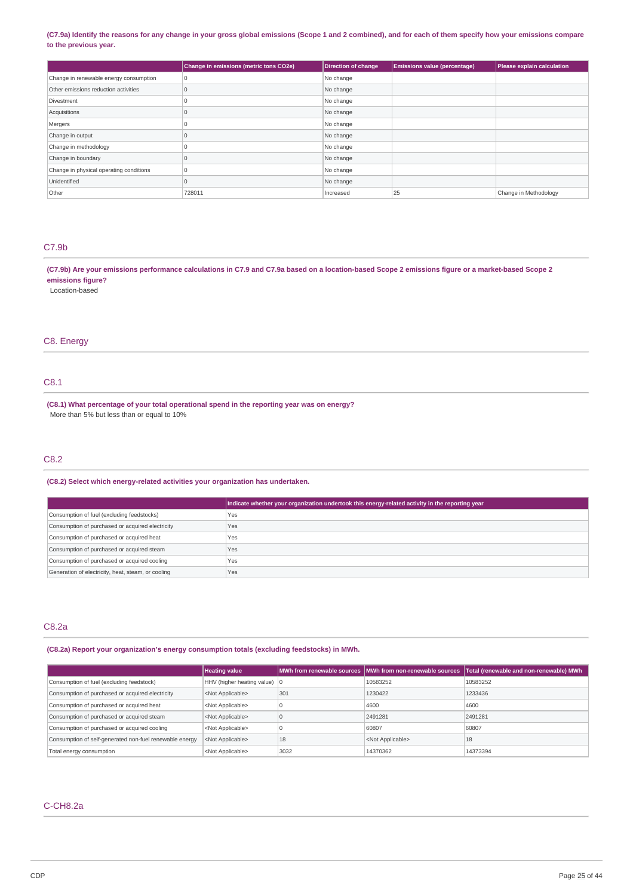**(C7.9a) Identify the reasons for any change in your gross global emissions (Scope 1 and 2 combined), and for each of them specify how your emissions compare to the previous year.**

| | Change in emissions (metric tons CO2e) | Direction of change | Emissions value (percentage) | Please explain calculation |
|---|---|---|---|---|
| Change in renewable energy consumption | 0 | No change | | |
| Other emissions reduction activities | 0 | No change | | |
| Divestment | 0 | No change | | |
| Acquisitions | 0 | No change | | |
| Mergers | 0 | No change | | |
| Change in output | 0 | No change | | |
| Change in methodology | 0 | No change | | |
| Change in boundary | 0 | No change | | |
| Change in physical operating conditions | 0 | No change | | |
| Unidentified | 0 | No change | | |
| Other | 728011 | Increased | 25 | Change in Methodology |

## C7.9b

**(C7.9b) Are your emissions performance calculations in C7.9 and C7.9a based on a location-based Scope 2 emissions figure or a market-based Scope 2 emissions figure?**

Location-based

# C8. Energy

## C8.1

**(C8.1) What percentage of your total operational spend in the reporting year was on energy?**

More than 5% but less than or equal to 10%

## C8.2

**(C8.2) Select which energy-related activities your organization has undertaken.**

| | Indicate whether your organization undertook this energy-related activity in the reporting year |
|---|---|
| Consumption of fuel (excluding feedstocks) | Yes |
| Consumption of purchased or acquired electricity | Yes |
| Consumption of purchased or acquired heat | Yes |
| Consumption of purchased or acquired steam | Yes |
| Consumption of purchased or acquired cooling | Yes |
| Generation of electricity, heat, steam, or cooling | Yes |

## C8.2a

**(C8.2a) Report your organization's energy consumption totals (excluding feedstocks) in MWh.**

| | Heating value | MWh from renewable sources | MWh from non-renewable sources | Total (renewable and non-renewable) MWh |
|---|---|---|---|---|
| Consumption of fuel (excluding feedstock) | HHV (higher heating value) | 0 | 10583252 | 10583252 |
| Consumption of purchased or acquired electricity | <Not Applicable> | 301 | 1230422 | 1233436 |
| Consumption of purchased or acquired heat | <Not Applicable> | 0 | 4600 | 4600 |
| Consumption of purchased or acquired steam | <Not Applicable> | 0 | 2491281 | 2491281 |
| Consumption of purchased or acquired cooling | <Not Applicable> | 0 | 60807 | 60807 |
| Consumption of self-generated non-fuel renewable energy | <Not Applicable> | 18 | <Not Applicable> | 18 |
| Total energy consumption | <Not Applicable> | 3032 | 14370362 | 14373394 |

## C-CH8.2a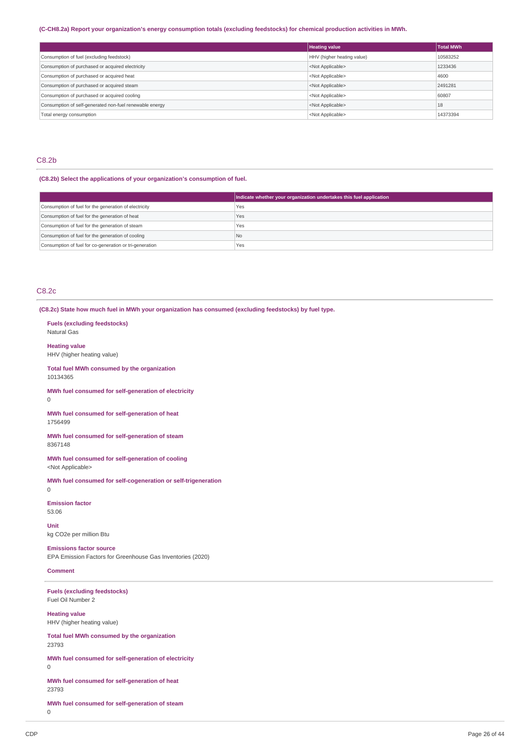**(C-CH8.2a) Report your organization's energy consumption totals (excluding feedstocks) for chemical production activities in MWh.**

| | Heating value | Total MWh |
|---|---|---|
| Consumption of fuel (excluding feedstock) | HHV (higher heating value) | 10583252 |
| Consumption of purchased or acquired electricity | <Not Applicable> | 1233436 |
| Consumption of purchased or acquired heat | <Not Applicable> | 4600 |
| Consumption of purchased or acquired steam | <Not Applicable> | 2491281 |
| Consumption of purchased or acquired cooling | <Not Applicable> | 60807 |
| Consumption of self-generated non-fuel renewable energy | <Not Applicable> | 18 |
| Total energy consumption | <Not Applicable> | 14373394 |

## C8.2b

**(C8.2b) Select the applications of your organization's consumption of fuel.**

| | Indicate whether your organization undertakes this fuel application |
|---|---|
| Consumption of fuel for the generation of electricity | Yes |
| Consumption of fuel for the generation of heat | Yes |
| Consumption of fuel for the generation of steam | Yes |
| Consumption of fuel for the generation of cooling | No |
| Consumption of fuel for co-generation or tri-generation | Yes |

## C8.2c

**(C8.2c) State how much fuel in MWh your organization has consumed (excluding feedstocks) by fuel type.**

**Fuels (excluding feedstocks)**
Natural Gas

**Heating value**
HHV (higher heating value)

**Total fuel MWh consumed by the organization**
10134365

**MWh fuel consumed for self-generation of electricity**
0

**MWh fuel consumed for self-generation of heat**
1756499

**MWh fuel consumed for self-generation of steam**
8367148

**MWh fuel consumed for self-generation of cooling**
<Not Applicable>

**MWh fuel consumed for self-cogeneration or self-trigeneration**
0

**Emission factor**
53.06

**Unit**
kg CO2e per million Btu

**Emissions factor source**
EPA Emission Factors for Greenhouse Gas Inventories (2020)

**Comment**

---

**Fuels (excluding feedstocks)**
Fuel Oil Number 2

**Heating value**
HHV (higher heating value)

**Total fuel MWh consumed by the organization**
23793

**MWh fuel consumed for self-generation of electricity**
0

**MWh fuel consumed for self-generation of heat**
23793

**MWh fuel consumed for self-generation of steam**
0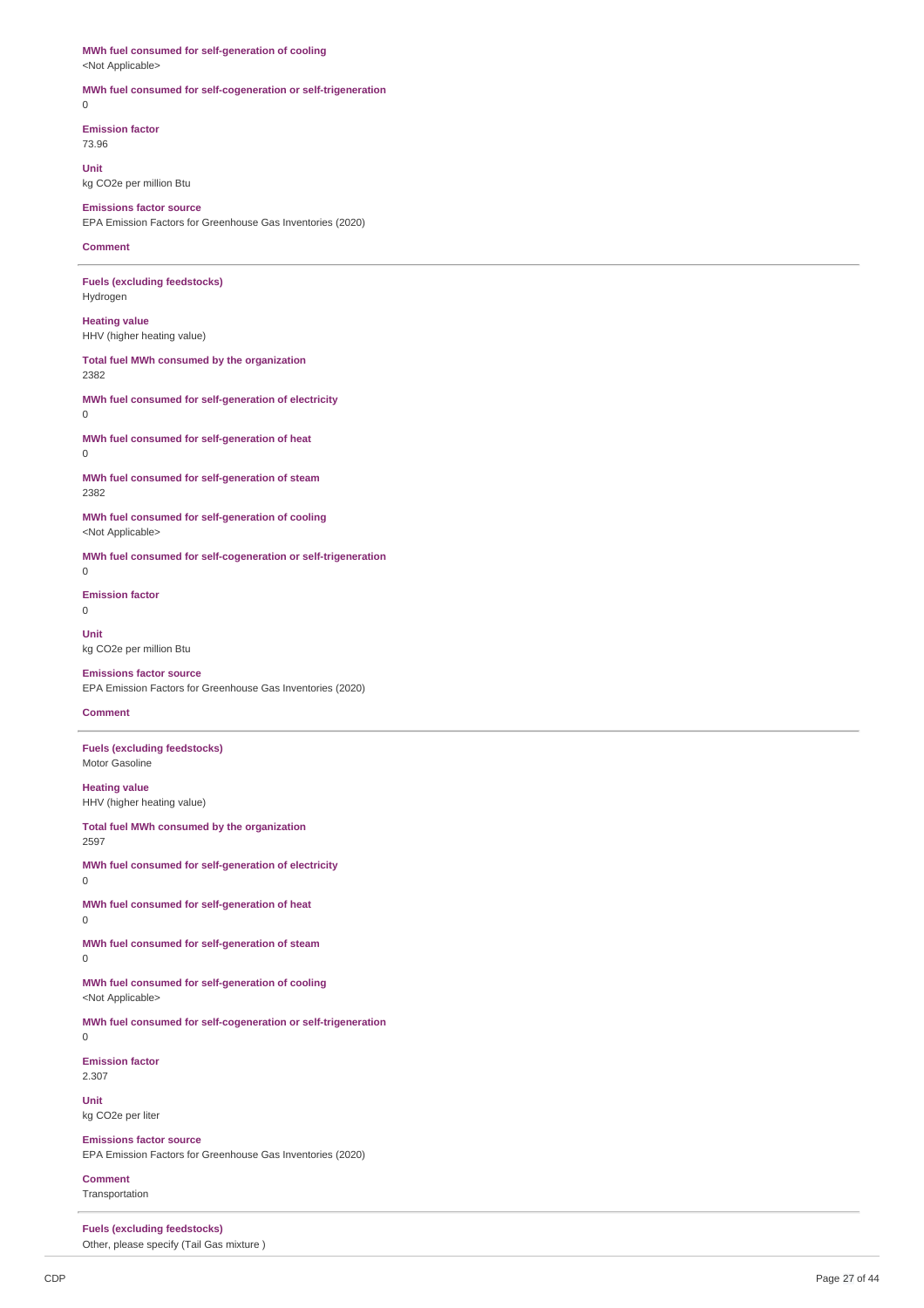**MWh fuel consumed for self-generation of cooling**
<Not Applicable>

**MWh fuel consumed for self-cogeneration or self-trigeneration**
0

**Emission factor**
73.96

**Unit**
kg CO2e per million Btu

**Emissions factor source**
EPA Emission Factors for Greenhouse Gas Inventories (2020)

**Comment**

---

**Fuels (excluding feedstocks)**
Hydrogen

**Heating value**
HHV (higher heating value)

**Total fuel MWh consumed by the organization**
2382

**MWh fuel consumed for self-generation of electricity**
0

**MWh fuel consumed for self-generation of heat**
0

**MWh fuel consumed for self-generation of steam**
2382

**MWh fuel consumed for self-generation of cooling**
<Not Applicable>

**MWh fuel consumed for self-cogeneration or self-trigeneration**
0

**Emission factor**
0

**Unit**
kg CO2e per million Btu

**Emissions factor source**
EPA Emission Factors for Greenhouse Gas Inventories (2020)

**Comment**

---

**Fuels (excluding feedstocks)**
Motor Gasoline

**Heating value**
HHV (higher heating value)

**Total fuel MWh consumed by the organization**
2597

**MWh fuel consumed for self-generation of electricity**
0

**MWh fuel consumed for self-generation of heat**
0

**MWh fuel consumed for self-generation of steam**
0

**MWh fuel consumed for self-generation of cooling**
<Not Applicable>

**MWh fuel consumed for self-cogeneration or self-trigeneration**
0

**Emission factor**
2.307

**Unit**
kg CO2e per liter

**Emissions factor source**
EPA Emission Factors for Greenhouse Gas Inventories (2020)

**Comment**
Transportation

---

**Fuels (excluding feedstocks)**
Other, please specify (Tail Gas mixture )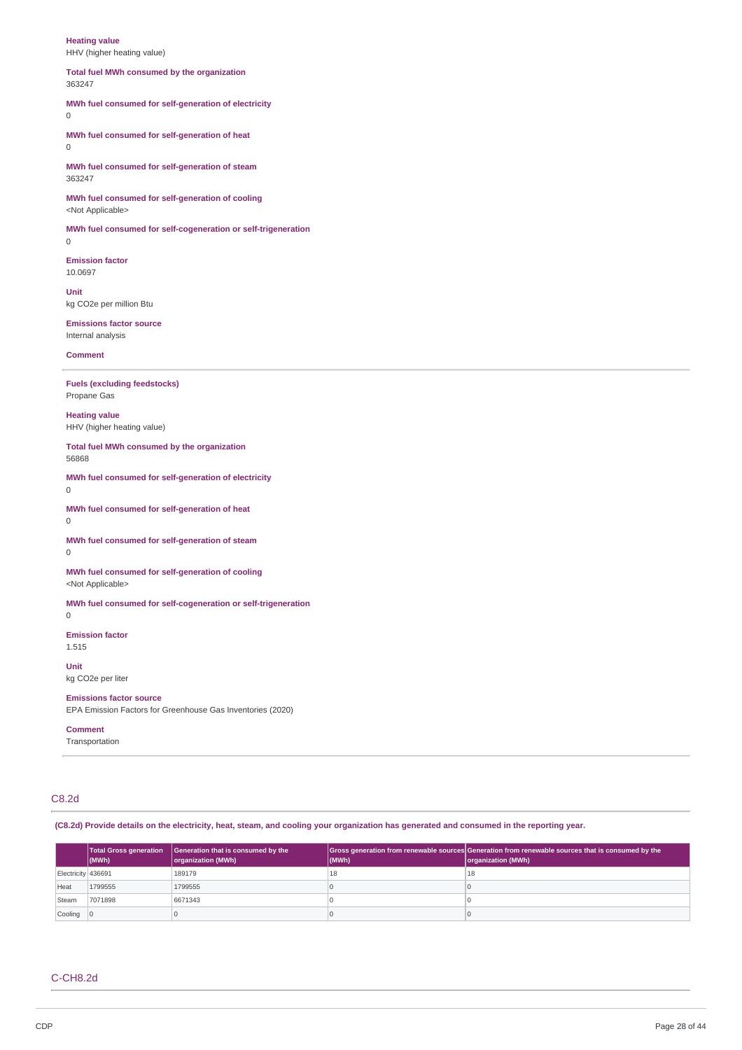**Heating value**
HHV (higher heating value)

**Total fuel MWh consumed by the organization**
363247

**MWh fuel consumed for self-generation of electricity**
0

**MWh fuel consumed for self-generation of heat**
0

**MWh fuel consumed for self-generation of steam**
363247

**MWh fuel consumed for self-generation of cooling**
<Not Applicable>

**MWh fuel consumed for self-cogeneration or self-trigeneration**
0

**Emission factor**
10.0697

**Unit**
kg CO2e per million Btu

**Emissions factor source**
Internal analysis

**Comment**

---

**Fuels (excluding feedstocks)**
Propane Gas

**Heating value**
HHV (higher heating value)

**Total fuel MWh consumed by the organization**
56868

**MWh fuel consumed for self-generation of electricity**
0

**MWh fuel consumed for self-generation of heat**
0

**MWh fuel consumed for self-generation of steam**
0

**MWh fuel consumed for self-generation of cooling**
<Not Applicable>

**MWh fuel consumed for self-cogeneration or self-trigeneration**
0

**Emission factor**
1.515

**Unit**
kg CO2e per liter

**Emissions factor source**
EPA Emission Factors for Greenhouse Gas Inventories (2020)

**Comment**
Transportation

---

## C8.2d

**(C8.2d) Provide details on the electricity, heat, steam, and cooling your organization has generated and consumed in the reporting year.**

| | Total Gross generation (MWh) | Generation that is consumed by the organization (MWh) | Gross generation from renewable sources (MWh) | Generation from renewable sources that is consumed by the organization (MWh) |
|---|---|---|---|---|
| Electricity | 436691 | 189179 | 18 | 18 |
| Heat | 1799555 | 1799555 | 0 | 0 |
| Steam | 7071898 | 6671343 | 0 | 0 |
| Cooling | 0 | 0 | 0 | 0 |

## C-CH8.2d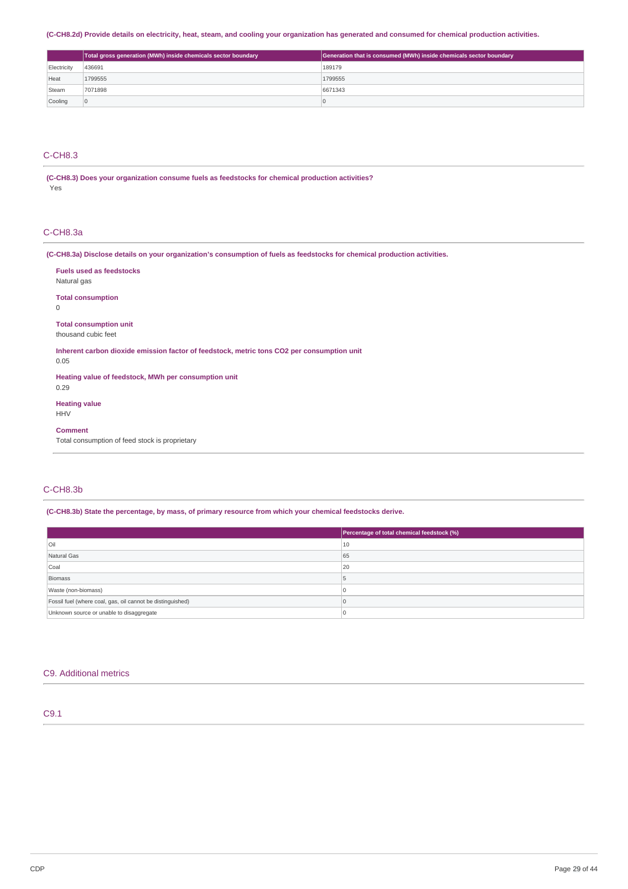(C-CH8.2d) Provide details on electricity, heat, steam, and cooling your organization has generated and consumed for chemical production activities.

| | Total gross generation (MWh) inside chemicals sector boundary | Generation that is consumed (MWh) inside chemicals sector boundary |
|---|---|---|
| Electricity | 436691 | 189179 |
| Heat | 1799555 | 1799555 |
| Steam | 7071898 | 6671343 |
| Cooling | 0 | 0 |

## C-CH8.3

**(C-CH8.3) Does your organization consume fuels as feedstocks for chemical production activities?**

Yes

## C-CH8.3a

**(C-CH8.3a) Disclose details on your organization's consumption of fuels as feedstocks for chemical production activities.**

**Fuels used as feedstocks**
Natural gas

**Total consumption**
0

**Total consumption unit**
thousand cubic feet

**Inherent carbon dioxide emission factor of feedstock, metric tons CO2 per consumption unit**
0.05

**Heating value of feedstock, MWh per consumption unit**
0.29

**Heating value**
HHV

**Comment**
Total consumption of feed stock is proprietary

## C-CH8.3b

**(C-CH8.3b) State the percentage, by mass, of primary resource from which your chemical feedstocks derive.**

| | Percentage of total chemical feedstock (%) |
|---|---|
| Oil | 10 |
| Natural Gas | 65 |
| Coal | 20 |
| Biomass | 5 |
| Waste (non-biomass) | 0 |
| Fossil fuel (where coal, gas, oil cannot be distinguished) | 0 |
| Unknown source or unable to disaggregate | 0 |

## C9. Additional metrics

## C9.1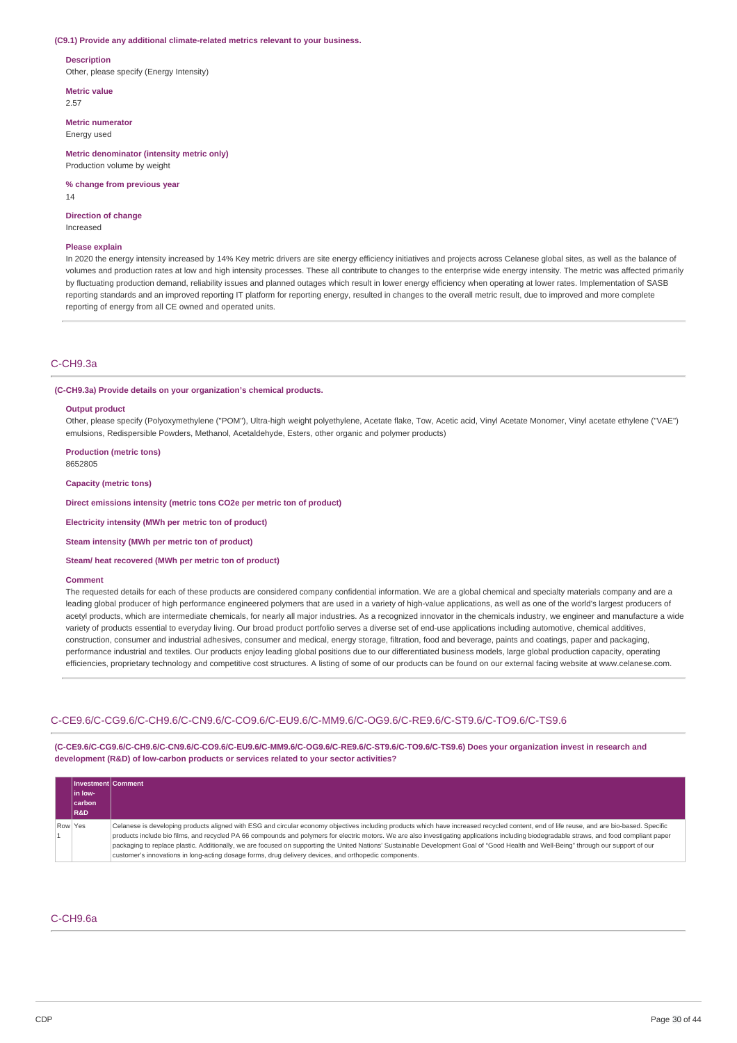**(C9.1) Provide any additional climate-related metrics relevant to your business.**

**Description**
Other, please specify (Energy Intensity)

**Metric value**
2.57

**Metric numerator**
Energy used

**Metric denominator (intensity metric only)**
Production volume by weight

**% change from previous year**
14

**Direction of change**
Increased

**Please explain**
In 2020 the energy intensity increased by 14% Key metric drivers are site energy efficiency initiatives and projects across Celanese global sites, as well as the balance of volumes and production rates at low and high intensity processes. These all contribute to changes to the enterprise wide energy intensity. The metric was affected primarily by fluctuating production demand, reliability issues and planned outages which result in lower energy efficiency when operating at lower rates. Implementation of SASB reporting standards and an improved reporting IT platform for reporting energy, resulted in changes to the overall metric result, due to improved and more complete reporting of energy from all CE owned and operated units.

## C-CH9.3a

**(C-CH9.3a) Provide details on your organization's chemical products.**

**Output product**
Other, please specify (Polyoxymethylene ("POM"), Ultra-high weight polyethylene, Acetate flake, Tow, Acetic acid, Vinyl Acetate Monomer, Vinyl acetate ethylene ("VAE") emulsions, Redispersible Powders, Methanol, Acetaldehyde, Esters, other organic and polymer products)

**Production (metric tons)**
8652805

**Capacity (metric tons)**

**Direct emissions intensity (metric tons CO2e per metric ton of product)**

**Electricity intensity (MWh per metric ton of product)**

**Steam intensity (MWh per metric ton of product)**

**Steam/ heat recovered (MWh per metric ton of product)**

**Comment**
The requested details for each of these products are considered company confidential information. We are a global chemical and specialty materials company and are a leading global producer of high performance engineered polymers that are used in a variety of high-value applications, as well as one of the world's largest producers of acetyl products, which are intermediate chemicals, for nearly all major industries. As a recognized innovator in the chemicals industry, we engineer and manufacture a wide variety of products essential to everyday living. Our broad product portfolio serves a diverse set of end-use applications including automotive, chemical additives, construction, consumer and industrial adhesives, consumer and medical, energy storage, filtration, food and beverage, paints and coatings, paper and packaging, performance industrial and textiles. Our products enjoy leading global positions due to our differentiated business models, large global production capacity, operating efficiencies, proprietary technology and competitive cost structures. A listing of some of our products can be found on our external facing website at www.celanese.com.

## C-CE9.6/C-CG9.6/C-CH9.6/C-CN9.6/C-CO9.6/C-EU9.6/C-MM9.6/C-OG9.6/C-RE9.6/C-ST9.6/C-TO9.6/C-TS9.6

**(C-CE9.6/C-CG9.6/C-CH9.6/C-CN9.6/C-CO9.6/C-EU9.6/C-MM9.6/C-OG9.6/C-RE9.6/C-ST9.6/C-TO9.6/C-TS9.6) Does your organization invest in research and development (R&D) of low-carbon products or services related to your sector activities?**

| | Investment in low-carbon R&D | Comment |
|---|---|---|
| Row 1 | Yes | Celanese is developing products aligned with ESG and circular economy objectives including products which have increased recycled content, end of life reuse, and are bio-based. Specific products include bio films, and recycled PA 66 compounds and polymers for electric motors. We are also investigating applications including biodegradable straws, and food compliant paper packaging to replace plastic. Additionally, we are focused on supporting the United Nations' Sustainable Development Goal of "Good Health and Well-Being" through our support of our customer's innovations in long-acting dosage forms, drug delivery devices, and orthopedic components. |

## C-CH9.6a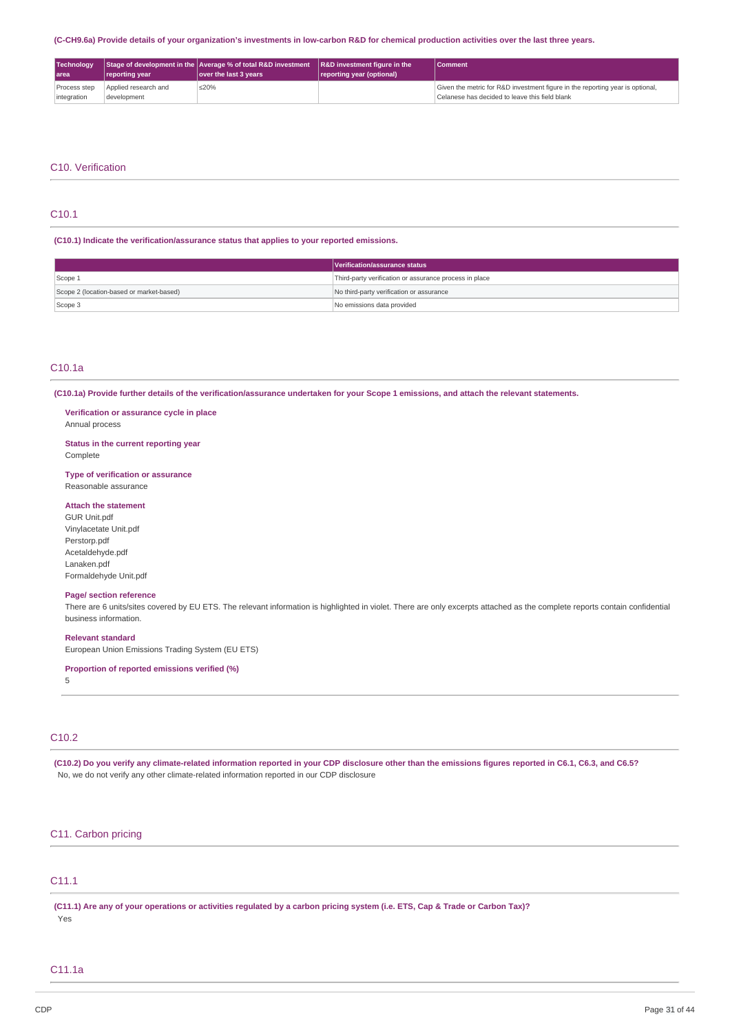**(C-CH9.6a) Provide details of your organization's investments in low-carbon R&D for chemical production activities over the last three years.**

| Technology area | Stage of development in the reporting year | Average % of total R&D investment over the last 3 years | R&D investment figure in the reporting year (optional) | Comment |
|---|---|---|---|---|
| Process step integration | Applied research and development | ≤20% | | Given the metric for R&D investment figure in the reporting year is optional, Celanese has decided to leave this field blank |

## C10. Verification

### C10.1

**(C10.1) Indicate the verification/assurance status that applies to your reported emissions.**

| | Verification/assurance status |
|---|---|
| Scope 1 | Third-party verification or assurance process in place |
| Scope 2 (location-based or market-based) | No third-party verification or assurance |
| Scope 3 | No emissions data provided |

### C10.1a

**(C10.1a) Provide further details of the verification/assurance undertaken for your Scope 1 emissions, and attach the relevant statements.**

**Verification or assurance cycle in place**
Annual process

**Status in the current reporting year**
Complete

**Type of verification or assurance**
Reasonable assurance

**Attach the statement**
GUR Unit.pdf
Vinylacetate Unit.pdf
Perstorp.pdf
Acetaldehyde.pdf
Lanaken.pdf
Formaldehyde Unit.pdf

**Page/ section reference**
There are 6 units/sites covered by EU ETS. The relevant information is highlighted in violet. There are only excerpts attached as the complete reports contain confidential business information.

**Relevant standard**
European Union Emissions Trading System (EU ETS)

**Proportion of reported emissions verified (%)**
5

### C10.2

**(C10.2) Do you verify any climate-related information reported in your CDP disclosure other than the emissions figures reported in C6.1, C6.3, and C6.5?**
No, we do not verify any other climate-related information reported in our CDP disclosure

## C11. Carbon pricing

### C11.1

**(C11.1) Are any of your operations or activities regulated by a carbon pricing system (i.e. ETS, Cap & Trade or Carbon Tax)?**
Yes

### C11.1a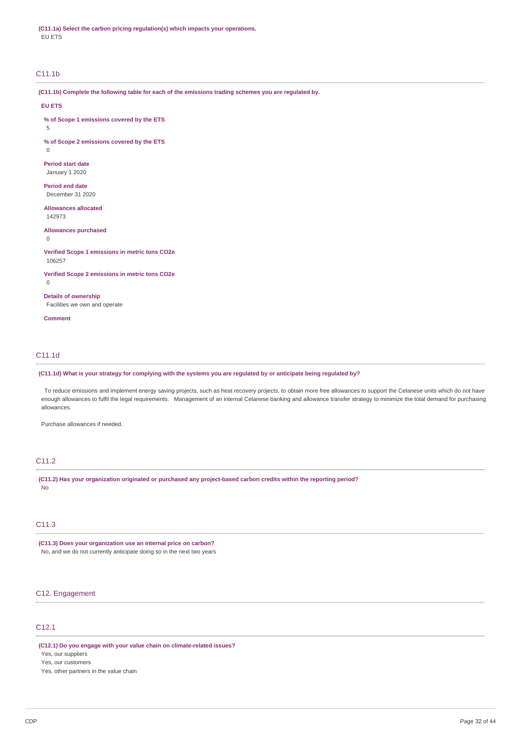**(C11.1a) Select the carbon pricing regulation(s) which impacts your operations.**

EU ETS

## C11.1b

**(C11.1b) Complete the following table for each of the emissions trading schemes you are regulated by.**

**EU ETS**

**% of Scope 1 emissions covered by the ETS**

5

**% of Scope 2 emissions covered by the ETS**

0

**Period start date**

January 1 2020

**Period end date**

December 31 2020

**Allowances allocated**

142973

**Allowances purchased**

0

**Verified Scope 1 emissions in metric tons CO2e**

106257

**Verified Scope 2 emissions in metric tons CO2e**

0

**Details of ownership**

Facilities we own and operate

**Comment**

## C11.1d

**(C11.1d) What is your strategy for complying with the systems you are regulated by or anticipate being regulated by?**

To reduce emissions and implement energy saving projects, such as heat recovery projects, to obtain more free allowances to support the Celanese units which do not have enough allowances to fulfil the legal requirements. Management of an internal Celanese banking and allowance transfer strategy to minimize the total demand for purchasing allowances.

Purchase allowances if needed.

## C11.2

**(C11.2) Has your organization originated or purchased any project-based carbon credits within the reporting period?**

No

## C11.3

**(C11.3) Does your organization use an internal price on carbon?**

No, and we do not currently anticipate doing so in the next two years

# C12. Engagement

## C12.1

**(C12.1) Do you engage with your value chain on climate-related issues?**

Yes, our suppliers

Yes, our customers

Yes, other partners in the value chain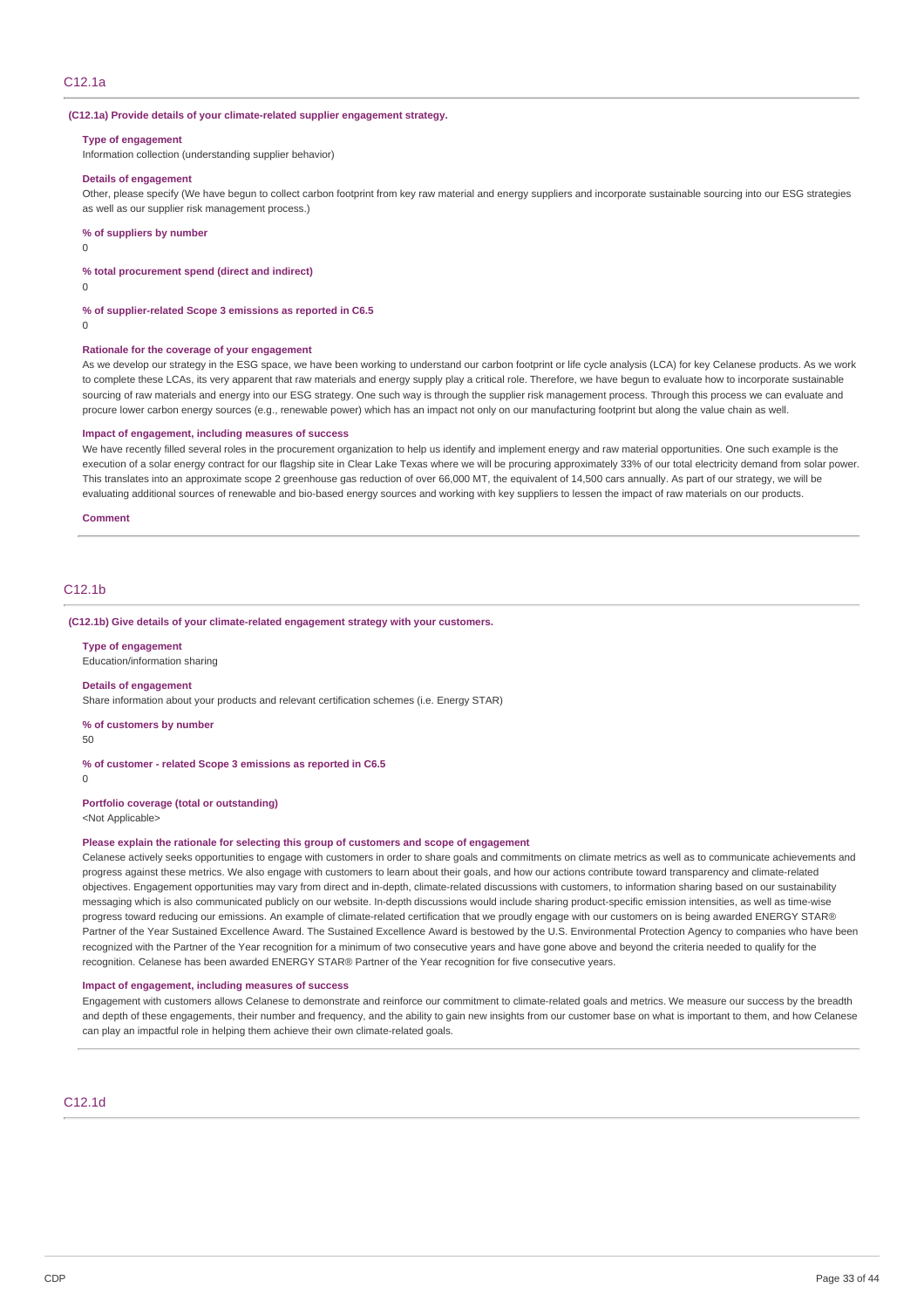## C12.1a

**(C12.1a) Provide details of your climate-related supplier engagement strategy.**

**Type of engagement**

Information collection (understanding supplier behavior)

**Details of engagement**

Other, please specify (We have begun to collect carbon footprint from key raw material and energy suppliers and incorporate sustainable sourcing into our ESG strategies as well as our supplier risk management process.)

**% of suppliers by number**

0

**% total procurement spend (direct and indirect)**

0

**% of supplier-related Scope 3 emissions as reported in C6.5**

0

**Rationale for the coverage of your engagement**

As we develop our strategy in the ESG space, we have been working to understand our carbon footprint or life cycle analysis (LCA) for key Celanese products. As we work to complete these LCAs, its very apparent that raw materials and energy supply play a critical role. Therefore, we have begun to evaluate how to incorporate sustainable sourcing of raw materials and energy into our ESG strategy. One such way is through the supplier risk management process. Through this process we can evaluate and procure lower carbon energy sources (e.g., renewable power) which has an impact not only on our manufacturing footprint but along the value chain as well.

**Impact of engagement, including measures of success**

We have recently filled several roles in the procurement organization to help us identify and implement energy and raw material opportunities. One such example is the execution of a solar energy contract for our flagship site in Clear Lake Texas where we will be procuring approximately 33% of our total electricity demand from solar power. This translates into an approximate scope 2 greenhouse gas reduction of over 66,000 MT, the equivalent of 14,500 cars annually. As part of our strategy, we will be evaluating additional sources of renewable and bio-based energy sources and working with key suppliers to lessen the impact of raw materials on our products.

**Comment**

## C12.1b

**(C12.1b) Give details of your climate-related engagement strategy with your customers.**

**Type of engagement**

Education/information sharing

**Details of engagement**

Share information about your products and relevant certification schemes (i.e. Energy STAR)

**% of customers by number**

50

**% of customer - related Scope 3 emissions as reported in C6.5**

0

**Portfolio coverage (total or outstanding)**

<Not Applicable>

**Please explain the rationale for selecting this group of customers and scope of engagement**

Celanese actively seeks opportunities to engage with customers in order to share goals and commitments on climate metrics as well as to communicate achievements and progress against these metrics. We also engage with customers to learn about their goals, and how our actions contribute toward transparency and climate-related objectives. Engagement opportunities may vary from direct and in-depth, climate-related discussions with customers, to information sharing based on our sustainability messaging which is also communicated publicly on our website. In-depth discussions would include sharing product-specific emission intensities, as well as time-wise progress toward reducing our emissions. An example of climate-related certification that we proudly engage with our customers on is being awarded ENERGY STAR® Partner of the Year Sustained Excellence Award. The Sustained Excellence Award is bestowed by the U.S. Environmental Protection Agency to companies who have been recognized with the Partner of the Year recognition for a minimum of two consecutive years and have gone above and beyond the criteria needed to qualify for the recognition. Celanese has been awarded ENERGY STAR® Partner of the Year recognition for five consecutive years.

**Impact of engagement, including measures of success**

Engagement with customers allows Celanese to demonstrate and reinforce our commitment to climate-related goals and metrics. We measure our success by the breadth and depth of these engagements, their number and frequency, and the ability to gain new insights from our customer base on what is important to them, and how Celanese can play an impactful role in helping them achieve their own climate-related goals.

## C12.1d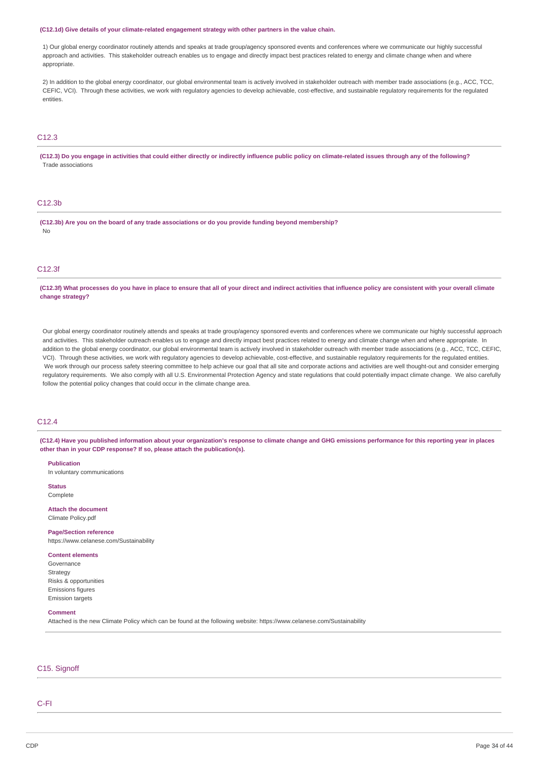**(C12.1d) Give details of your climate-related engagement strategy with other partners in the value chain.**

1) Our global energy coordinator routinely attends and speaks at trade group/agency sponsored events and conferences where we communicate our highly successful approach and activities. This stakeholder outreach enables us to engage and directly impact best practices related to energy and climate change when and where appropriate.

2) In addition to the global energy coordinator, our global environmental team is actively involved in stakeholder outreach with member trade associations (e.g., ACC, TCC, CEFIC, VCI). Through these activities, we work with regulatory agencies to develop achievable, cost-effective, and sustainable regulatory requirements for the regulated entities.

## C12.3

**(C12.3) Do you engage in activities that could either directly or indirectly influence public policy on climate-related issues through any of the following?**

Trade associations

## C12.3b

**(C12.3b) Are you on the board of any trade associations or do you provide funding beyond membership?**

No

## C12.3f

**(C12.3f) What processes do you have in place to ensure that all of your direct and indirect activities that influence policy are consistent with your overall climate change strategy?**

Our global energy coordinator routinely attends and speaks at trade group/agency sponsored events and conferences where we communicate our highly successful approach and activities. This stakeholder outreach enables us to engage and directly impact best practices related to energy and climate change when and where appropriate. In addition to the global energy coordinator, our global environmental team is actively involved in stakeholder outreach with member trade associations (e.g., ACC, TCC, CEFIC, VCI). Through these activities, we work with regulatory agencies to develop achievable, cost-effective, and sustainable regulatory requirements for the regulated entities. We work through our process safety steering committee to help achieve our goal that all site and corporate actions and activities are well thought-out and consider emerging regulatory requirements. We also comply with all U.S. Environmental Protection Agency and state regulations that could potentially impact climate change. We also carefully follow the potential policy changes that could occur in the climate change area.

## C12.4

**(C12.4) Have you published information about your organization's response to climate change and GHG emissions performance for this reporting year in places other than in your CDP response? If so, please attach the publication(s).**

**Publication**
In voluntary communications

**Status**
Complete

**Attach the document**
Climate Policy.pdf

**Page/Section reference**
https://www.celanese.com/Sustainability

**Content elements**
Governance
Strategy
Risks & opportunities
Emissions figures
Emission targets

**Comment**
Attached is the new Climate Policy which can be found at the following website: https://www.celanese.com/Sustainability

## C15. Signoff

## C-FI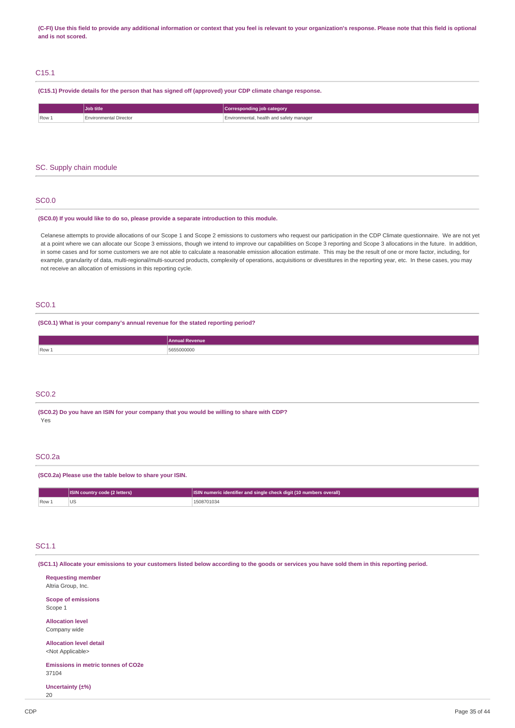**(C-FI) Use this field to provide any additional information or context that you feel is relevant to your organization's response. Please note that this field is optional and is not scored.**

## C15.1

**(C15.1) Provide details for the person that has signed off (approved) your CDP climate change response.**

| | Job title | Corresponding job category |
|---|---|---|
| Row 1 | Environmental Director | Environmental, health and safety manager |

# SC. Supply chain module

## SC0.0

**(SC0.0) If you would like to do so, please provide a separate introduction to this module.**

Celanese attempts to provide allocations of our Scope 1 and Scope 2 emissions to customers who request our participation in the CDP Climate questionnaire. We are not yet at a point where we can allocate our Scope 3 emissions, though we intend to improve our capabilities on Scope 3 reporting and Scope 3 allocations in the future. In addition, in some cases and for some customers we are not able to calculate a reasonable emission allocation estimate. This may be the result of one or more factor, including, for example, granularity of data, multi-regional/multi-sourced products, complexity of operations, acquisitions or divestitures in the reporting year, etc. In these cases, you may not receive an allocation of emissions in this reporting cycle.

## SC0.1

**(SC0.1) What is your company's annual revenue for the stated reporting period?**

| | Annual Revenue |
|---|---|
| Row 1 | 5655000000 |

## SC0.2

**(SC0.2) Do you have an ISIN for your company that you would be willing to share with CDP?**

Yes

## SC0.2a

**(SC0.2a) Please use the table below to share your ISIN.**

| | ISIN country code (2 letters) | ISIN numeric identifier and single check digit (10 numbers overall) |
|---|---|---|
| Row 1 | US | 1508701034 |

## SC1.1

**(SC1.1) Allocate your emissions to your customers listed below according to the goods or services you have sold them in this reporting period.**

**Requesting member**
Altria Group, Inc.

**Scope of emissions**
Scope 1

**Allocation level**
Company wide

**Allocation level detail**
<Not Applicable>

**Emissions in metric tonnes of CO2e**
37104

**Uncertainty (±%)**
20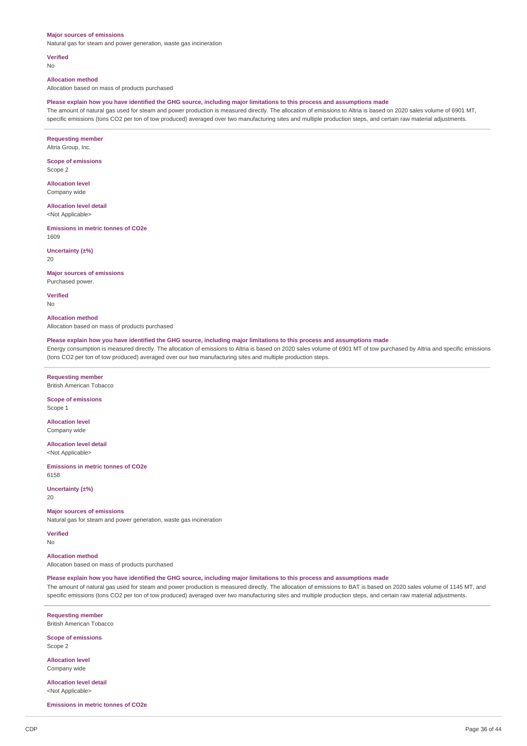**Major sources of emissions**

Natural gas for steam and power generation, waste gas incineration

**Verified**

No

**Allocation method**

Allocation based on mass of products purchased

**Please explain how you have identified the GHG source, including major limitations to this process and assumptions made**

The amount of natural gas used for steam and power production is measured directly. The allocation of emissions to Altria is based on 2020 sales volume of 6901 MT, specific emissions (tons CO2 per ton of tow produced) averaged over two manufacturing sites and multiple production steps, and certain raw material adjustments.

---

**Requesting member**

Altria Group, Inc.

**Scope of emissions**

Scope 2

**Allocation level**

Company wide

**Allocation level detail**

<Not Applicable>

**Emissions in metric tonnes of CO2e**

1609

**Uncertainty (±%)**

20

**Major sources of emissions**

Purchased power.

**Verified**

No

**Allocation method**

Allocation based on mass of products purchased

**Please explain how you have identified the GHG source, including major limitations to this process and assumptions made**

Energy consumption is measured directly. The allocation of emissions to Altria is based on 2020 sales volume of 6901 MT of tow purchased by Altria and specific emissions (tons CO2 per ton of tow produced) averaged over our two manufacturing sites and multiple production steps.

---

**Requesting member**

British American Tobacco

**Scope of emissions**

Scope 1

**Allocation level**

Company wide

**Allocation level detail**

<Not Applicable>

**Emissions in metric tonnes of CO2e**

6158

**Uncertainty (±%)**

20

**Major sources of emissions**

Natural gas for steam and power generation, waste gas incineration

**Verified**

No

**Allocation method**

Allocation based on mass of products purchased

**Please explain how you have identified the GHG source, including major limitations to this process and assumptions made**

The amount of natural gas used for steam and power production is measured directly. The allocation of emissions to BAT is based on 2020 sales volume of 1145 MT, and specific emissions (tons CO2 per ton of tow produced) averaged over two manufacturing sites and multiple production steps, and certain raw material adjustments.

---

**Requesting member**

British American Tobacco

**Scope of emissions**

Scope 2

**Allocation level**

Company wide

**Allocation level detail**

<Not Applicable>

**Emissions in metric tonnes of CO2e**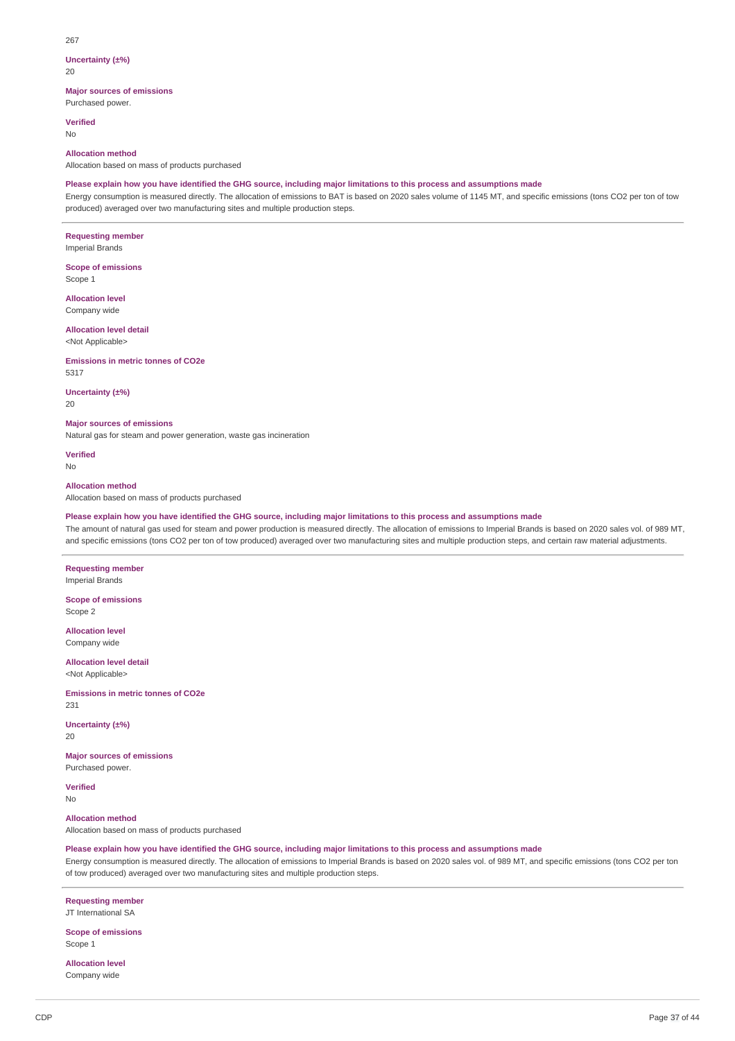267

**Uncertainty (±%)**
20

**Major sources of emissions**
Purchased power.

**Verified**
No

**Allocation method**
Allocation based on mass of products purchased

**Please explain how you have identified the GHG source, including major limitations to this process and assumptions made**
Energy consumption is measured directly. The allocation of emissions to BAT is based on 2020 sales volume of 1145 MT, and specific emissions (tons CO2 per ton of tow produced) averaged over two manufacturing sites and multiple production steps.

---

**Requesting member**
Imperial Brands

**Scope of emissions**
Scope 1

**Allocation level**
Company wide

**Allocation level detail**
<Not Applicable>

**Emissions in metric tonnes of CO2e**
5317

**Uncertainty (±%)**
20

**Major sources of emissions**
Natural gas for steam and power generation, waste gas incineration

**Verified**
No

**Allocation method**
Allocation based on mass of products purchased

**Please explain how you have identified the GHG source, including major limitations to this process and assumptions made**
The amount of natural gas used for steam and power production is measured directly. The allocation of emissions to Imperial Brands is based on 2020 sales vol. of 989 MT, and specific emissions (tons CO2 per ton of tow produced) averaged over two manufacturing sites and multiple production steps, and certain raw material adjustments.

---

**Requesting member**
Imperial Brands

**Scope of emissions**
Scope 2

**Allocation level**
Company wide

**Allocation level detail**
<Not Applicable>

**Emissions in metric tonnes of CO2e**
231

**Uncertainty (±%)**
20

**Major sources of emissions**
Purchased power.

**Verified**
No

**Allocation method**
Allocation based on mass of products purchased

**Please explain how you have identified the GHG source, including major limitations to this process and assumptions made**
Energy consumption is measured directly. The allocation of emissions to Imperial Brands is based on 2020 sales vol. of 989 MT, and specific emissions (tons CO2 per ton of tow produced) averaged over two manufacturing sites and multiple production steps.

---

**Requesting member**
JT International SA

**Scope of emissions**
Scope 1

**Allocation level**
Company wide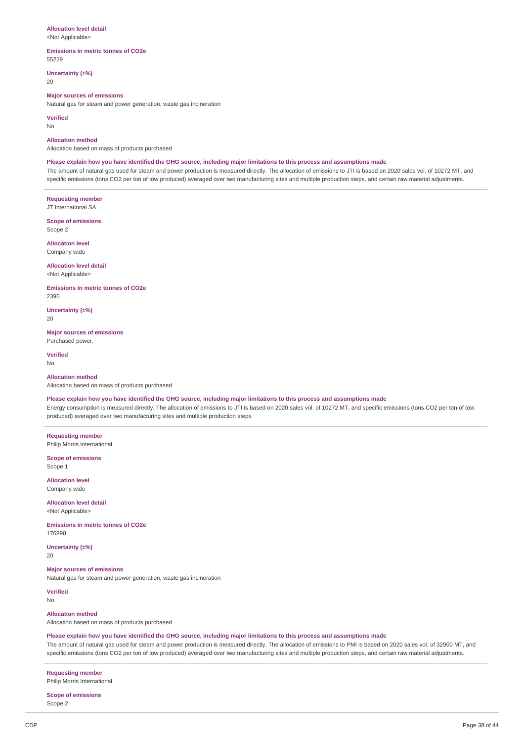**Allocation level detail**
<Not Applicable>

**Emissions in metric tonnes of CO2e**
55229

**Uncertainty (±%)**
20

**Major sources of emissions**
Natural gas for steam and power generation, waste gas incineration

**Verified**
No

**Allocation method**
Allocation based on mass of products purchased

**Please explain how you have identified the GHG source, including major limitations to this process and assumptions made**
The amount of natural gas used for steam and power production is measured directly. The allocation of emissions to JTI is based on 2020 sales vol. of 10272 MT, and specific emissions (tons CO2 per ton of tow produced) averaged over two manufacturing sites and multiple production steps, and certain raw material adjustments.

---

**Requesting member**
JT International SA

**Scope of emissions**
Scope 2

**Allocation level**
Company wide

**Allocation level detail**
<Not Applicable>

**Emissions in metric tonnes of CO2e**
2395

**Uncertainty (±%)**
20

**Major sources of emissions**
Purchased power.

**Verified**
No

**Allocation method**
Allocation based on mass of products purchased

**Please explain how you have identified the GHG source, including major limitations to this process and assumptions made**
Energy consumption is measured directly. The allocation of emissions to JTI is based on 2020 sales vol. of 10272 MT, and specific emissions (tons CO2 per ton of tow produced) averaged over two manufacturing sites and multiple production steps.

---

**Requesting member**
Philip Morris International

**Scope of emissions**
Scope 1

**Allocation level**
Company wide

**Allocation level detail**
<Not Applicable>

**Emissions in metric tonnes of CO2e**
176898

**Uncertainty (±%)**
20

**Major sources of emissions**
Natural gas for steam and power generation, waste gas incineration

**Verified**
No

**Allocation method**
Allocation based on mass of products purchased

**Please explain how you have identified the GHG source, including major limitations to this process and assumptions made**
The amount of natural gas used for steam and power production is measured directly. The allocation of emissions to PMI is based on 2020 sales vol. of 32900 MT, and specific emissions (tons CO2 per ton of tow produced) averaged over two manufacturing sites and multiple production steps, and certain raw material adjustments.

---

**Requesting member**
Philip Morris International

**Scope of emissions**
Scope 2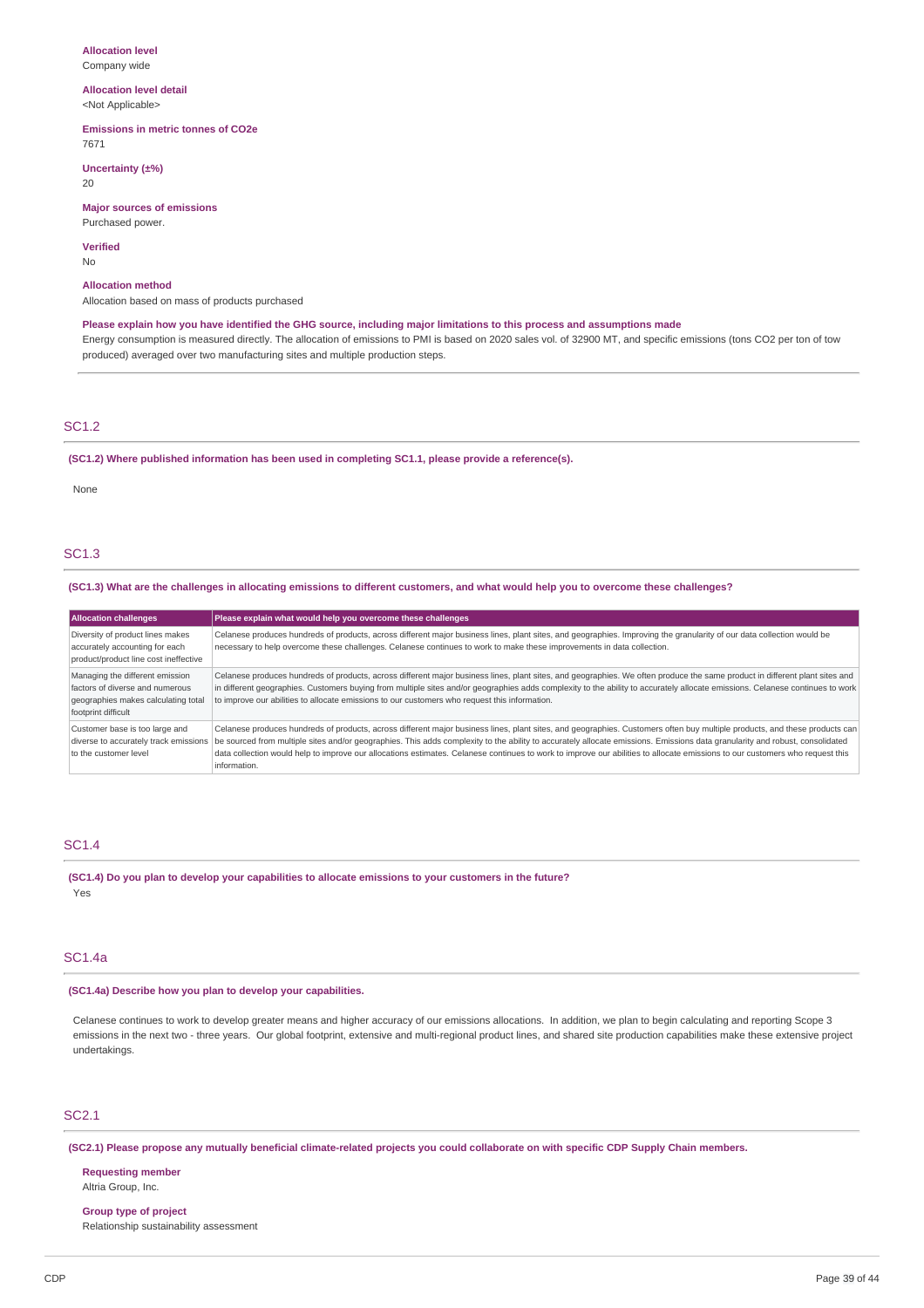**Allocation level**
Company wide

**Allocation level detail**
<Not Applicable>

**Emissions in metric tonnes of CO2e**
7671

**Uncertainty (±%)**
20

**Major sources of emissions**
Purchased power.

**Verified**
No

**Allocation method**
Allocation based on mass of products purchased

**Please explain how you have identified the GHG source, including major limitations to this process and assumptions made**
Energy consumption is measured directly. The allocation of emissions to PMI is based on 2020 sales vol. of 32900 MT, and specific emissions (tons CO2 per ton of tow produced) averaged over two manufacturing sites and multiple production steps.

## SC1.2

**(SC1.2) Where published information has been used in completing SC1.1, please provide a reference(s).**

None

## SC1.3

**(SC1.3) What are the challenges in allocating emissions to different customers, and what would help you to overcome these challenges?**

| Allocation challenges | Please explain what would help you overcome these challenges |
|---|---|
| Diversity of product lines makes accurately accounting for each product/product line cost ineffective | Celanese produces hundreds of products, across different major business lines, plant sites, and geographies. Improving the granularity of our data collection would be necessary to help overcome these challenges. Celanese continues to work to make these improvements in data collection. |
| Managing the different emission factors of diverse and numerous geographies makes calculating total footprint difficult | Celanese produces hundreds of products, across different major business lines, plant sites, and geographies. We often produce the same product in different plant sites and in different geographies. Customers buying from multiple sites and/or geographies adds complexity to the ability to accurately allocate emissions. Celanese continues to work to improve our abilities to allocate emissions to our customers who request this information. |
| Customer base is too large and diverse to accurately track emissions to the customer level | Celanese produces hundreds of products, across different major business lines, plant sites, and geographies. Customers often buy multiple products, and these products can be sourced from multiple sites and/or geographies. This adds complexity to the ability to accurately allocate emissions. Emissions data granularity and robust, consolidated data collection would help to improve our allocations estimates. Celanese continues to work to improve our abilities to allocate emissions to our customers who request this information. |

## SC1.4

**(SC1.4) Do you plan to develop your capabilities to allocate emissions to your customers in the future?**
Yes

## SC1.4a

**(SC1.4a) Describe how you plan to develop your capabilities.**

Celanese continues to work to develop greater means and higher accuracy of our emissions allocations. In addition, we plan to begin calculating and reporting Scope 3 emissions in the next two - three years. Our global footprint, extensive and multi-regional product lines, and shared site production capabilities make these extensive project undertakings.

## SC2.1

**(SC2.1) Please propose any mutually beneficial climate-related projects you could collaborate on with specific CDP Supply Chain members.**

**Requesting member**
Altria Group, Inc.

**Group type of project**
Relationship sustainability assessment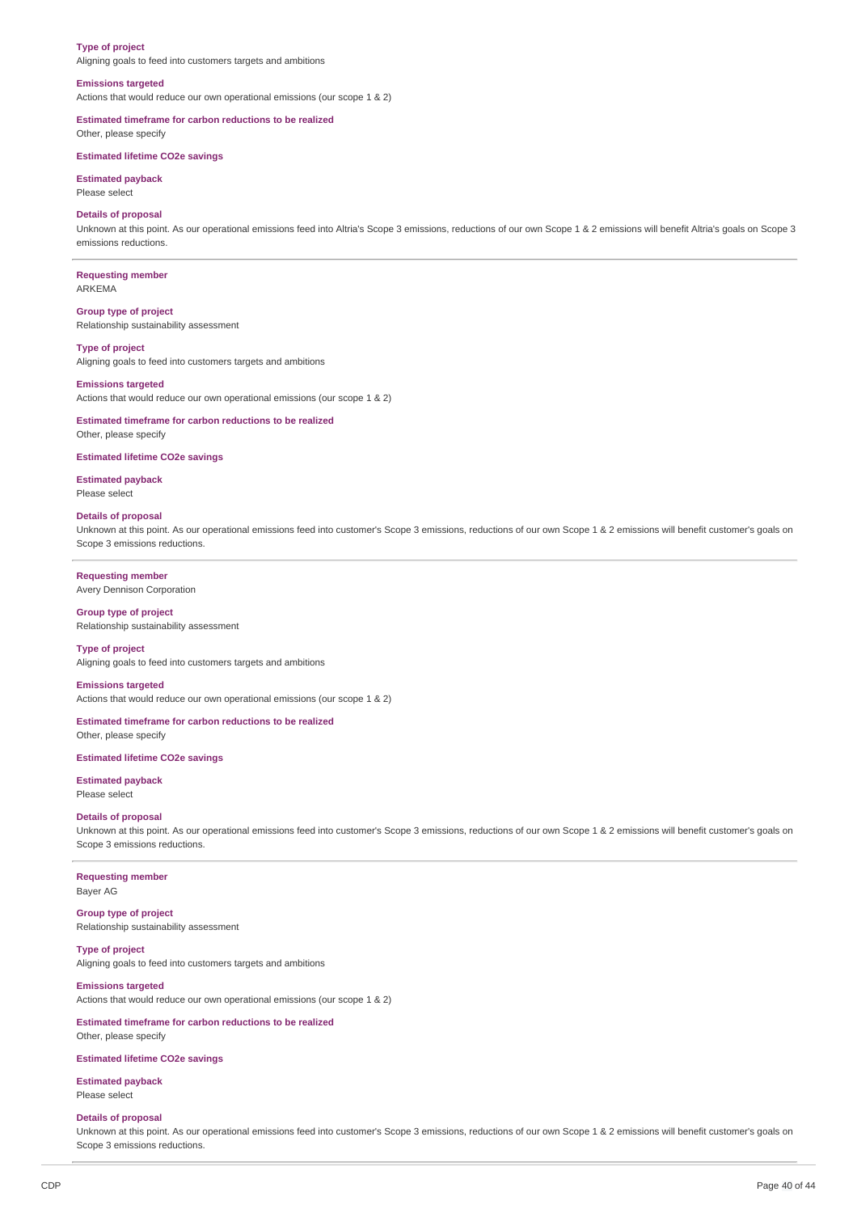**Type of project**
Aligning goals to feed into customers targets and ambitions

**Emissions targeted**
Actions that would reduce our own operational emissions (our scope 1 & 2)

**Estimated timeframe for carbon reductions to be realized**
Other, please specify

**Estimated lifetime CO2e savings**

**Estimated payback**
Please select

**Details of proposal**
Unknown at this point. As our operational emissions feed into Altria's Scope 3 emissions, reductions of our own Scope 1 & 2 emissions will benefit Altria's goals on Scope 3 emissions reductions.

---

**Requesting member**
ARKEMA

**Group type of project**
Relationship sustainability assessment

**Type of project**
Aligning goals to feed into customers targets and ambitions

**Emissions targeted**
Actions that would reduce our own operational emissions (our scope 1 & 2)

**Estimated timeframe for carbon reductions to be realized**
Other, please specify

**Estimated lifetime CO2e savings**

**Estimated payback**
Please select

**Details of proposal**
Unknown at this point. As our operational emissions feed into customer's Scope 3 emissions, reductions of our own Scope 1 & 2 emissions will benefit customer's goals on Scope 3 emissions reductions.

---

**Requesting member**
Avery Dennison Corporation

**Group type of project**
Relationship sustainability assessment

**Type of project**
Aligning goals to feed into customers targets and ambitions

**Emissions targeted**
Actions that would reduce our own operational emissions (our scope 1 & 2)

**Estimated timeframe for carbon reductions to be realized**
Other, please specify

**Estimated lifetime CO2e savings**

**Estimated payback**
Please select

**Details of proposal**
Unknown at this point. As our operational emissions feed into customer's Scope 3 emissions, reductions of our own Scope 1 & 2 emissions will benefit customer's goals on Scope 3 emissions reductions.

---

**Requesting member**
Bayer AG

**Group type of project**
Relationship sustainability assessment

**Type of project**
Aligning goals to feed into customers targets and ambitions

**Emissions targeted**
Actions that would reduce our own operational emissions (our scope 1 & 2)

**Estimated timeframe for carbon reductions to be realized**
Other, please specify

**Estimated lifetime CO2e savings**

**Estimated payback**
Please select

**Details of proposal**
Unknown at this point. As our operational emissions feed into customer's Scope 3 emissions, reductions of our own Scope 1 & 2 emissions will benefit customer's goals on Scope 3 emissions reductions.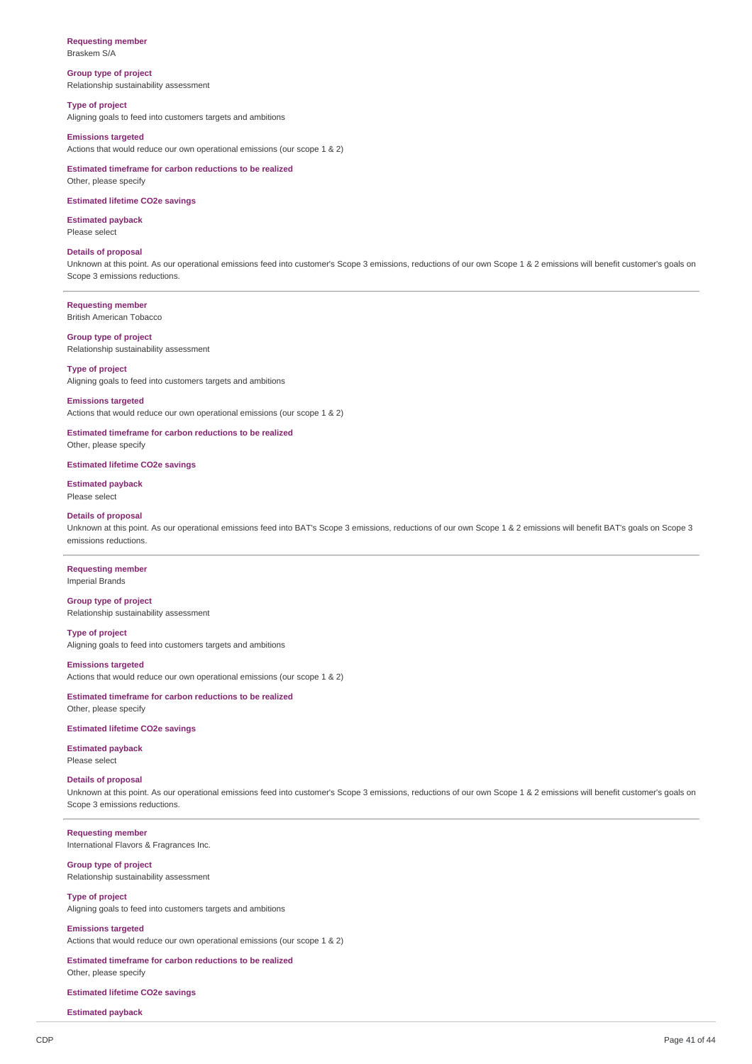**Requesting member**
Braskem S/A

**Group type of project**
Relationship sustainability assessment

**Type of project**
Aligning goals to feed into customers targets and ambitions

**Emissions targeted**
Actions that would reduce our own operational emissions (our scope 1 & 2)

**Estimated timeframe for carbon reductions to be realized**
Other, please specify

**Estimated lifetime CO2e savings**

**Estimated payback**
Please select

**Details of proposal**
Unknown at this point. As our operational emissions feed into customer's Scope 3 emissions, reductions of our own Scope 1 & 2 emissions will benefit customer's goals on Scope 3 emissions reductions.

---

**Requesting member**
British American Tobacco

**Group type of project**
Relationship sustainability assessment

**Type of project**
Aligning goals to feed into customers targets and ambitions

**Emissions targeted**
Actions that would reduce our own operational emissions (our scope 1 & 2)

**Estimated timeframe for carbon reductions to be realized**
Other, please specify

**Estimated lifetime CO2e savings**

**Estimated payback**
Please select

**Details of proposal**
Unknown at this point. As our operational emissions feed into BAT's Scope 3 emissions, reductions of our own Scope 1 & 2 emissions will benefit BAT's goals on Scope 3 emissions reductions.

---

**Requesting member**
Imperial Brands

**Group type of project**
Relationship sustainability assessment

**Type of project**
Aligning goals to feed into customers targets and ambitions

**Emissions targeted**
Actions that would reduce our own operational emissions (our scope 1 & 2)

**Estimated timeframe for carbon reductions to be realized**
Other, please specify

**Estimated lifetime CO2e savings**

**Estimated payback**
Please select

**Details of proposal**
Unknown at this point. As our operational emissions feed into customer's Scope 3 emissions, reductions of our own Scope 1 & 2 emissions will benefit customer's goals on Scope 3 emissions reductions.

---

**Requesting member**
International Flavors & Fragrances Inc.

**Group type of project**
Relationship sustainability assessment

**Type of project**
Aligning goals to feed into customers targets and ambitions

**Emissions targeted**
Actions that would reduce our own operational emissions (our scope 1 & 2)

**Estimated timeframe for carbon reductions to be realized**
Other, please specify

**Estimated lifetime CO2e savings**

**Estimated payback**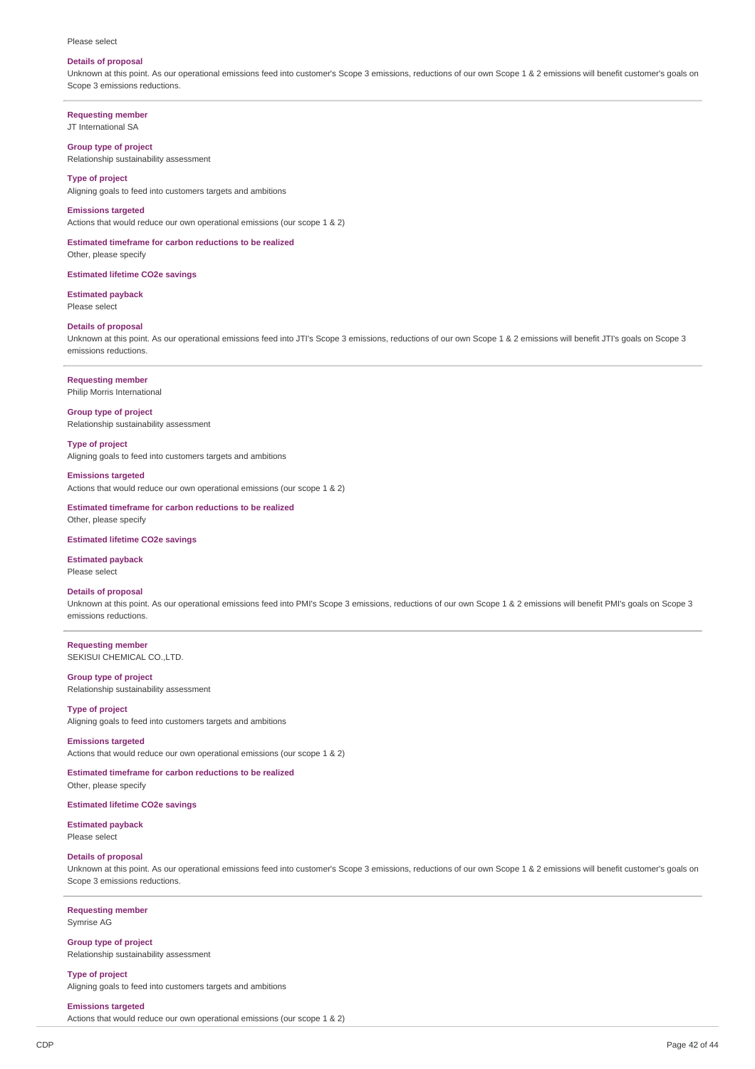Please select

**Details of proposal**
Unknown at this point. As our operational emissions feed into customer's Scope 3 emissions, reductions of our own Scope 1 & 2 emissions will benefit customer's goals on Scope 3 emissions reductions.

---

**Requesting member**
JT International SA

**Group type of project**
Relationship sustainability assessment

**Type of project**
Aligning goals to feed into customers targets and ambitions

**Emissions targeted**
Actions that would reduce our own operational emissions (our scope 1 & 2)

**Estimated timeframe for carbon reductions to be realized**
Other, please specify

**Estimated lifetime CO2e savings**

**Estimated payback**
Please select

**Details of proposal**
Unknown at this point. As our operational emissions feed into JTI's Scope 3 emissions, reductions of our own Scope 1 & 2 emissions will benefit JTI's goals on Scope 3 emissions reductions.

---

**Requesting member**
Philip Morris International

**Group type of project**
Relationship sustainability assessment

**Type of project**
Aligning goals to feed into customers targets and ambitions

**Emissions targeted**
Actions that would reduce our own operational emissions (our scope 1 & 2)

**Estimated timeframe for carbon reductions to be realized**
Other, please specify

**Estimated lifetime CO2e savings**

**Estimated payback**
Please select

**Details of proposal**
Unknown at this point. As our operational emissions feed into PMI's Scope 3 emissions, reductions of our own Scope 1 & 2 emissions will benefit PMI's goals on Scope 3 emissions reductions.

---

**Requesting member**
SEKISUI CHEMICAL CO.,LTD.

**Group type of project**
Relationship sustainability assessment

**Type of project**
Aligning goals to feed into customers targets and ambitions

**Emissions targeted**
Actions that would reduce our own operational emissions (our scope 1 & 2)

**Estimated timeframe for carbon reductions to be realized**
Other, please specify

**Estimated lifetime CO2e savings**

**Estimated payback**
Please select

**Details of proposal**
Unknown at this point. As our operational emissions feed into customer's Scope 3 emissions, reductions of our own Scope 1 & 2 emissions will benefit customer's goals on Scope 3 emissions reductions.

---

**Requesting member**
Symrise AG

**Group type of project**
Relationship sustainability assessment

**Type of project**
Aligning goals to feed into customers targets and ambitions

**Emissions targeted**
Actions that would reduce our own operational emissions (our scope 1 & 2)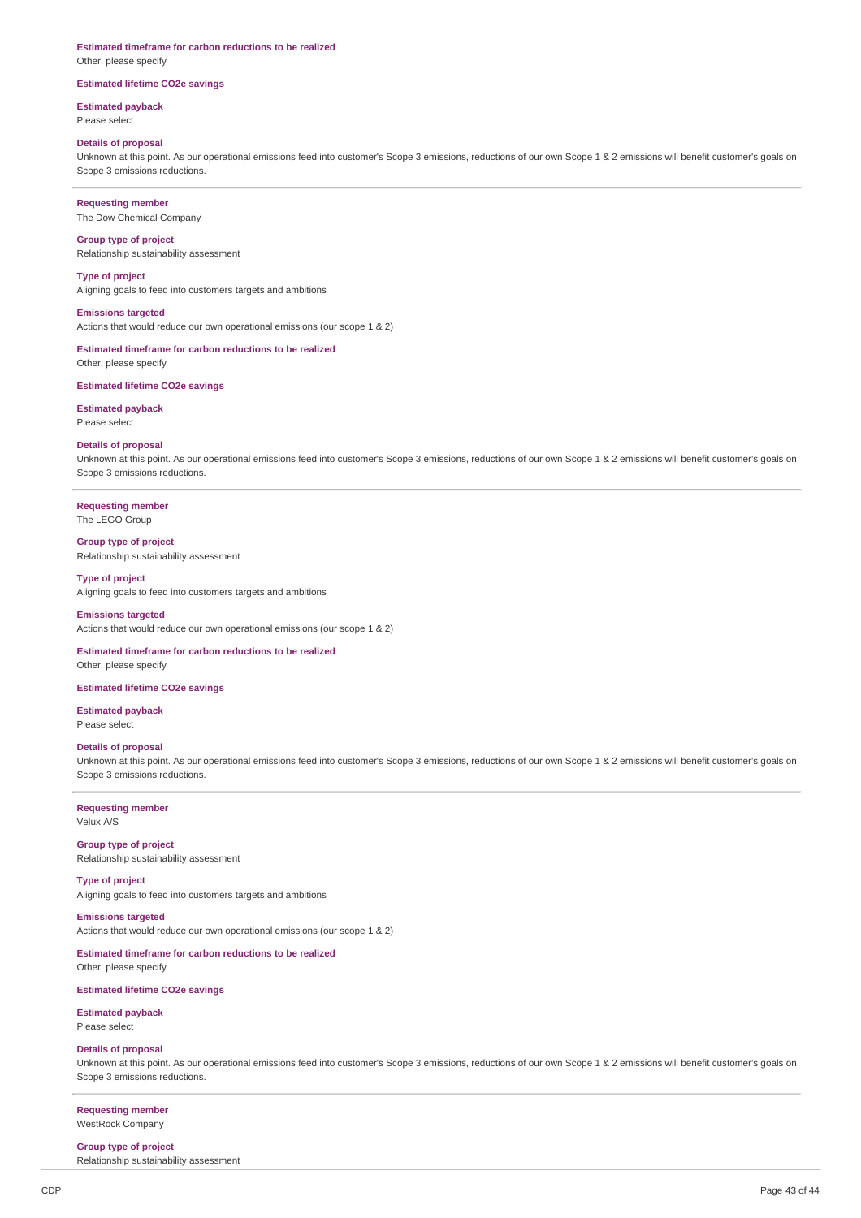**Estimated timeframe for carbon reductions to be realized**
Other, please specify

**Estimated lifetime CO2e savings**

**Estimated payback**
Please select

**Details of proposal**
Unknown at this point. As our operational emissions feed into customer's Scope 3 emissions, reductions of our own Scope 1 & 2 emissions will benefit customer's goals on Scope 3 emissions reductions.

---

**Requesting member**
The Dow Chemical Company

**Group type of project**
Relationship sustainability assessment

**Type of project**
Aligning goals to feed into customers targets and ambitions

**Emissions targeted**
Actions that would reduce our own operational emissions (our scope 1 & 2)

**Estimated timeframe for carbon reductions to be realized**
Other, please specify

**Estimated lifetime CO2e savings**

**Estimated payback**
Please select

**Details of proposal**
Unknown at this point. As our operational emissions feed into customer's Scope 3 emissions, reductions of our own Scope 1 & 2 emissions will benefit customer's goals on Scope 3 emissions reductions.

---

**Requesting member**
The LEGO Group

**Group type of project**
Relationship sustainability assessment

**Type of project**
Aligning goals to feed into customers targets and ambitions

**Emissions targeted**
Actions that would reduce our own operational emissions (our scope 1 & 2)

**Estimated timeframe for carbon reductions to be realized**
Other, please specify

**Estimated lifetime CO2e savings**

**Estimated payback**
Please select

**Details of proposal**
Unknown at this point. As our operational emissions feed into customer's Scope 3 emissions, reductions of our own Scope 1 & 2 emissions will benefit customer's goals on Scope 3 emissions reductions.

---

**Requesting member**
Velux A/S

**Group type of project**
Relationship sustainability assessment

**Type of project**
Aligning goals to feed into customers targets and ambitions

**Emissions targeted**
Actions that would reduce our own operational emissions (our scope 1 & 2)

**Estimated timeframe for carbon reductions to be realized**
Other, please specify

**Estimated lifetime CO2e savings**

**Estimated payback**
Please select

**Details of proposal**
Unknown at this point. As our operational emissions feed into customer's Scope 3 emissions, reductions of our own Scope 1 & 2 emissions will benefit customer's goals on Scope 3 emissions reductions.

---

**Requesting member**
WestRock Company

**Group type of project**
Relationship sustainability assessment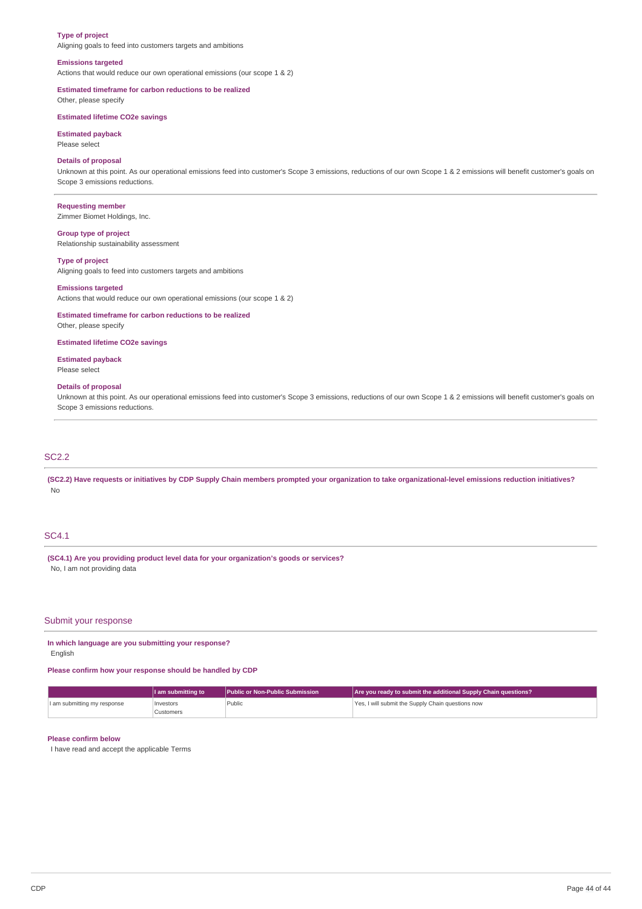**Type of project**
Aligning goals to feed into customers targets and ambitions

**Emissions targeted**
Actions that would reduce our own operational emissions (our scope 1 & 2)

**Estimated timeframe for carbon reductions to be realized**
Other, please specify

**Estimated lifetime CO2e savings**

**Estimated payback**
Please select

**Details of proposal**
Unknown at this point. As our operational emissions feed into customer's Scope 3 emissions, reductions of our own Scope 1 & 2 emissions will benefit customer's goals on Scope 3 emissions reductions.

---

**Requesting member**
Zimmer Biomet Holdings, Inc.

**Group type of project**
Relationship sustainability assessment

**Type of project**
Aligning goals to feed into customers targets and ambitions

**Emissions targeted**
Actions that would reduce our own operational emissions (our scope 1 & 2)

**Estimated timeframe for carbon reductions to be realized**
Other, please specify

**Estimated lifetime CO2e savings**

**Estimated payback**
Please select

**Details of proposal**
Unknown at this point. As our operational emissions feed into customer's Scope 3 emissions, reductions of our own Scope 1 & 2 emissions will benefit customer's goals on Scope 3 emissions reductions.

---

## SC2.2

**(SC2.2) Have requests or initiatives by CDP Supply Chain members prompted your organization to take organizational-level emissions reduction initiatives?**
No

## SC4.1

**(SC4.1) Are you providing product level data for your organization's goods or services?**
No, I am not providing data

## Submit your response

**In which language are you submitting your response?**
English

**Please confirm how your response should be handled by CDP**

| | I am submitting to | Public or Non-Public Submission | Are you ready to submit the additional Supply Chain questions? |
|---|---|---|---|
| I am submitting my response | Investors<br>Customers | Public | Yes, I will submit the Supply Chain questions now |

**Please confirm below**
I have read and accept the applicable Terms